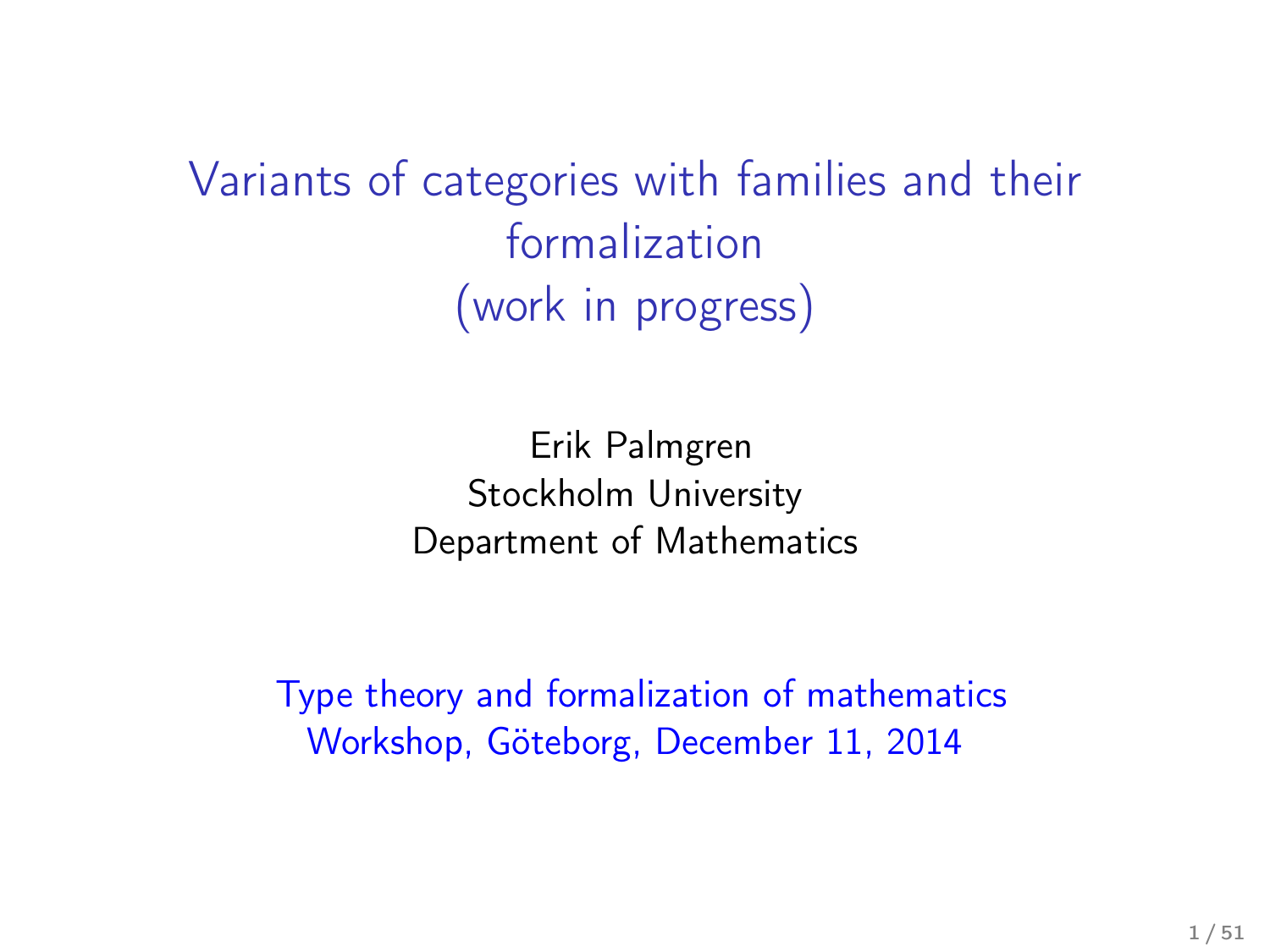# Variants of categories with families and their formalization (work in progress)

Erik Palmgren
Stockholm University
Department of Mathematics

Type theory and formalization of mathematics
Workshop, Göteborg, December 11, 2014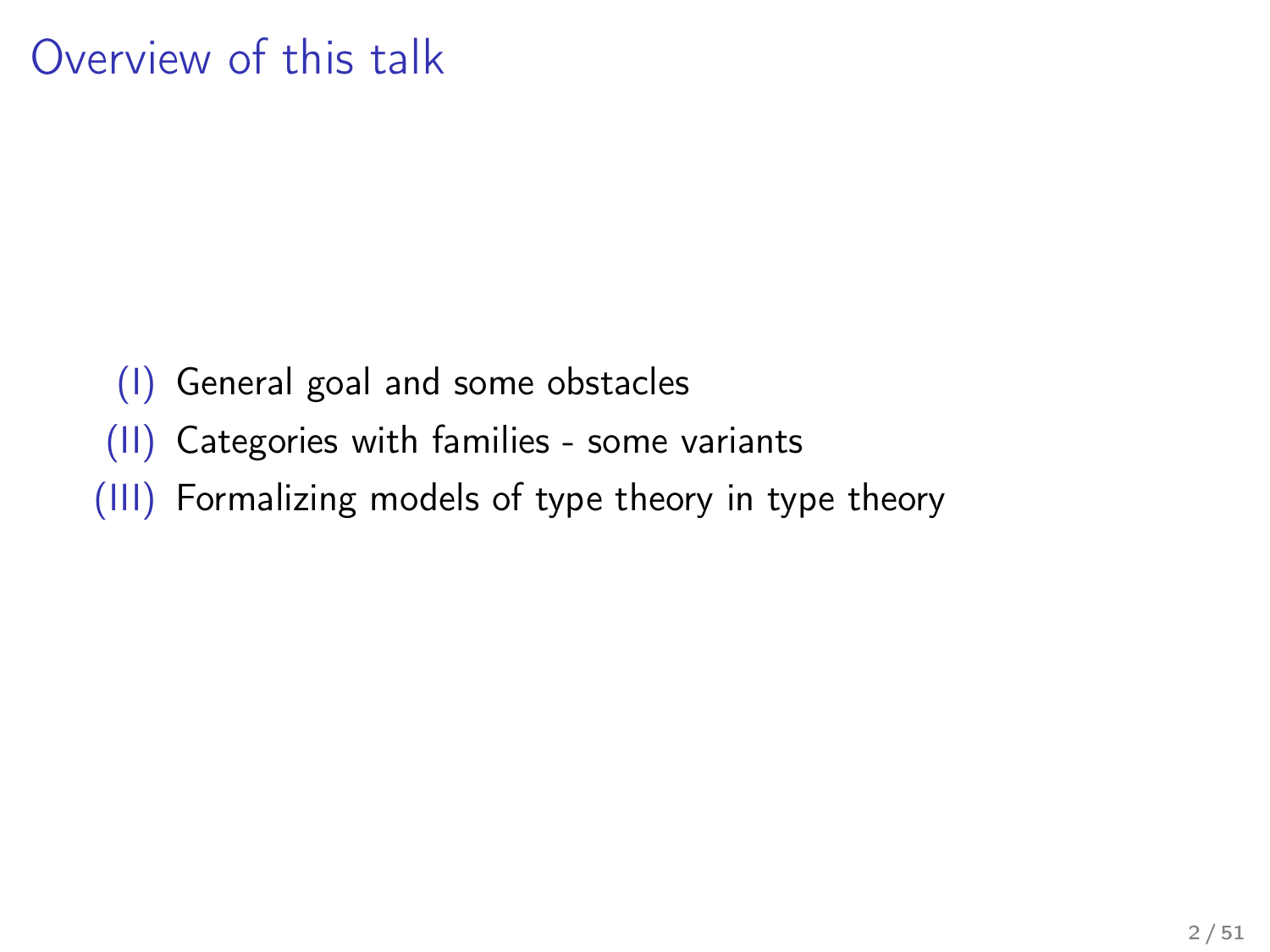# Overview of this talk

(I) General goal and some obstacles

(II) Categories with families - some variants

(III) Formalizing models of type theory in type theory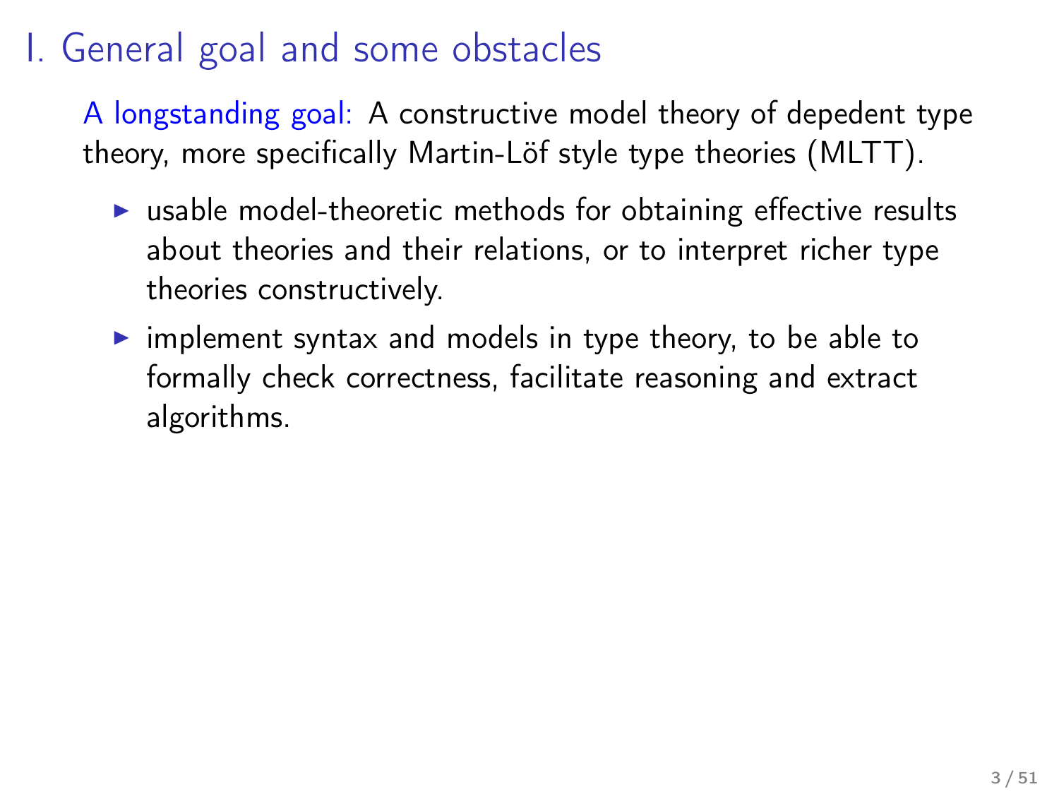# I. General goal and some obstacles

A longstanding goal: A constructive model theory of depedent type theory, more specifically Martin-Löf style type theories (MLTT).

- usable model-theoretic methods for obtaining effective results about theories and their relations, or to interpret richer type theories constructively.
- implement syntax and models in type theory, to be able to formally check correctness, facilitate reasoning and extract algorithms.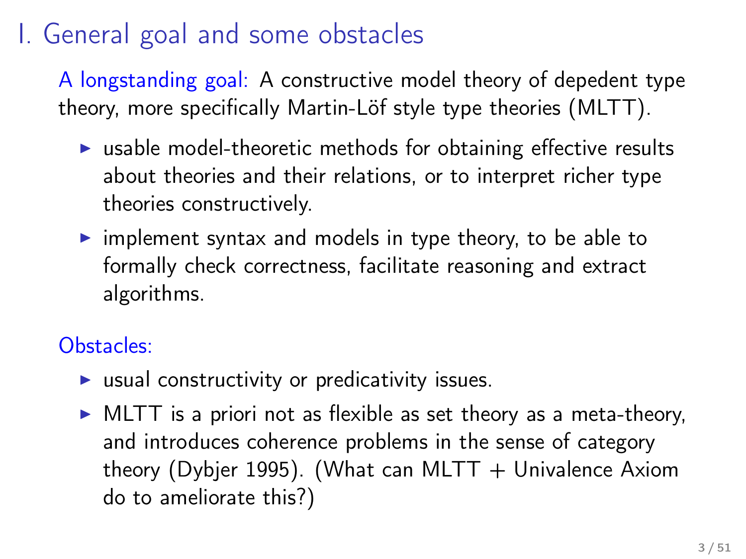# I. General goal and some obstacles

A longstanding goal: A constructive model theory of depedent type theory, more specifically Martin-Löf style type theories (MLTT).

- usable model-theoretic methods for obtaining effective results about theories and their relations, or to interpret richer type theories constructively.
- implement syntax and models in type theory, to be able to formally check correctness, facilitate reasoning and extract algorithms.

Obstacles:

- usual constructivity or predicativity issues.
- MLTT is a priori not as flexible as set theory as a meta-theory, and introduces coherence problems in the sense of category theory (Dybjer 1995). (What can MLTT + Univalence Axiom do to ameliorate this?)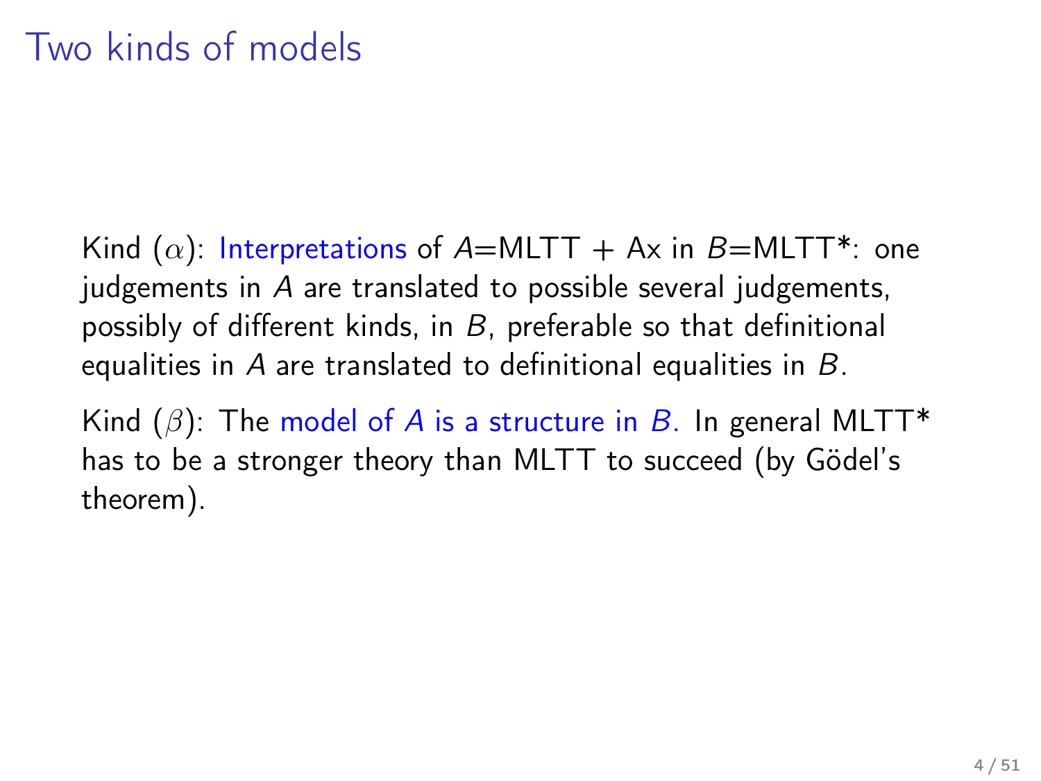# Two kinds of models

Kind ($\alpha$): Interpretations of $A$=MLTT + Ax in $B$=MLTT*: one judgements in $A$ are translated to possible several judgements, possibly of different kinds, in $B$, preferable so that definitional equalities in $A$ are translated to definitional equalities in $B$.

Kind ($\beta$): The model of $A$ is a structure in $B$. In general MLTT* has to be a stronger theory than MLTT to succeed (by Gödel's theorem).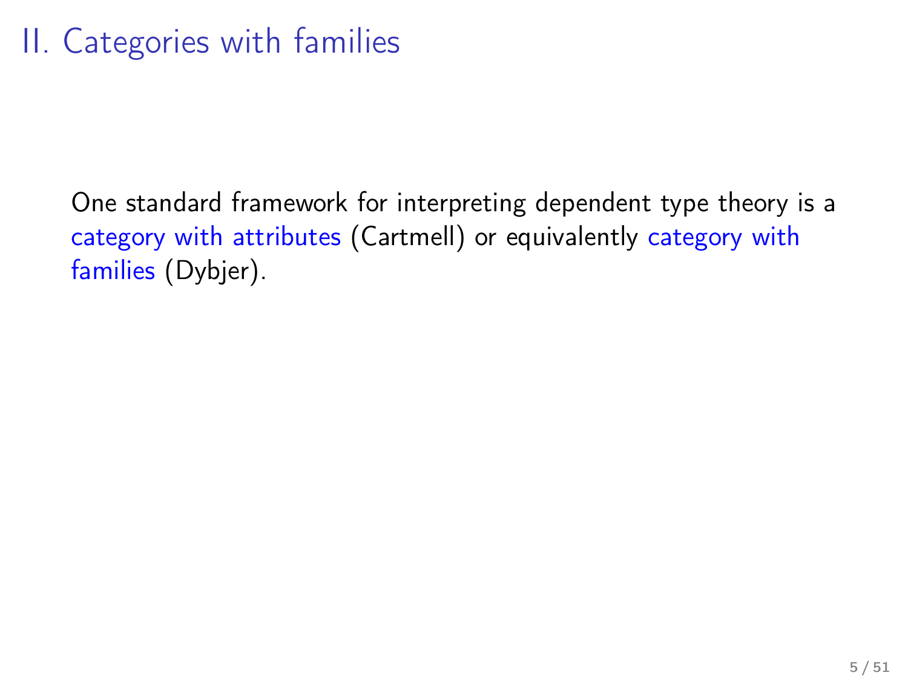# II. Categories with families

One standard framework for interpreting dependent type theory is a category with attributes (Cartmell) or equivalently category with families (Dybjer).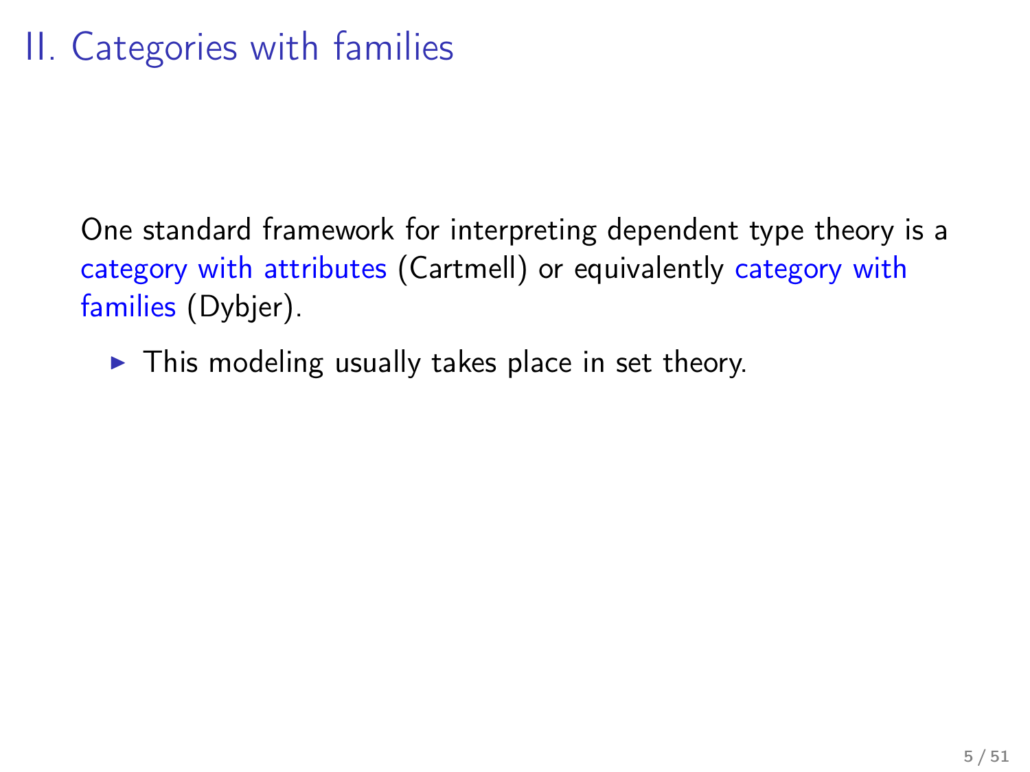# II. Categories with families

One standard framework for interpreting dependent type theory is a category with attributes (Cartmell) or equivalently category with families (Dybjer).

- This modeling usually takes place in set theory.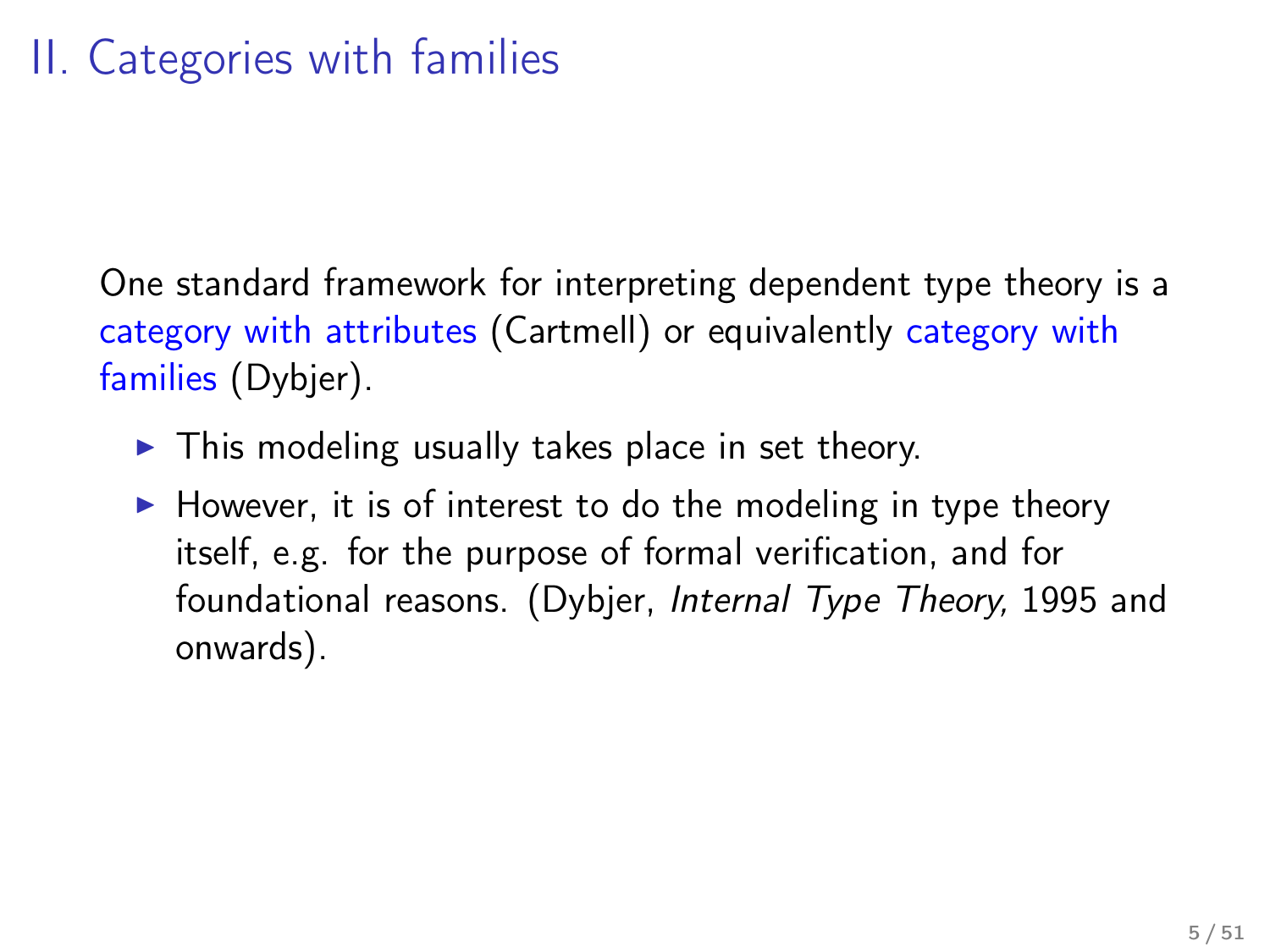# II. Categories with families

One standard framework for interpreting dependent type theory is a category with attributes (Cartmell) or equivalently category with families (Dybjer).

- This modeling usually takes place in set theory.
- However, it is of interest to do the modeling in type theory itself, e.g. for the purpose of formal verification, and for foundational reasons. (Dybjer, *Internal Type Theory,* 1995 and onwards).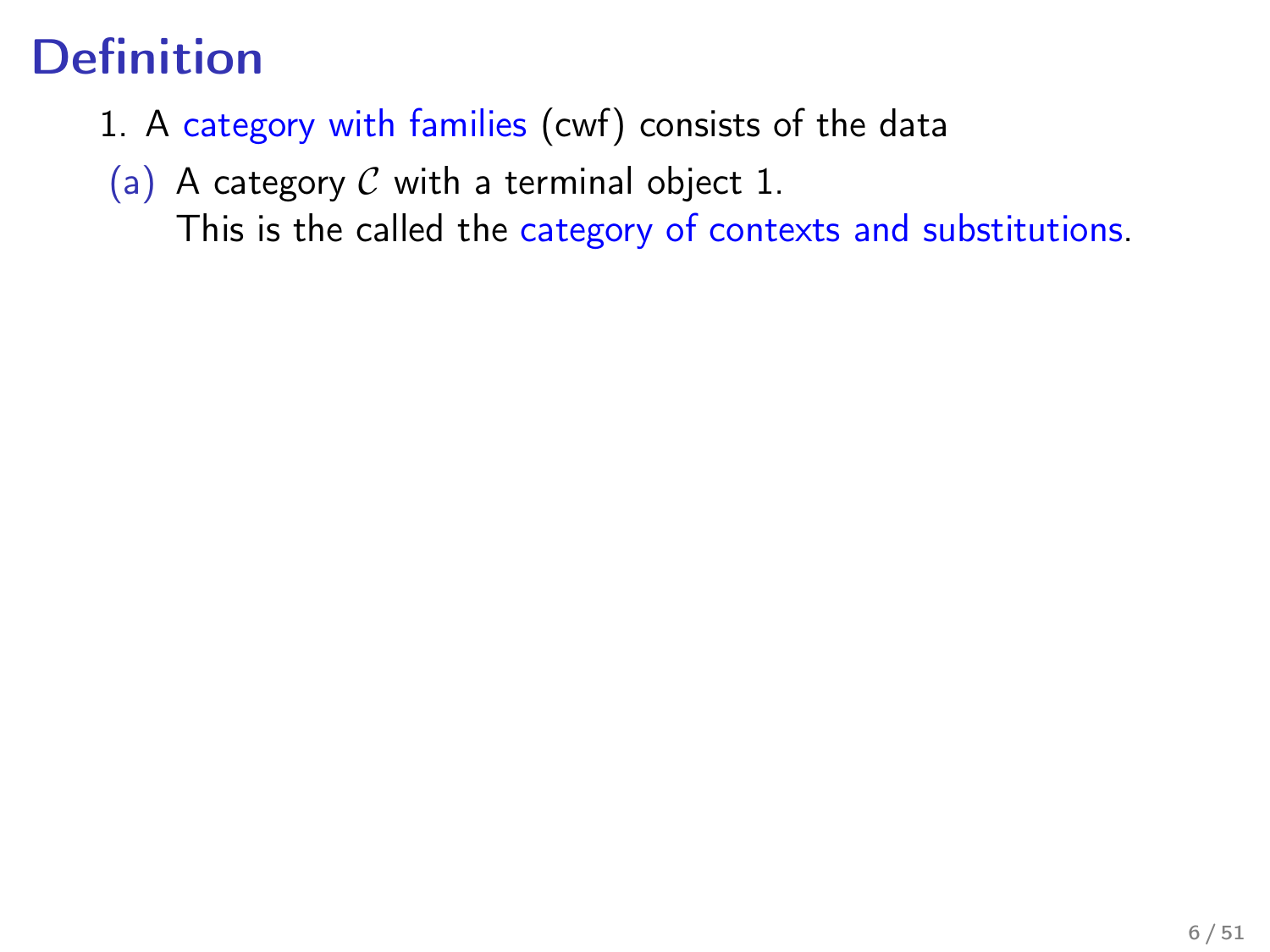# Definition

1. A category with families (cwf) consists of the data

   (a) A category $\mathcal{C}$ with a terminal object 1.
   This is the called the category of contexts and substitutions.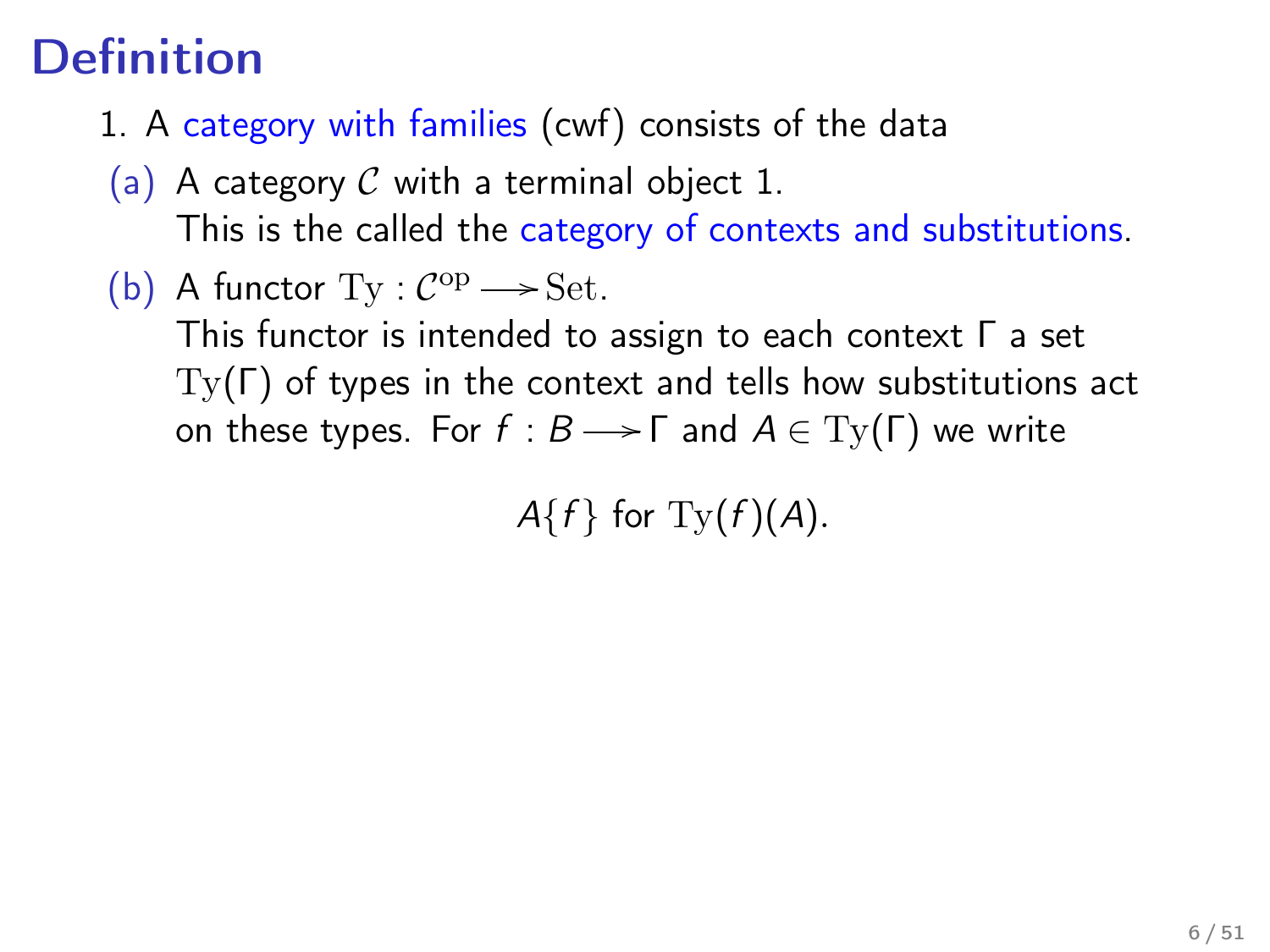# Definition

1. A category with families (cwf) consists of the data

(a) A category $\mathcal{C}$ with a terminal object 1.
This is the called the category of contexts and substitutions.

(b) A functor $\mathrm{Ty} : \mathcal{C}^{\mathrm{op}} \longrightarrow \mathrm{Set}$.
This functor is intended to assign to each context $\Gamma$ a set $\mathrm{Ty}(\Gamma)$ of types in the context and tells how substitutions act on these types. For $f : B \longrightarrow \Gamma$ and $A \in \mathrm{Ty}(\Gamma)$ we write

$$A\{f\} \text{ for } \mathrm{Ty}(f)(A).$$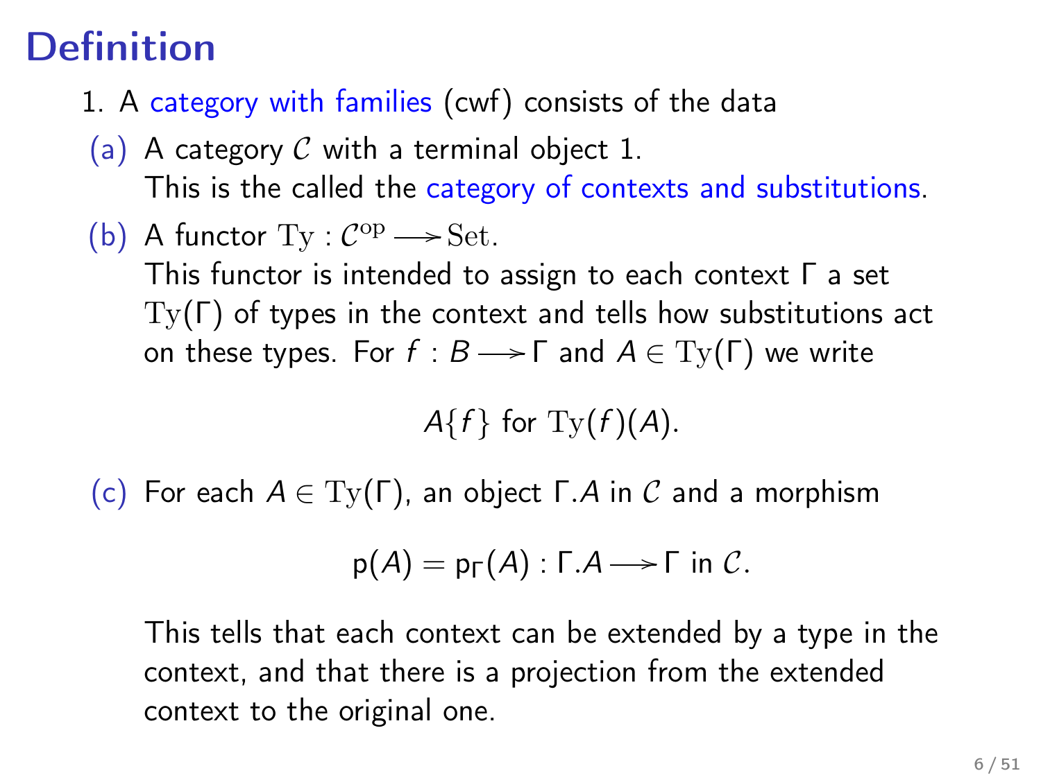# Definition

1. A category with families (cwf) consists of the data

(a) A category $\mathcal{C}$ with a terminal object 1.
This is the called the category of contexts and substitutions.

(b) A functor $\mathrm{Ty} : \mathcal{C}^{\mathrm{op}} \longrightarrow \mathrm{Set}$.
This functor is intended to assign to each context $\Gamma$ a set $\mathrm{Ty}(\Gamma)$ of types in the context and tells how substitutions act on these types. For $f : B \longrightarrow \Gamma$ and $A \in \mathrm{Ty}(\Gamma)$ we write

$$A\{f\} \text{ for } \mathrm{Ty}(f)(A).$$

(c) For each $A \in \mathrm{Ty}(\Gamma)$, an object $\Gamma.A$ in $\mathcal{C}$ and a morphism

$$\mathsf{p}(A) = \mathsf{p}_\Gamma(A) : \Gamma.A \longrightarrow \Gamma \text{ in } \mathcal{C}.$$

This tells that each context can be extended by a type in the context, and that there is a projection from the extended context to the original one.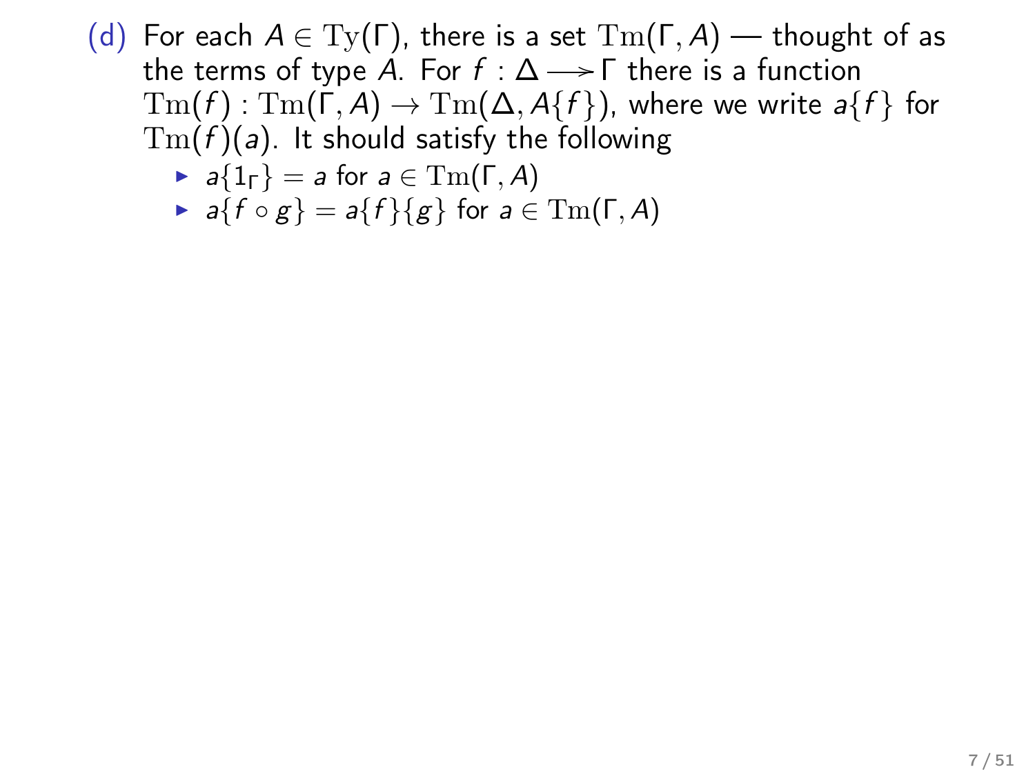(d) For each $A \in \mathrm{Ty}(\Gamma)$, there is a set $\mathrm{Tm}(\Gamma, A)$ — thought of as the terms of type $A$. For $f : \Delta \longrightarrow \Gamma$ there is a function $\mathrm{Tm}(f) : \mathrm{Tm}(\Gamma, A) \to \mathrm{Tm}(\Delta, A\{f\})$, where we write $a\{f\}$ for $\mathrm{Tm}(f)(a)$. It should satisfy the following

- $a\{1_\Gamma\} = a$ for $a \in \mathrm{Tm}(\Gamma, A)$
- $a\{f \circ g\} = a\{f\}\{g\}$ for $a \in \mathrm{Tm}(\Gamma, A)$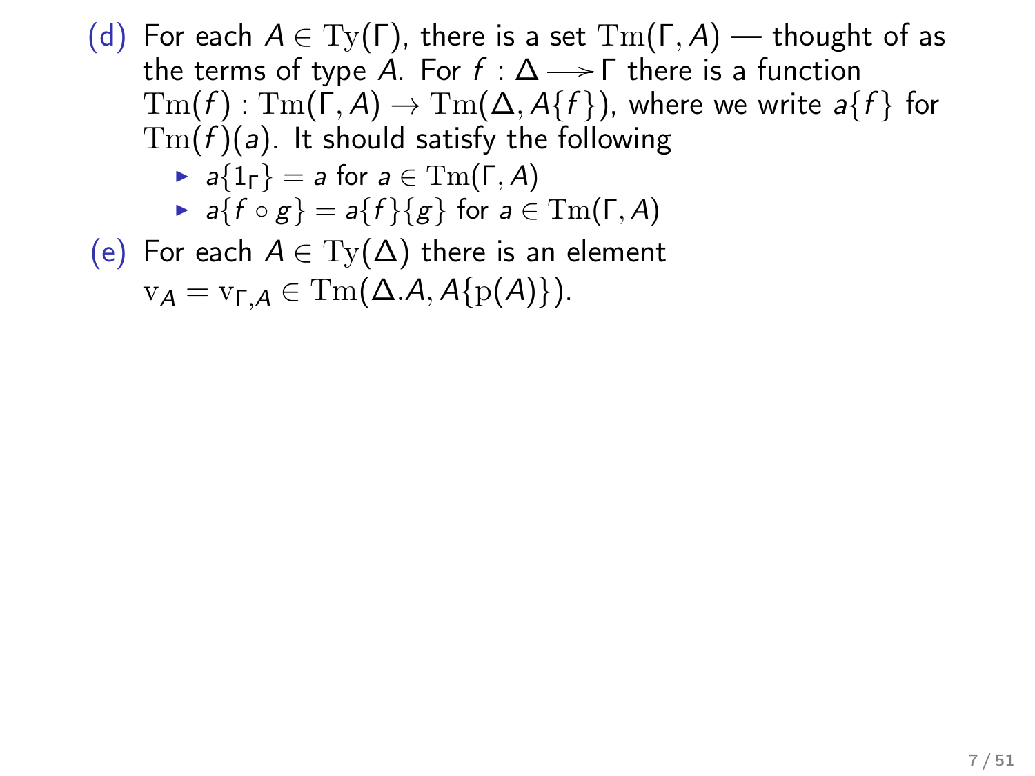(d) For each $A \in \mathrm{Ty}(\Gamma)$, there is a set $\mathrm{Tm}(\Gamma, A)$ — thought of as the terms of type $A$. For $f : \Delta \longrightarrow \Gamma$ there is a function $\mathrm{Tm}(f) : \mathrm{Tm}(\Gamma, A) \to \mathrm{Tm}(\Delta, A\{f\})$, where we write $a\{f\}$ for $\mathrm{Tm}(f)(a)$. It should satisfy the following

- $a\{1_\Gamma\} = a$ for $a \in \mathrm{Tm}(\Gamma, A)$
- $a\{f \circ g\} = a\{f\}\{g\}$ for $a \in \mathrm{Tm}(\Gamma, A)$

(e) For each $A \in \mathrm{Ty}(\Delta)$ there is an element $\mathrm{v}_A = \mathrm{v}_{\Gamma,A} \in \mathrm{Tm}(\Delta.A, A\{\mathrm{p}(A)\})$.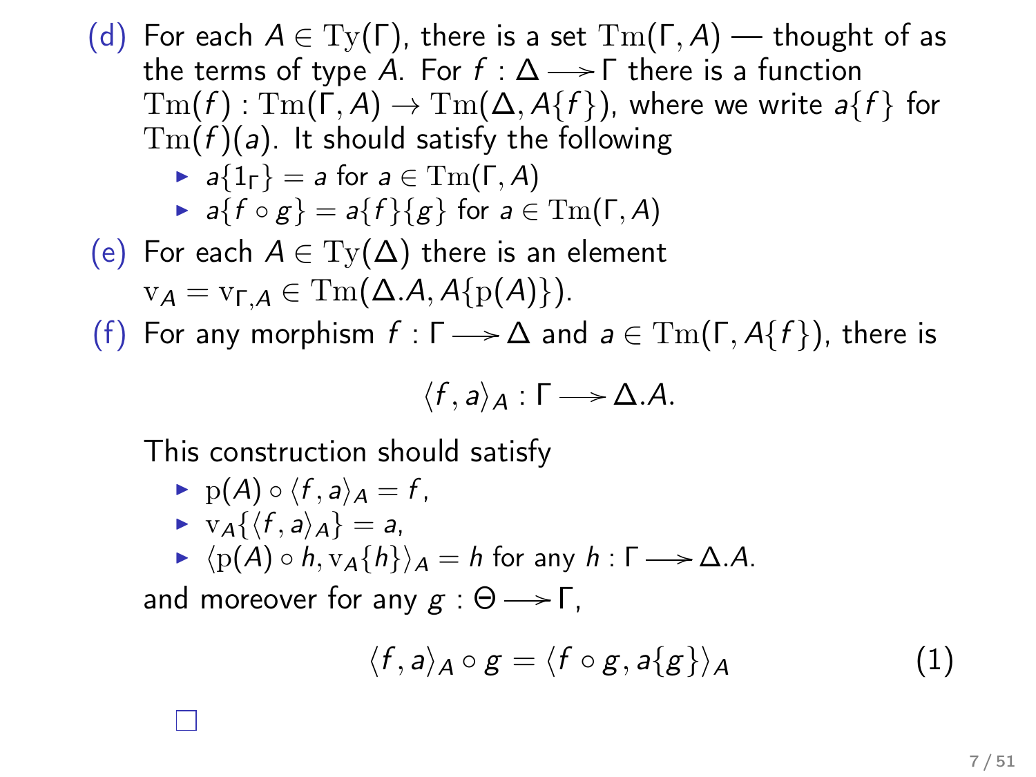(d) For each $A \in \mathrm{Ty}(\Gamma)$, there is a set $\mathrm{Tm}(\Gamma, A)$ — thought of as the terms of type $A$. For $f : \Delta \longrightarrow \Gamma$ there is a function $\mathrm{Tm}(f) : \mathrm{Tm}(\Gamma, A) \to \mathrm{Tm}(\Delta, A\{f\})$, where we write $a\{f\}$ for $\mathrm{Tm}(f)(a)$. It should satisfy the following

- $a\{1_\Gamma\} = a$ for $a \in \mathrm{Tm}(\Gamma, A)$
- $a\{f \circ g\} = a\{f\}\{g\}$ for $a \in \mathrm{Tm}(\Gamma, A)$

(e) For each $A \in \mathrm{Ty}(\Delta)$ there is an element $\mathrm{v}_A = \mathrm{v}_{\Gamma,A} \in \mathrm{Tm}(\Delta.A, A\{\mathrm{p}(A)\})$.

(f) For any morphism $f : \Gamma \longrightarrow \Delta$ and $a \in \mathrm{Tm}(\Gamma, A\{f\})$, there is

$$\langle f, a \rangle_A : \Gamma \longrightarrow \Delta.A.$$

This construction should satisfy

- $\mathrm{p}(A) \circ \langle f, a \rangle_A = f$,
- $\mathrm{v}_A\{\langle f, a \rangle_A\} = a$,
- $\langle \mathrm{p}(A) \circ h, \mathrm{v}_A\{h\} \rangle_A = h$ for any $h : \Gamma \longrightarrow \Delta.A$.

and moreover for any $g : \Theta \longrightarrow \Gamma$,

$$\langle f, a \rangle_A \circ g = \langle f \circ g, a\{g\} \rangle_A \tag{1}$$

□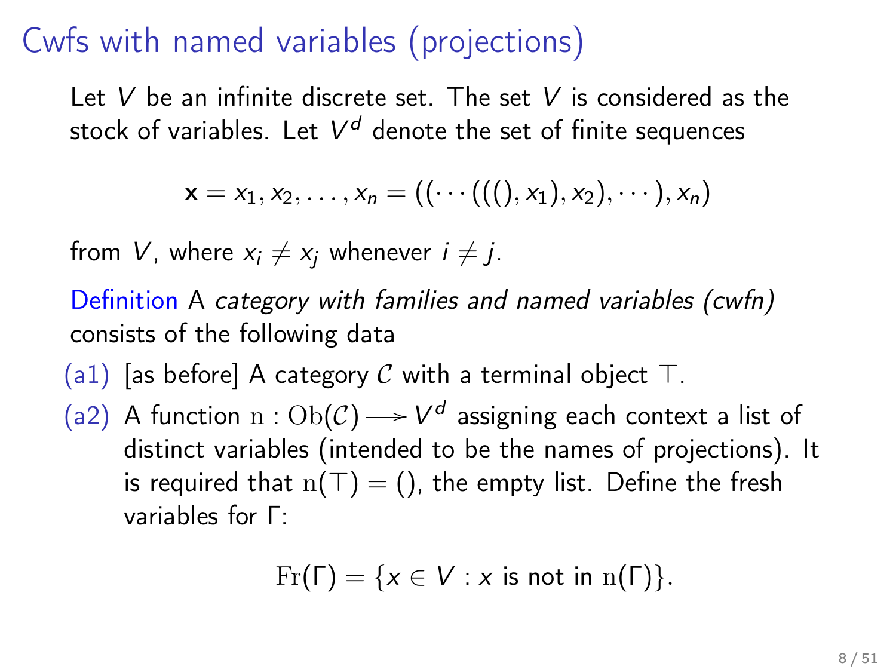# Cwfs with named variables (projections)

Let $V$ be an infinite discrete set. The set $V$ is considered as the stock of variables. Let $V^d$ denote the set of finite sequences

$$\mathbf{x} = x_1, x_2, \ldots, x_n = ((\cdots(((), x_1), x_2), \cdots), x_n)$$

from $V$, where $x_i \neq x_j$ whenever $i \neq j$.

Definition A *category with families and named variables (cwfn)* consists of the following data

(a1) [as before] A category $\mathcal{C}$ with a terminal object $\top$.

(a2) A function $\mathrm{n} : \mathrm{Ob}(\mathcal{C}) \longrightarrow V^d$ assigning each context a list of distinct variables (intended to be the names of projections). It is required that $\mathrm{n}(\top) = ()$, the empty list. Define the fresh variables for $\Gamma$:

$$\mathrm{Fr}(\Gamma) = \{x \in V : x \text{ is not in } \mathrm{n}(\Gamma)\}.$$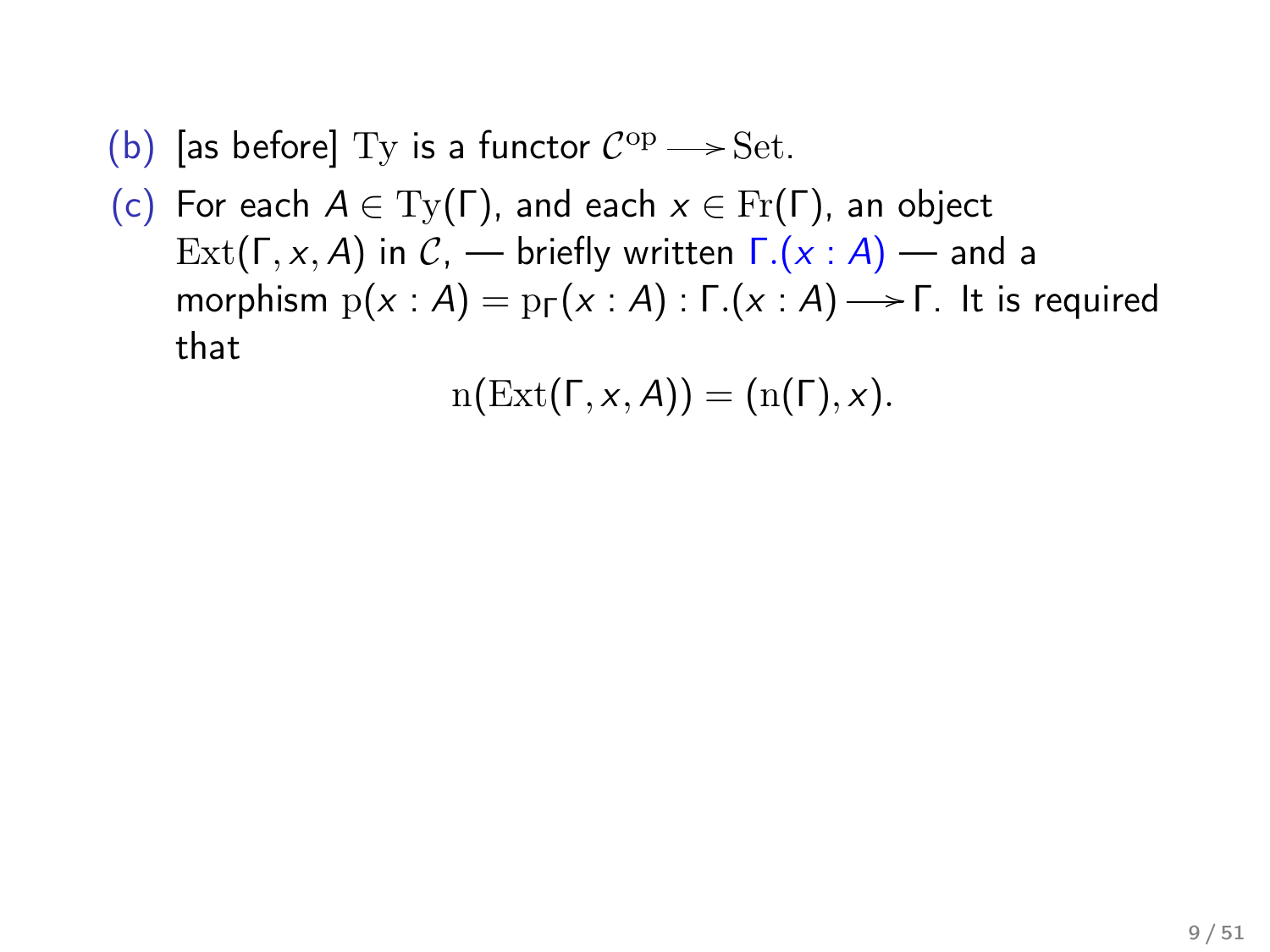(b) [as before] $\mathrm{Ty}$ is a functor $\mathcal{C}^{\mathrm{op}} \longrightarrow \mathrm{Set}$.

(c) For each $A \in \mathrm{Ty}(\Gamma)$, and each $x \in \mathrm{Fr}(\Gamma)$, an object $\mathrm{Ext}(\Gamma, x, A)$ in $\mathcal{C}$, — briefly written $\Gamma.(x : A)$ — and a morphism $\mathrm{p}(x : A) = \mathrm{p}_\Gamma(x : A) : \Gamma.(x : A) \longrightarrow \Gamma$. It is required that

$$\mathrm{n}(\mathrm{Ext}(\Gamma, x, A)) = (\mathrm{n}(\Gamma), x).$$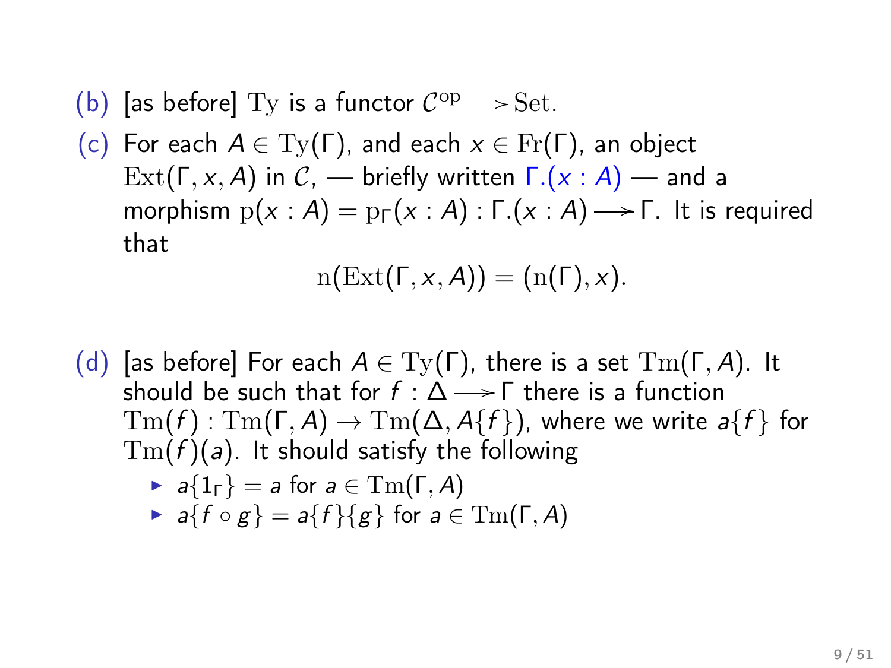(b) [as before] $\mathrm{Ty}$ is a functor $\mathcal{C}^{\mathrm{op}} \longrightarrow \mathrm{Set}$.

(c) For each $A \in \mathrm{Ty}(\Gamma)$, and each $x \in \mathrm{Fr}(\Gamma)$, an object $\mathrm{Ext}(\Gamma, x, A)$ in $\mathcal{C}$, — briefly written $\Gamma.(x : A)$ — and a morphism $\mathrm{p}(x : A) = \mathrm{p}_\Gamma(x : A) : \Gamma.(x : A) \longrightarrow \Gamma$. It is required that

$$\mathrm{n}(\mathrm{Ext}(\Gamma, x, A)) = (\mathrm{n}(\Gamma), x).$$

(d) [as before] For each $A \in \mathrm{Ty}(\Gamma)$, there is a set $\mathrm{Tm}(\Gamma, A)$. It should be such that for $f : \Delta \longrightarrow \Gamma$ there is a function $\mathrm{Tm}(f) : \mathrm{Tm}(\Gamma, A) \to \mathrm{Tm}(\Delta, A\{f\})$, where we write $a\{f\}$ for $\mathrm{Tm}(f)(a)$. It should satisfy the following

- $a\{1_\Gamma\} = a$ for $a \in \mathrm{Tm}(\Gamma, A)$
- $a\{f \circ g\} = a\{f\}\{g\}$ for $a \in \mathrm{Tm}(\Gamma, A)$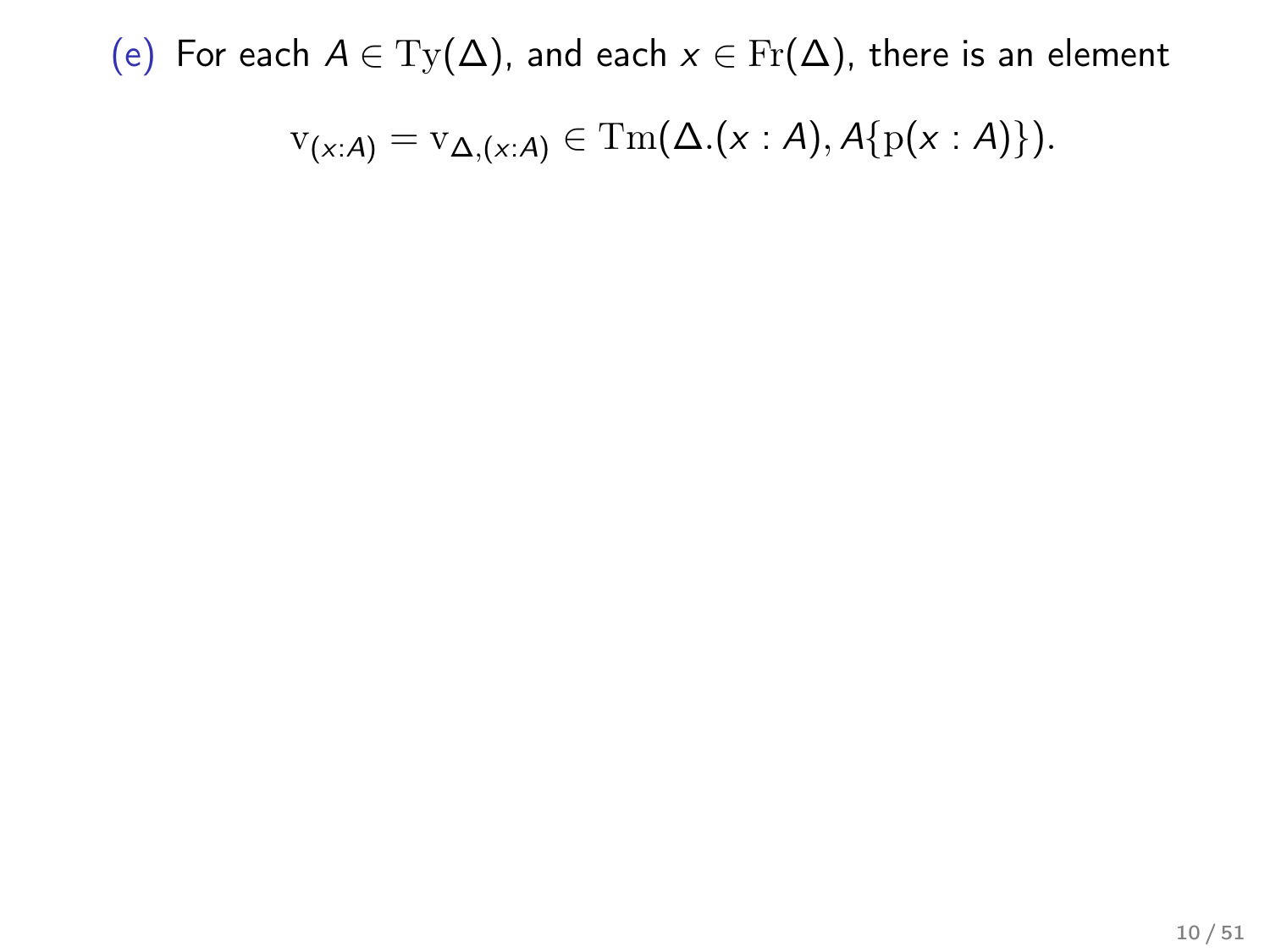(e) For each $A \in \mathrm{Ty}(\Delta)$, and each $x \in \mathrm{Fr}(\Delta)$, there is an element

$$\mathrm{v}_{(x:A)} = \mathrm{v}_{\Delta,(x:A)} \in \mathrm{Tm}(\Delta.(x:A), A\{\mathrm{p}(x:A)\}).$$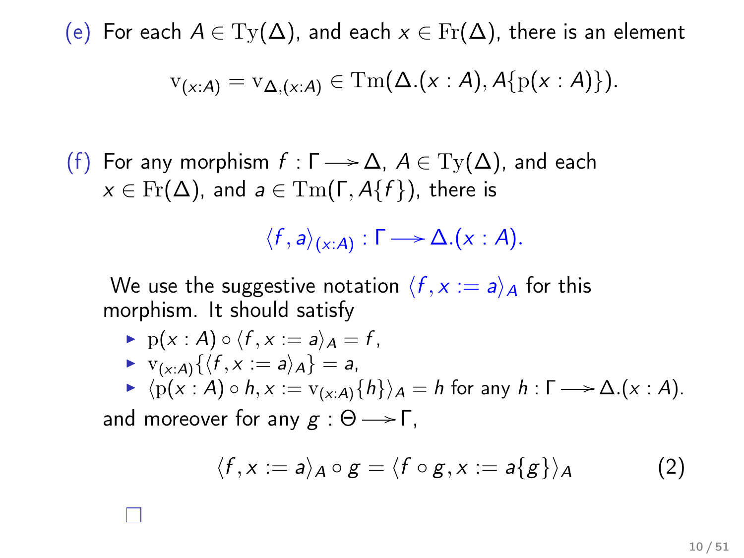(e) For each $A \in \mathrm{Ty}(\Delta)$, and each $x \in \mathrm{Fr}(\Delta)$, there is an element

$$\mathrm{v}_{(x:A)} = \mathrm{v}_{\Delta,(x:A)} \in \mathrm{Tm}(\Delta.(x:A), A\{\mathrm{p}(x:A)\}).$$

(f) For any morphism $f : \Gamma \longrightarrow \Delta$, $A \in \mathrm{Ty}(\Delta)$, and each $x \in \mathrm{Fr}(\Delta)$, and $a \in \mathrm{Tm}(\Gamma, A\{f\})$, there is

$$\langle f, a \rangle_{(x:A)} : \Gamma \longrightarrow \Delta.(x:A).$$

We use the suggestive notation $\langle f, x := a \rangle_A$ for this morphism. It should satisfy

- $\mathrm{p}(x:A) \circ \langle f, x := a \rangle_A = f$,
- $\mathrm{v}_{(x:A)}\{\langle f, x := a \rangle_A\} = a$,
- $\langle \mathrm{p}(x:A) \circ h, x := \mathrm{v}_{(x:A)}\{h\} \rangle_A = h$ for any $h : \Gamma \longrightarrow \Delta.(x:A)$.

and moreover for any $g : \Theta \longrightarrow \Gamma$,

$$\langle f, x := a \rangle_A \circ g = \langle f \circ g, x := a\{g\} \rangle_A \tag{2}$$

□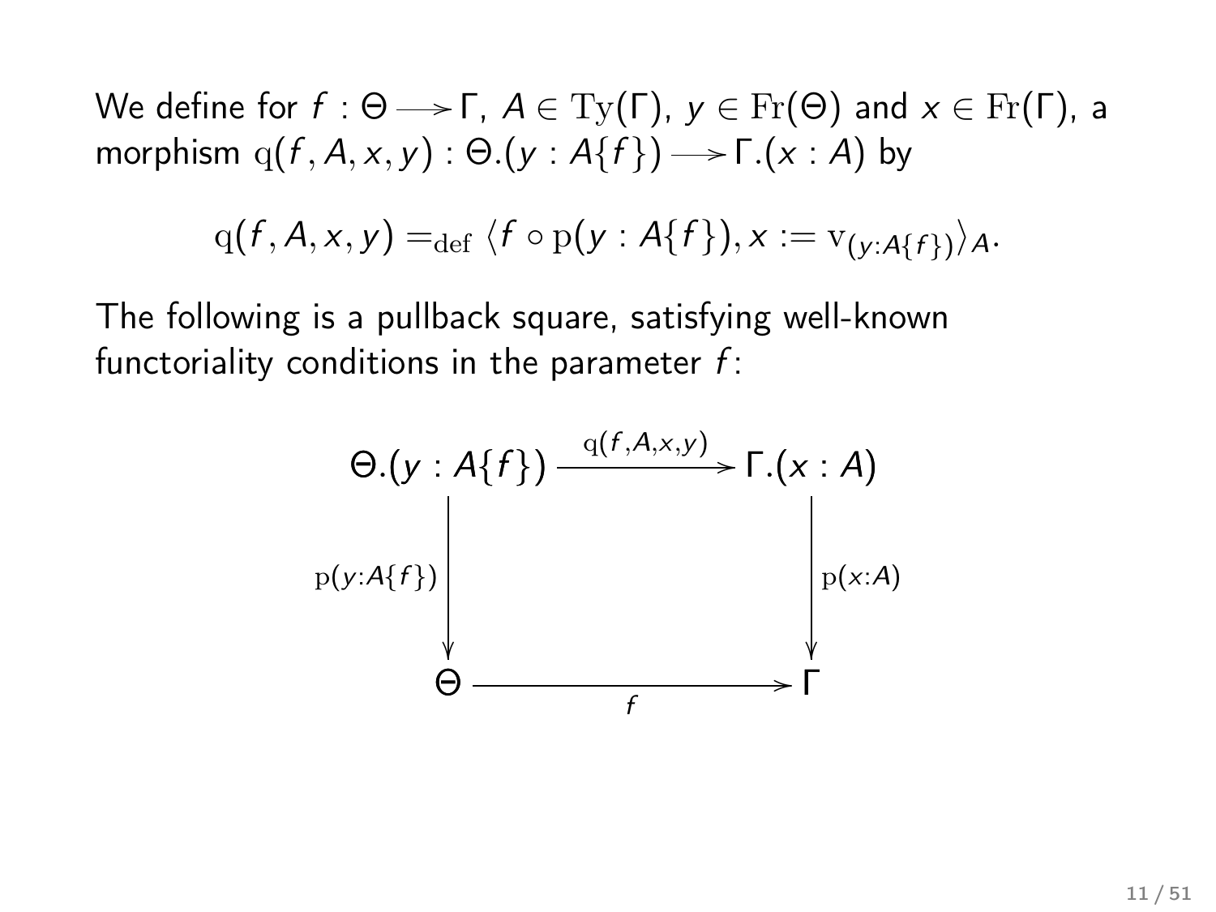We define for $f : \Theta \longrightarrow \Gamma$, $A \in \mathrm{Ty}(\Gamma)$, $y \in \mathrm{Fr}(\Theta)$ and $x \in \mathrm{Fr}(\Gamma)$, a morphism $\mathrm{q}(f, A, x, y) : \Theta.(y : A\{f\}) \longrightarrow \Gamma.(x : A)$ by

$$\mathrm{q}(f, A, x, y) =_{\mathrm{def}} \langle f \circ \mathrm{p}(y : A\{f\}), x := \mathrm{v}_{(y:A\{f\})}\rangle_A.$$

The following is a pullback square, satisfying well-known functoriality conditions in the parameter $f$:

$$\begin{array}{ccc}
\Theta.(y : A\{f\}) & \xrightarrow{\mathrm{q}(f,A,x,y)} & \Gamma.(x : A) \\
\Big\downarrow{\scriptstyle \mathrm{p}(y:A\{f\})} & & \Big\downarrow{\scriptstyle \mathrm{p}(x:A)} \\
\Theta & \xrightarrow[f]{} & \Gamma
\end{array}$$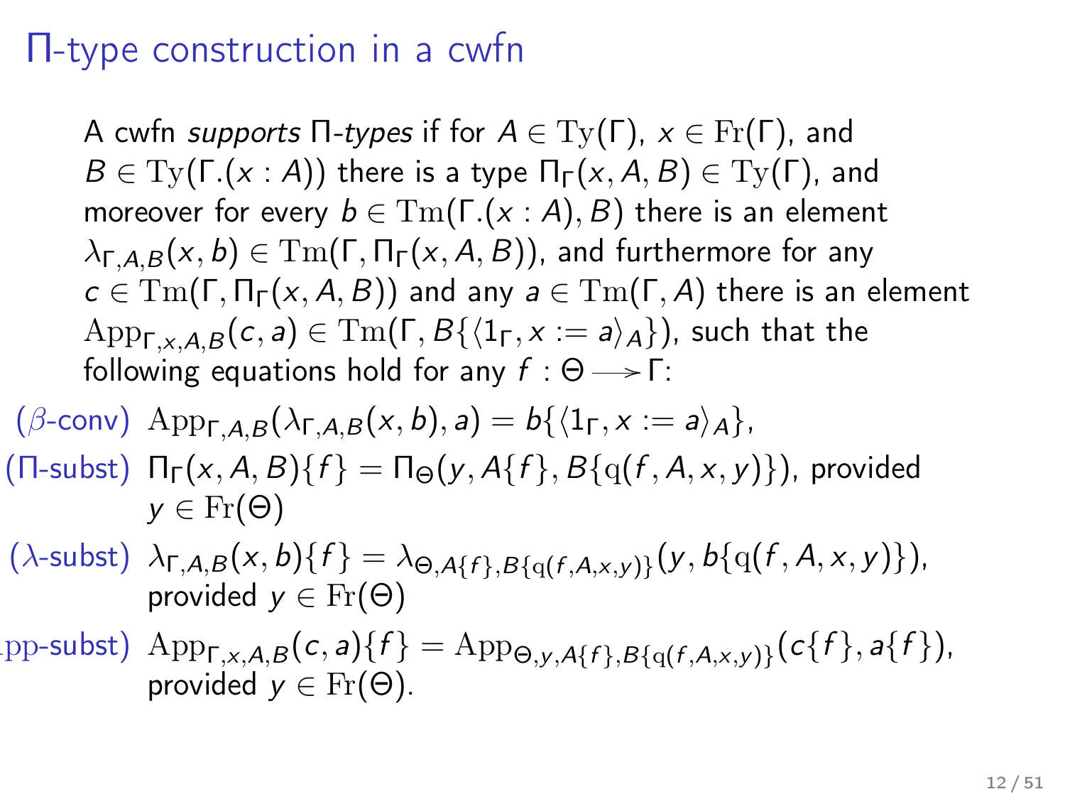# Π-type construction in a cwfn

A cwfn *supports Π-types* if for $A \in \mathrm{Ty}(\Gamma)$, $x \in \mathrm{Fr}(\Gamma)$, and $B \in \mathrm{Ty}(\Gamma.(x : A))$ there is a type $\Pi_\Gamma(x, A, B) \in \mathrm{Ty}(\Gamma)$, and moreover for every $b \in \mathrm{Tm}(\Gamma.(x : A), B)$ there is an element $\lambda_{\Gamma,A,B}(x, b) \in \mathrm{Tm}(\Gamma, \Pi_\Gamma(x, A, B))$, and furthermore for any $c \in \mathrm{Tm}(\Gamma, \Pi_\Gamma(x, A, B))$ and any $a \in \mathrm{Tm}(\Gamma, A)$ there is an element $\mathrm{App}_{\Gamma,x,A,B}(c, a) \in \mathrm{Tm}(\Gamma, B\{\langle 1_\Gamma, x := a\rangle_A\})$, such that the following equations hold for any $f : \Theta \longrightarrow \Gamma$:

($\beta$-conv) $\mathrm{App}_{\Gamma,A,B}(\lambda_{\Gamma,A,B}(x, b), a) = b\{\langle 1_\Gamma, x := a\rangle_A\}$,

(Π-subst) $\Pi_\Gamma(x, A, B)\{f\} = \Pi_\Theta(y, A\{f\}, B\{\mathrm{q}(f, A, x, y)\})$, provided $y \in \mathrm{Fr}(\Theta)$

($\lambda$-subst) $\lambda_{\Gamma,A,B}(x, b)\{f\} = \lambda_{\Theta,A\{f\},B\{\mathrm{q}(f,A,x,y)\}}(y, b\{\mathrm{q}(f, A, x, y)\})$, provided $y \in \mathrm{Fr}(\Theta)$

(App-subst) $\mathrm{App}_{\Gamma,x,A,B}(c, a)\{f\} = \mathrm{App}_{\Theta,y,A\{f\},B\{\mathrm{q}(f,A,x,y)\}}(c\{f\}, a\{f\})$, provided $y \in \mathrm{Fr}(\Theta)$.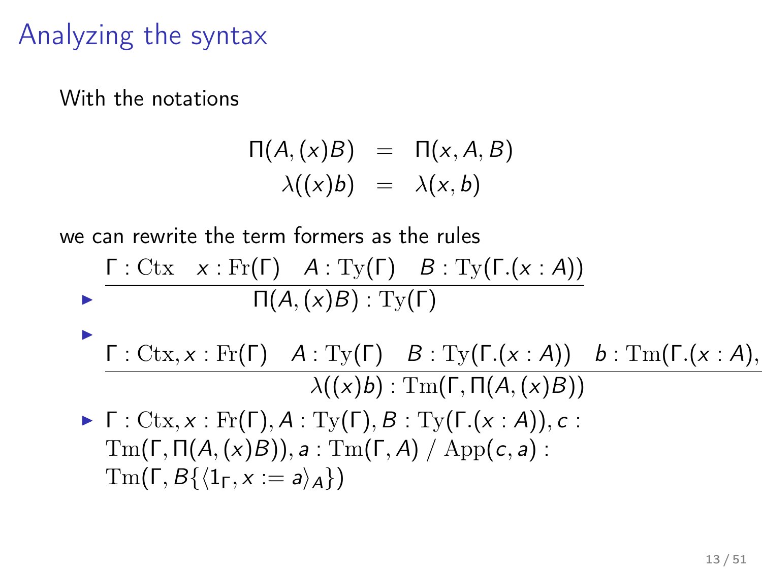# Analyzing the syntax

With the notations

$$
\begin{aligned}
\Pi(A,(x)B) &= \Pi(x,A,B) \\
\lambda((x)b) &= \lambda(x,b)
\end{aligned}
$$

we can rewrite the term formers as the rules

- $$\frac{\Gamma : \mathrm{Ctx} \quad x : \mathrm{Fr}(\Gamma) \quad A : \mathrm{Ty}(\Gamma) \quad B : \mathrm{Ty}(\Gamma.(x:A))}{\Pi(A,(x)B) : \mathrm{Ty}(\Gamma)}$$
- $$\frac{\Gamma : \mathrm{Ctx}, x : \mathrm{Fr}(\Gamma) \quad A : \mathrm{Ty}(\Gamma) \quad B : \mathrm{Ty}(\Gamma.(x:A)) \quad b : \mathrm{Tm}(\Gamma.(x:A),}{\lambda((x)b) : \mathrm{Tm}(\Gamma, \Pi(A,(x)B))}$$
- $\Gamma : \mathrm{Ctx}, x : \mathrm{Fr}(\Gamma), A : \mathrm{Ty}(\Gamma), B : \mathrm{Ty}(\Gamma.(x:A)), c : \mathrm{Tm}(\Gamma, \Pi(A,(x)B)), a : \mathrm{Tm}(\Gamma, A)$ / $\mathrm{App}(c,a) : \mathrm{Tm}(\Gamma, B\{\langle 1_\Gamma, x := a\rangle_A\})$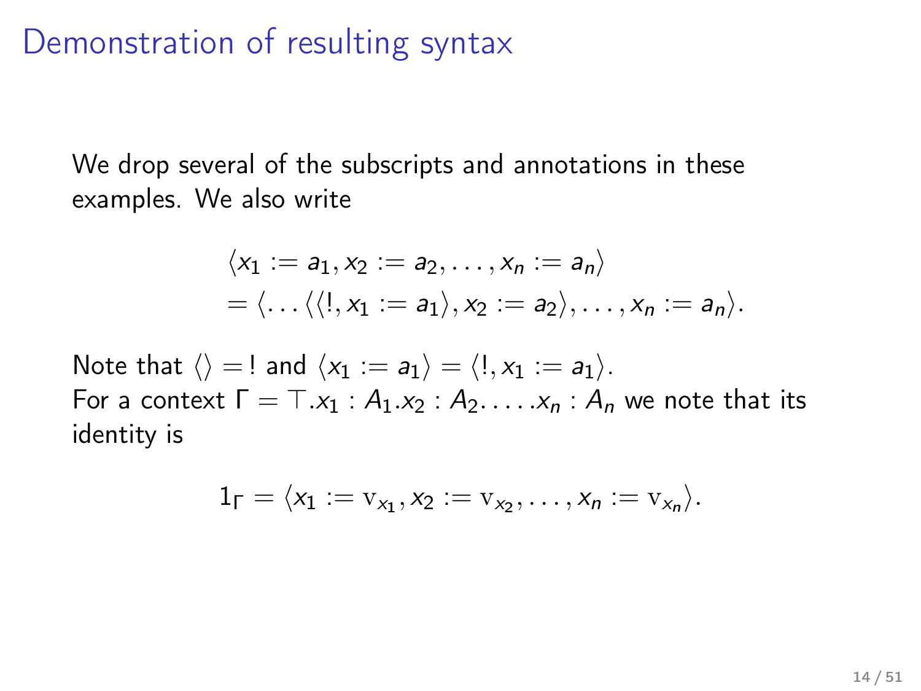# Demonstration of resulting syntax

We drop several of the subscripts and annotations in these examples. We also write

$$
\begin{aligned}
&\langle x_1 := a_1, x_2 := a_2, \ldots, x_n := a_n \rangle \\
&= \langle \ldots \langle \langle !, x_1 := a_1 \rangle, x_2 := a_2 \rangle, \ldots, x_n := a_n \rangle.
\end{aligned}
$$

Note that $\langle \rangle = !$ and $\langle x_1 := a_1 \rangle = \langle !, x_1 := a_1 \rangle$.
For a context $\Gamma = \top.x_1 : A_1.x_2 : A_2. \ldots .x_n : A_n$ we note that its identity is

$$
1_\Gamma = \langle x_1 := \mathrm{v}_{x_1}, x_2 := \mathrm{v}_{x_2}, \ldots, x_n := \mathrm{v}_{x_n} \rangle.
$$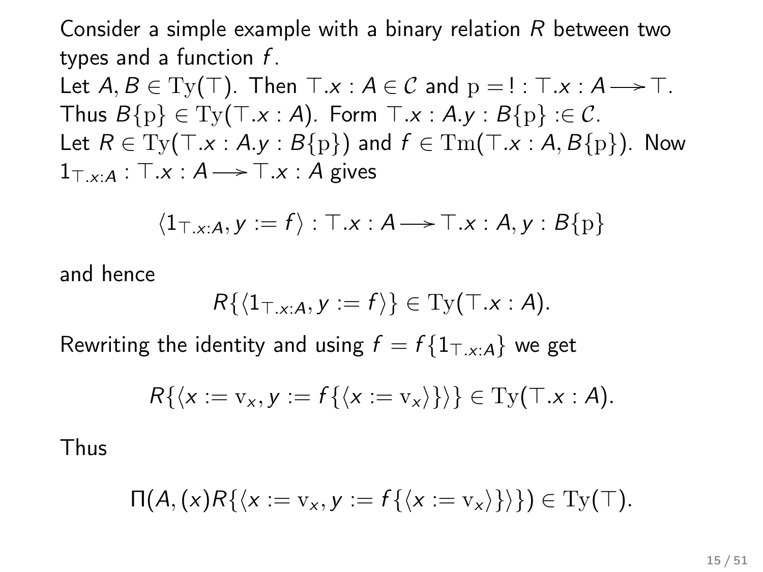Consider a simple example with a binary relation $R$ between two types and a function $f$.

Let $A, B \in \mathrm{Ty}(\top)$. Then $\top.x : A \in \mathcal{C}$ and $\mathrm{p} = \,! : \top.x : A \longrightarrow \top$. Thus $B\{\mathrm{p}\} \in \mathrm{Ty}(\top.x : A)$. Form $\top.x : A.y : B\{\mathrm{p}\} :\in \mathcal{C}$.

Let $R \in \mathrm{Ty}(\top.x : A.y : B\{\mathrm{p}\})$ and $f \in \mathrm{Tm}(\top.x : A, B\{\mathrm{p}\})$. Now $1_{\top.x:A} : \top.x : A \longrightarrow \top.x : A$ gives

$$\langle 1_{\top.x:A}, y := f\rangle : \top.x : A \longrightarrow \top.x : A, y : B\{\mathrm{p}\}$$

and hence

$$R\{\langle 1_{\top.x:A}, y := f\rangle\} \in \mathrm{Ty}(\top.x : A).$$

Rewriting the identity and using $f = f\{1_{\top.x:A}\}$ we get

$$R\{\langle x := \mathrm{v}_x, y := f\{\langle x := \mathrm{v}_x\rangle\}\rangle\} \in \mathrm{Ty}(\top.x : A).$$

Thus

$$\Pi(A, (x)R\{\langle x := \mathrm{v}_x, y := f\{\langle x := \mathrm{v}_x\rangle\}\rangle\}) \in \mathrm{Ty}(\top).$$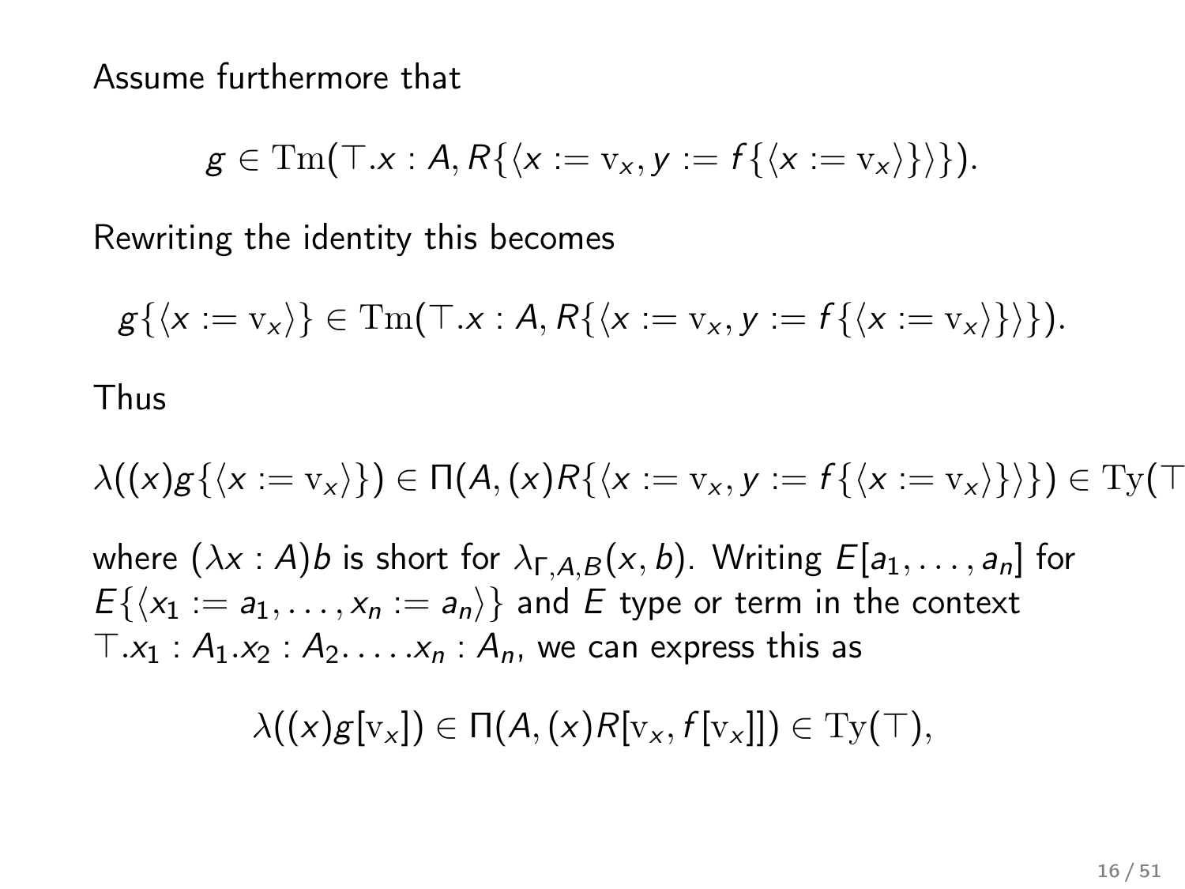Assume furthermore that

$$g \in \mathrm{Tm}(\top.x : A, R\{\langle x := \mathrm{v}_x, y := f\{\langle x := \mathrm{v}_x\rangle\}\rangle\}).$$

Rewriting the identity this becomes

$$g\{\langle x := \mathrm{v}_x\rangle\} \in \mathrm{Tm}(\top.x : A, R\{\langle x := \mathrm{v}_x, y := f\{\langle x := \mathrm{v}_x\rangle\}\rangle\}).$$

Thus

$$\lambda((x)g\{\langle x := \mathrm{v}_x\rangle\}) \in \Pi(A, (x)R\{\langle x := \mathrm{v}_x, y := f\{\langle x := \mathrm{v}_x\rangle\}\rangle\}) \in \mathrm{Ty}(\top$$

where $(\lambda x : A)b$ is short for $\lambda_{\Gamma,A,B}(x, b)$. Writing $E[a_1, \ldots, a_n]$ for $E\{\langle x_1 := a_1, \ldots, x_n := a_n\rangle\}$ and $E$ type or term in the context $\top.x_1 : A_1.x_2 : A_2. \ldots .x_n : A_n$, we can express this as

$$\lambda((x)g[\mathrm{v}_x]) \in \Pi(A, (x)R[\mathrm{v}_x, f[\mathrm{v}_x]]) \in \mathrm{Ty}(\top),$$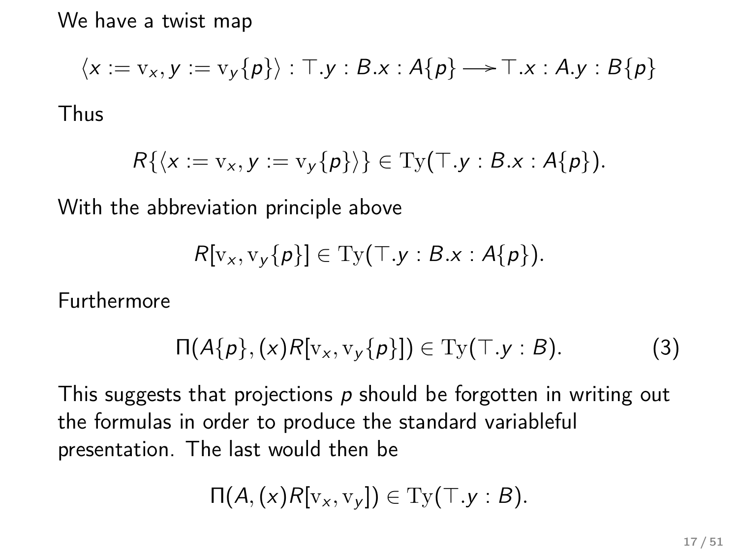We have a twist map

$$\langle x := \mathrm{v}_x, y := \mathrm{v}_y\{p\}\rangle : \top.y : B.x : A\{p\} \longrightarrow \top.x : A.y : B\{p\}$$

Thus

$$R\{\langle x := \mathrm{v}_x, y := \mathrm{v}_y\{p\}\rangle\} \in \mathrm{Ty}(\top.y : B.x : A\{p\}).$$

With the abbreviation principle above

$$R[\mathrm{v}_x, \mathrm{v}_y\{p\}] \in \mathrm{Ty}(\top.y : B.x : A\{p\}).$$

Furthermore

$$\Pi(A\{p\}, (x)R[\mathrm{v}_x, \mathrm{v}_y\{p\}]) \in \mathrm{Ty}(\top.y : B). \tag{3}$$

This suggests that projections $p$ should be forgotten in writing out the formulas in order to produce the standard variableful presentation. The last would then be

$$\Pi(A, (x)R[\mathrm{v}_x, \mathrm{v}_y]) \in \mathrm{Ty}(\top.y : B).$$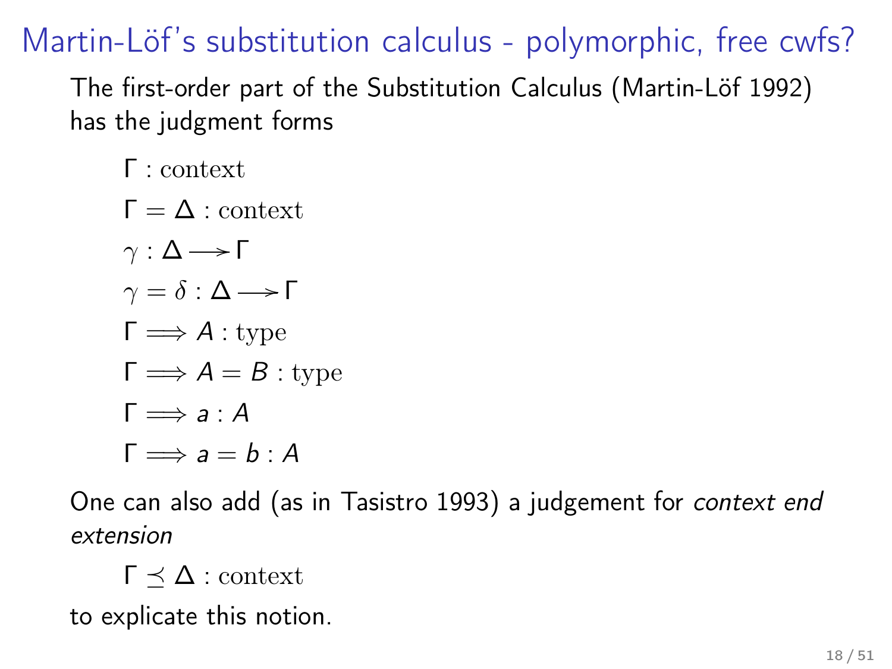# Martin-Löf's substitution calculus - polymorphic, free cwfs?

The first-order part of the Substitution Calculus (Martin-Löf 1992) has the judgment forms

$$\Gamma : \text{context}$$

$$\Gamma = \Delta : \text{context}$$

$$\gamma : \Delta \longrightarrow \Gamma$$

$$\gamma = \delta : \Delta \longrightarrow \Gamma$$

$$\Gamma \Longrightarrow A : \text{type}$$

$$\Gamma \Longrightarrow A = B : \text{type}$$

$$\Gamma \Longrightarrow a : A$$

$$\Gamma \Longrightarrow a = b : A$$

One can also add (as in Tasistro 1993) a judgement for *context end extension*

$$\Gamma \preceq \Delta : \text{context}$$

to explicate this notion.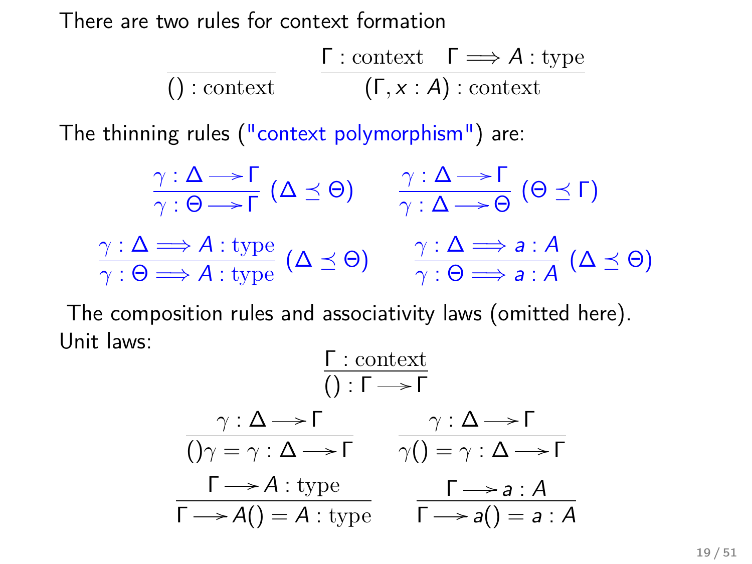There are two rules for context formation

$$\frac{}{() : \text{context}} \qquad \frac{\Gamma : \text{context} \quad \Gamma \Longrightarrow A : \text{type}}{(\Gamma, x : A) : \text{context}}$$

The thinning rules ("context polymorphism") are:

$$\frac{\gamma : \Delta \longrightarrow \Gamma}{\gamma : \Theta \longrightarrow \Gamma} \; (\Delta \preceq \Theta) \qquad \frac{\gamma : \Delta \longrightarrow \Gamma}{\gamma : \Delta \longrightarrow \Theta} \; (\Theta \preceq \Gamma)$$

$$\frac{\gamma : \Delta \Longrightarrow A : \text{type}}{\gamma : \Theta \Longrightarrow A : \text{type}} \; (\Delta \preceq \Theta) \qquad \frac{\gamma : \Delta \Longrightarrow a : A}{\gamma : \Theta \Longrightarrow a : A} \; (\Delta \preceq \Theta)$$

The composition rules and associativity laws (omitted here).

Unit laws:

$$\frac{\Gamma : \text{context}}{() : \Gamma \longrightarrow \Gamma}$$

$$\frac{\gamma : \Delta \longrightarrow \Gamma}{()\gamma = \gamma : \Delta \longrightarrow \Gamma} \qquad \frac{\gamma : \Delta \longrightarrow \Gamma}{\gamma() = \gamma : \Delta \longrightarrow \Gamma}$$

$$\frac{\Gamma \longrightarrow A : \text{type}}{\Gamma \longrightarrow A() = A : \text{type}} \qquad \frac{\Gamma \longrightarrow a : A}{\Gamma \longrightarrow a() = a : A}$$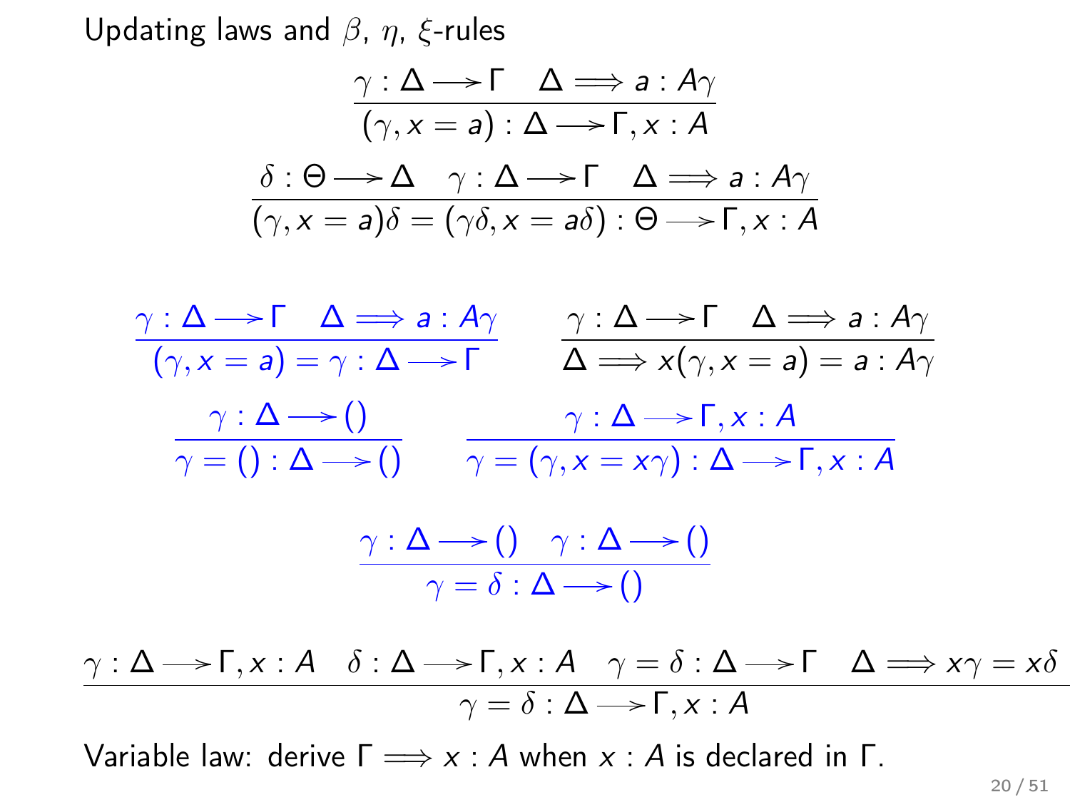## Updating laws and $\beta$, $\eta$, $\xi$-rules

$$\frac{\gamma : \Delta \longrightarrow \Gamma \quad \Delta \Longrightarrow a : A\gamma}{(\gamma, x = a) : \Delta \longrightarrow \Gamma, x : A}$$

$$\frac{\delta : \Theta \longrightarrow \Delta \quad \gamma : \Delta \longrightarrow \Gamma \quad \Delta \Longrightarrow a : A\gamma}{(\gamma, x = a)\delta = (\gamma\delta, x = a\delta) : \Theta \longrightarrow \Gamma, x : A}$$

$$\frac{\gamma : \Delta \longrightarrow \Gamma \quad \Delta \Longrightarrow a : A\gamma}{(\gamma, x = a) = \gamma : \Delta \longrightarrow \Gamma} \qquad \frac{\gamma : \Delta \longrightarrow \Gamma \quad \Delta \Longrightarrow a : A\gamma}{\Delta \Longrightarrow x(\gamma, x = a) = a : A\gamma}$$

$$\frac{\gamma : \Delta \longrightarrow ()}{\gamma = () : \Delta \longrightarrow ()} \qquad \frac{\gamma : \Delta \longrightarrow \Gamma, x : A}{\gamma = (\gamma, x = x\gamma) : \Delta \longrightarrow \Gamma, x : A}$$

$$\frac{\gamma : \Delta \longrightarrow () \quad \gamma : \Delta \longrightarrow ()}{\gamma = \delta : \Delta \longrightarrow ()}$$

$$\frac{\gamma : \Delta \longrightarrow \Gamma, x : A \quad \delta : \Delta \longrightarrow \Gamma, x : A \quad \gamma = \delta : \Delta \longrightarrow \Gamma \quad \Delta \Longrightarrow x\gamma = x\delta}{\gamma = \delta : \Delta \longrightarrow \Gamma, x : A}$$

Variable law: derive $\Gamma \Longrightarrow x : A$ when $x : A$ is declared in $\Gamma$.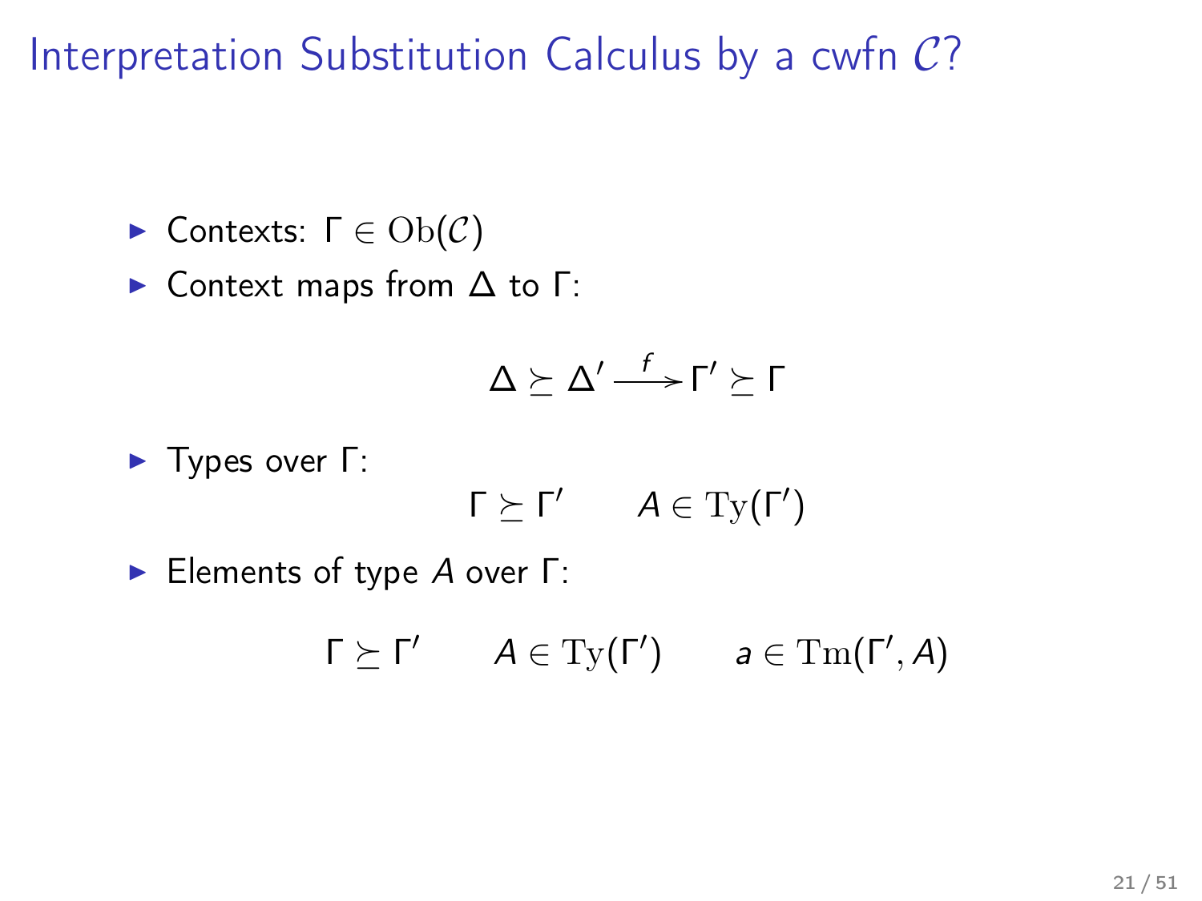# Interpretation Substitution Calculus by a cwfn $\mathcal{C}$?

- Contexts: $\Gamma \in \mathrm{Ob}(\mathcal{C})$
- Context maps from $\Delta$ to $\Gamma$:

$$\Delta \succeq \Delta' \xrightarrow{f} \Gamma' \succeq \Gamma$$

- Types over $\Gamma$:

$$\Gamma \succeq \Gamma' \qquad A \in \mathrm{Ty}(\Gamma')$$

- Elements of type $A$ over $\Gamma$:

$$\Gamma \succeq \Gamma' \qquad A \in \mathrm{Ty}(\Gamma') \qquad a \in \mathrm{Tm}(\Gamma', A)$$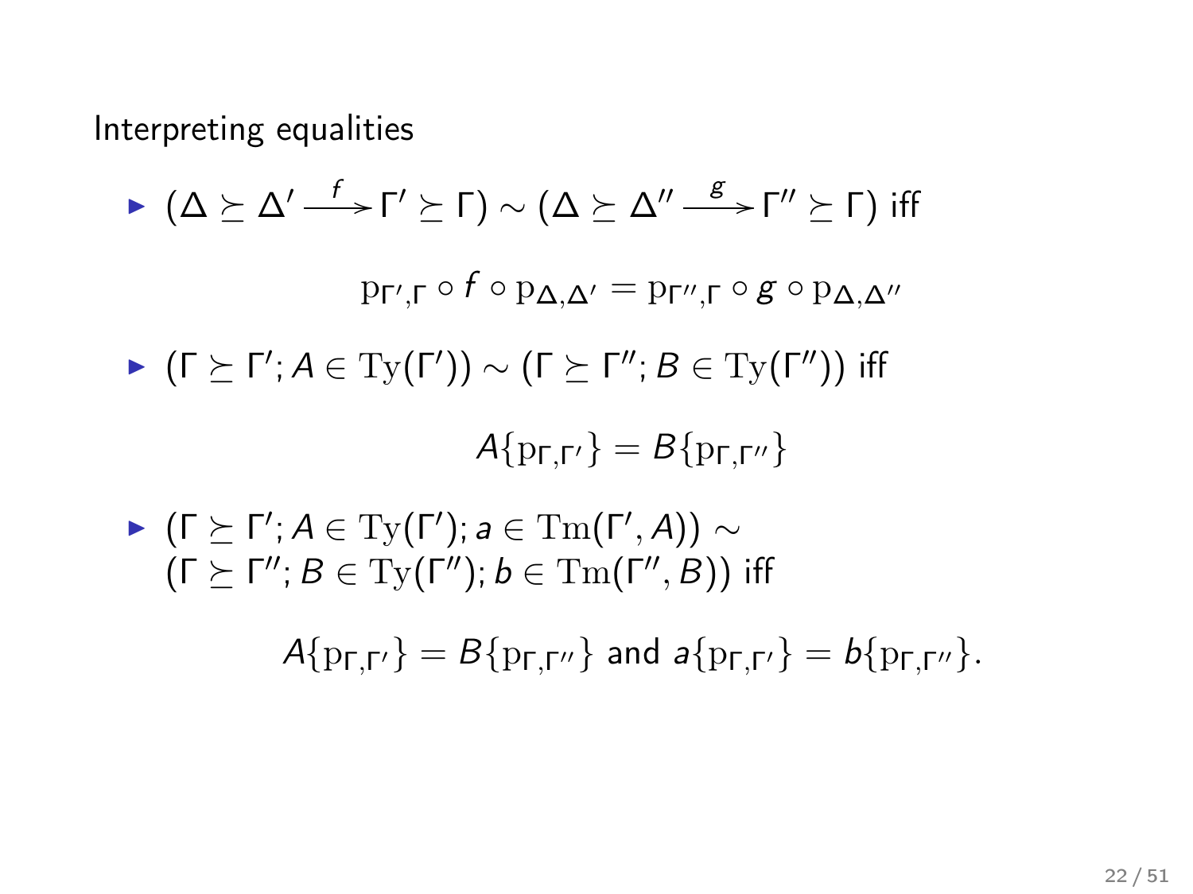Interpreting equalities

- $(\Delta \succeq \Delta' \xrightarrow{f} \Gamma' \succeq \Gamma) \sim (\Delta \succeq \Delta'' \xrightarrow{g} \Gamma'' \succeq \Gamma)$ iff

$$\mathrm{p}_{\Gamma',\Gamma} \circ f \circ \mathrm{p}_{\Delta,\Delta'} = \mathrm{p}_{\Gamma'',\Gamma} \circ g \circ \mathrm{p}_{\Delta,\Delta''}$$

- $(\Gamma \succeq \Gamma'; A \in \mathrm{Ty}(\Gamma')) \sim (\Gamma \succeq \Gamma''; B \in \mathrm{Ty}(\Gamma''))$ iff

$$A\{\mathrm{p}_{\Gamma,\Gamma'}\} = B\{\mathrm{p}_{\Gamma,\Gamma''}\}$$

- $(\Gamma \succeq \Gamma'; A \in \mathrm{Ty}(\Gamma'); a \in \mathrm{Tm}(\Gamma', A)) \sim$ $(\Gamma \succeq \Gamma''; B \in \mathrm{Ty}(\Gamma''); b \in \mathrm{Tm}(\Gamma'', B))$ iff

$$A\{\mathrm{p}_{\Gamma,\Gamma'}\} = B\{\mathrm{p}_{\Gamma,\Gamma''}\} \text{ and } a\{\mathrm{p}_{\Gamma,\Gamma'}\} = b\{\mathrm{p}_{\Gamma,\Gamma''}\}.$$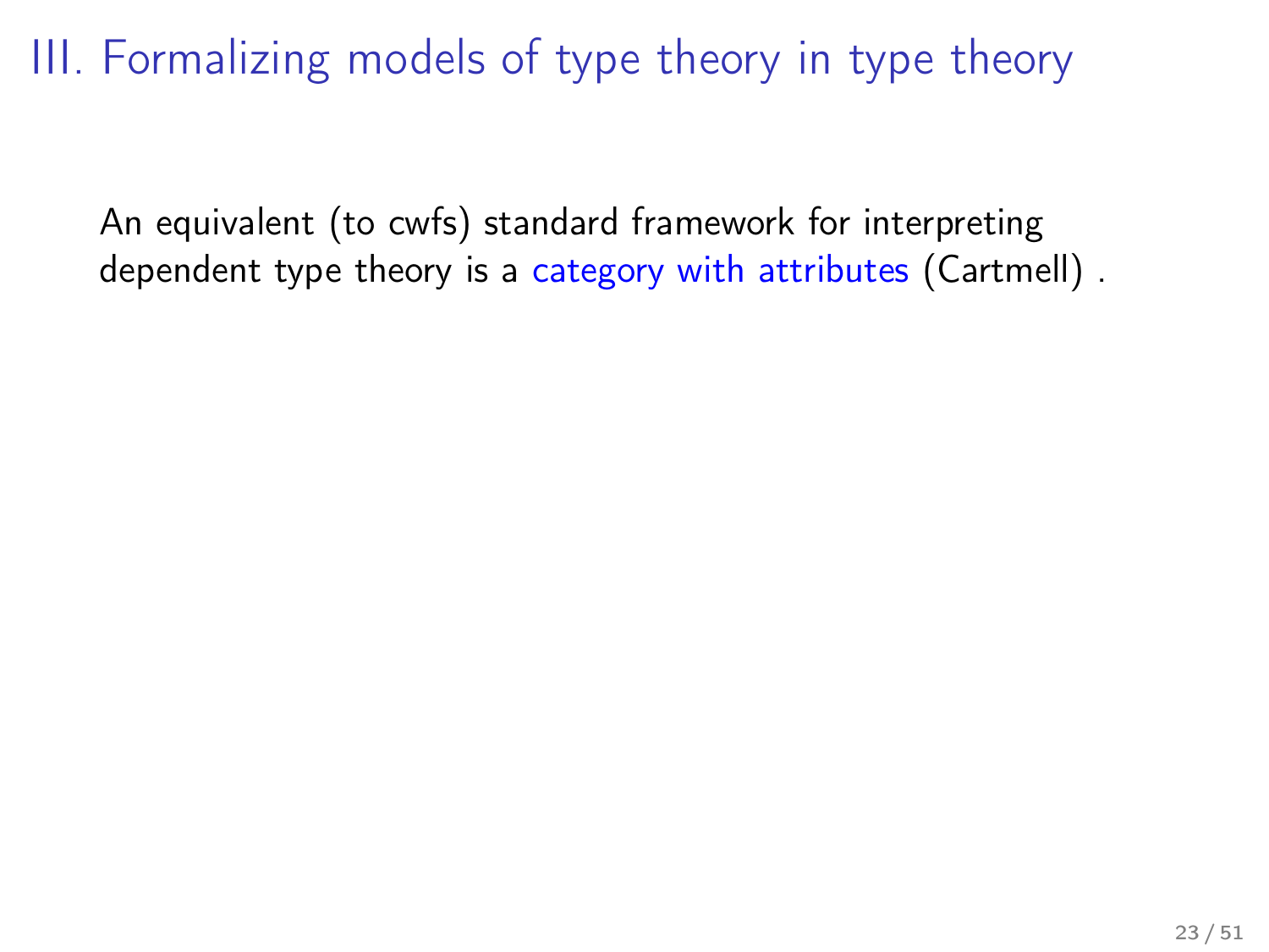# III. Formalizing models of type theory in type theory

An equivalent (to cwfs) standard framework for interpreting dependent type theory is a category with attributes (Cartmell) .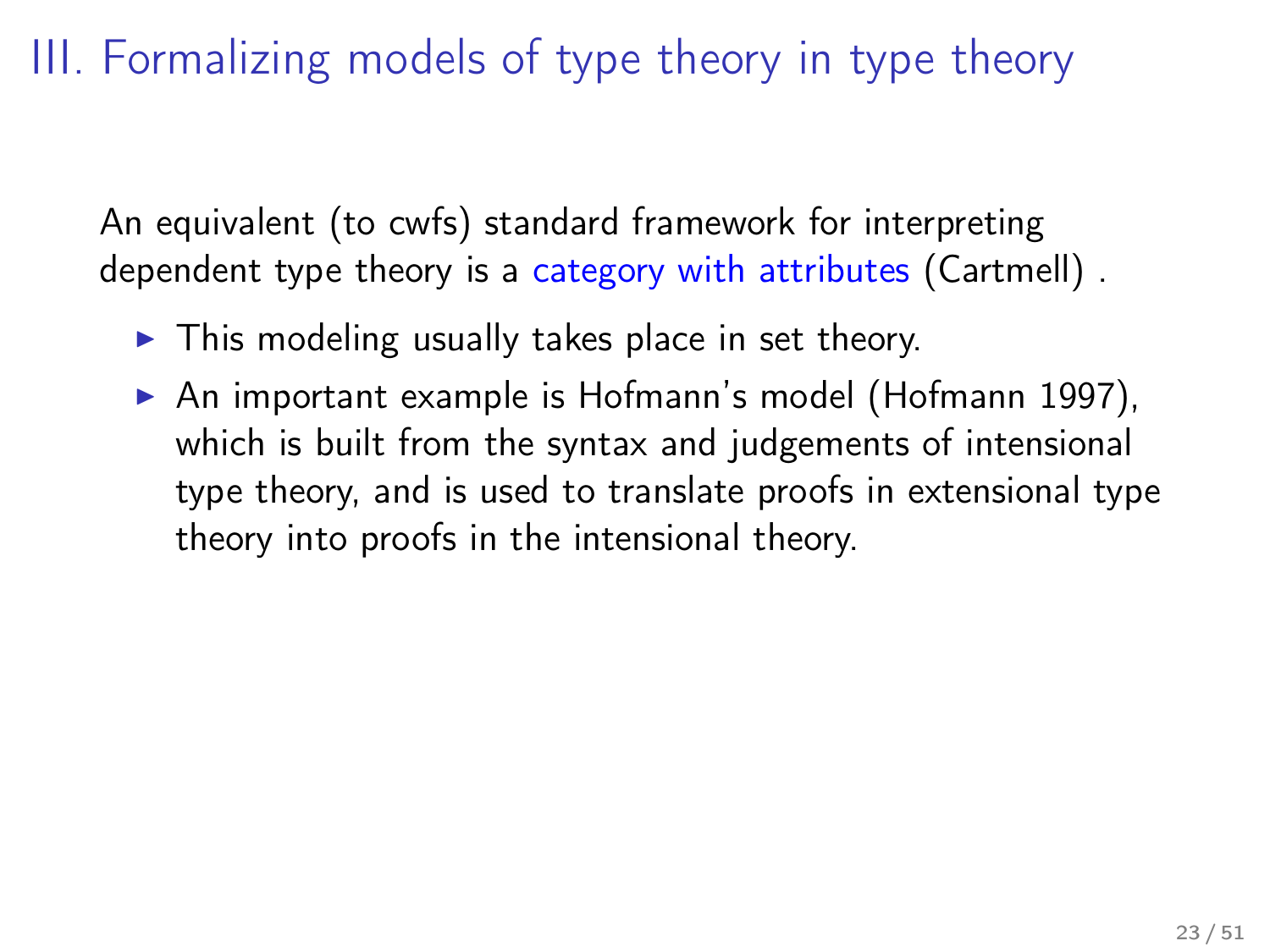# III. Formalizing models of type theory in type theory

An equivalent (to cwfs) standard framework for interpreting dependent type theory is a category with attributes (Cartmell) .

- This modeling usually takes place in set theory.
- An important example is Hofmann's model (Hofmann 1997), which is built from the syntax and judgements of intensional type theory, and is used to translate proofs in extensional type theory into proofs in the intensional theory.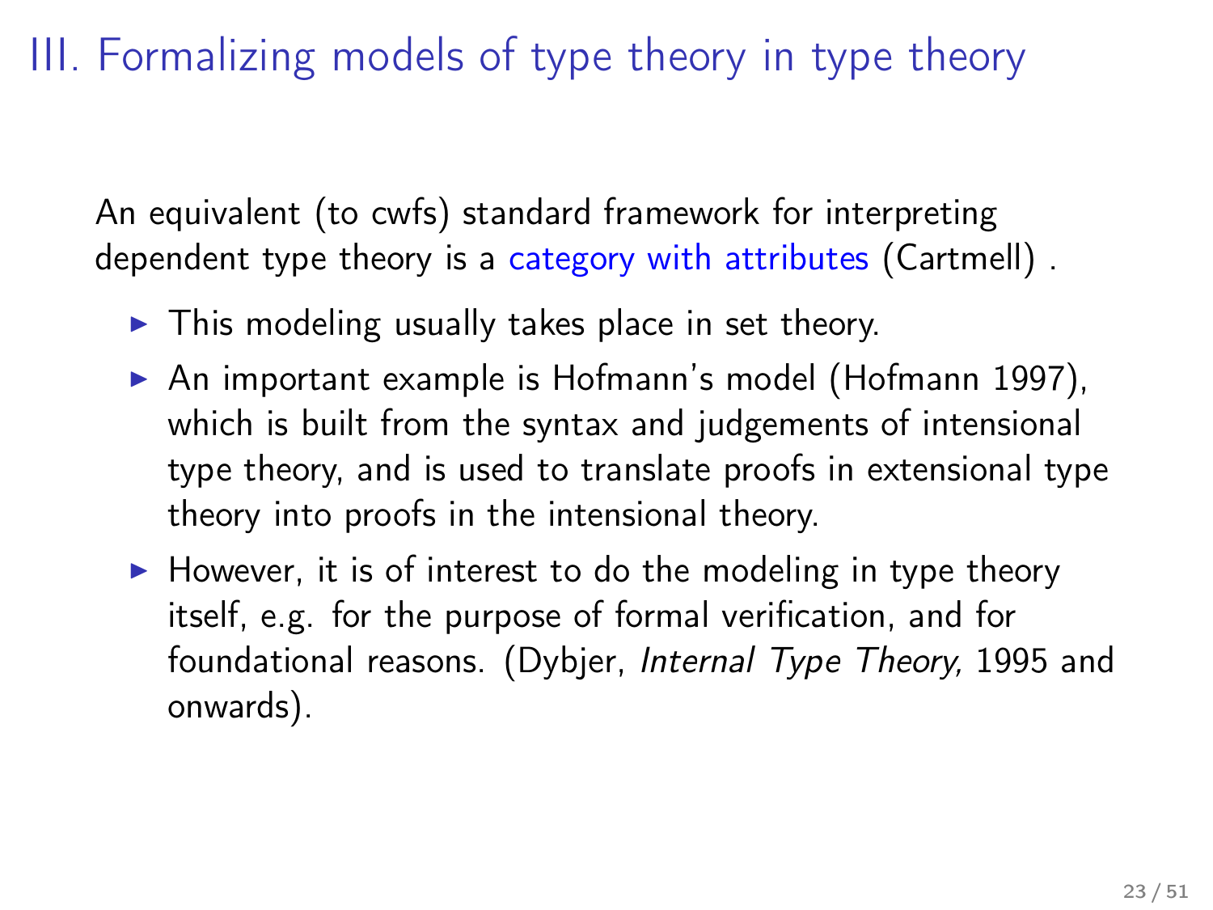# III. Formalizing models of type theory in type theory

An equivalent (to cwfs) standard framework for interpreting dependent type theory is a category with attributes (Cartmell) .

- This modeling usually takes place in set theory.
- An important example is Hofmann's model (Hofmann 1997), which is built from the syntax and judgements of intensional type theory, and is used to translate proofs in extensional type theory into proofs in the intensional theory.
- However, it is of interest to do the modeling in type theory itself, e.g. for the purpose of formal verification, and for foundational reasons. (Dybjer, *Internal Type Theory,* 1995 and onwards).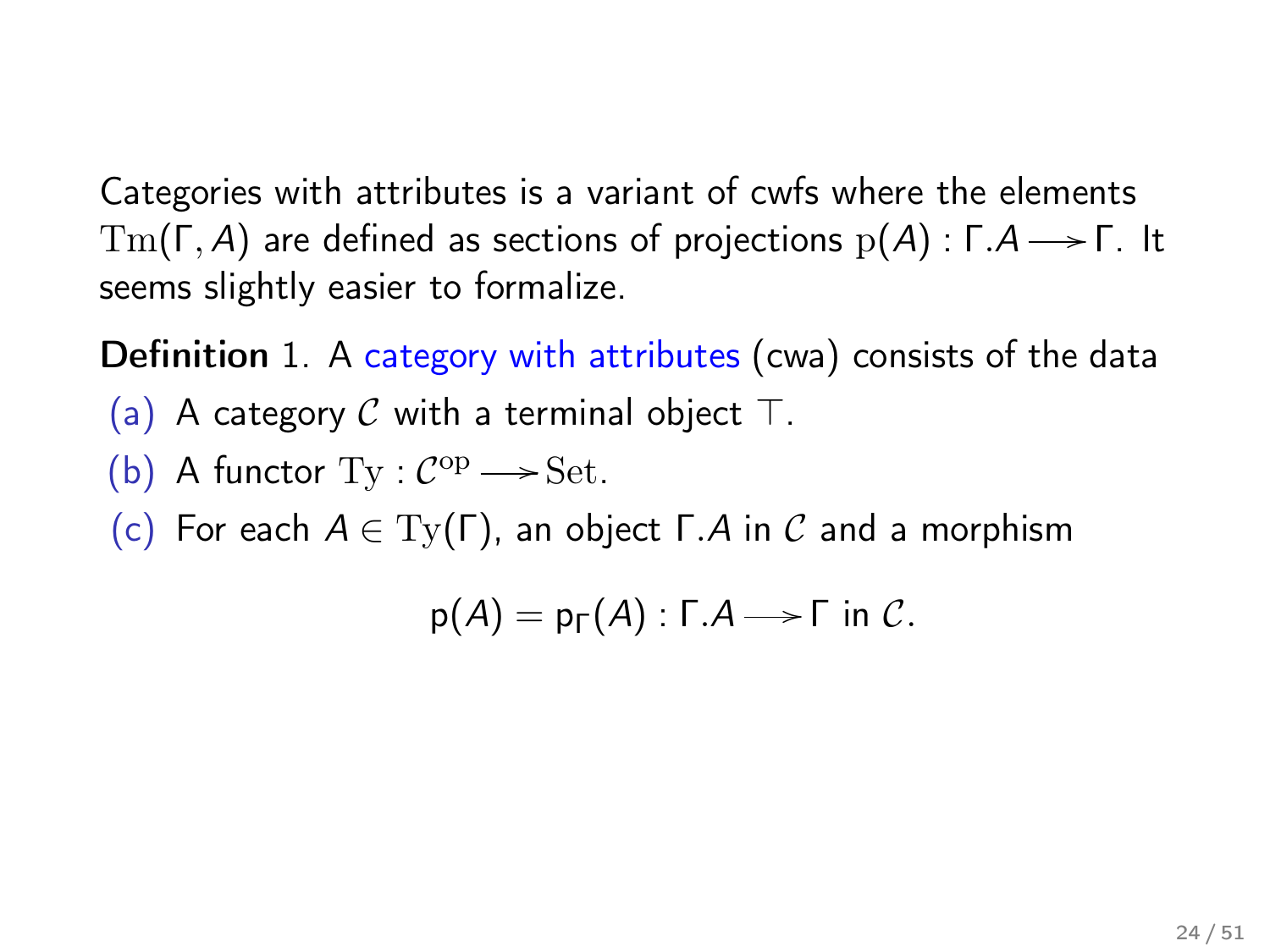Categories with attributes is a variant of cwfs where the elements $\mathrm{Tm}(\Gamma, A)$ are defined as sections of projections $\mathrm{p}(A) : \Gamma.A \longrightarrow \Gamma$. It seems slightly easier to formalize.

**Definition** 1. A category with attributes (cwa) consists of the data

(a) A category $\mathcal{C}$ with a terminal object $\top$.

(b) A functor $\mathrm{Ty} : \mathcal{C}^{\mathrm{op}} \longrightarrow \mathrm{Set}$.

(c) For each $A \in \mathrm{Ty}(\Gamma)$, an object $\Gamma.A$ in $\mathcal{C}$ and a morphism

$$\mathsf{p}(A) = \mathsf{p}_\Gamma(A) : \Gamma.A \longrightarrow \Gamma \text{ in } \mathcal{C}.$$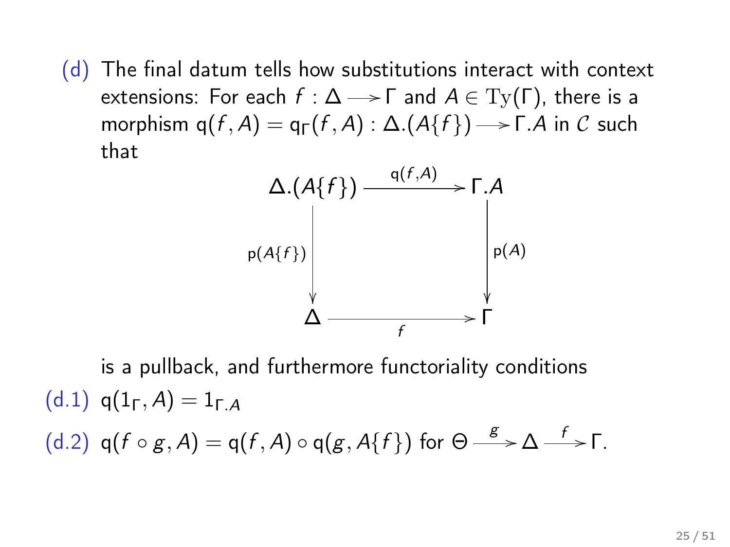(d) The final datum tells how substitutions interact with context extensions: For each $f : \Delta \longrightarrow \Gamma$ and $A \in \mathrm{Ty}(\Gamma)$, there is a morphism $\mathsf{q}(f, A) = \mathsf{q}_\Gamma(f, A) : \Delta.(A\{f\}) \longrightarrow \Gamma.A$ in $\mathcal{C}$ such that

$$
\begin{array}{ccc}
\Delta.(A\{f\}) & \xrightarrow{\mathsf{q}(f,A)} & \Gamma.A \\
{\scriptstyle \mathsf{p}(A\{f\})}\downarrow & & \downarrow{\scriptstyle \mathsf{p}(A)} \\
\Delta & \xrightarrow[f]{} & \Gamma
\end{array}
$$

is a pullback, and furthermore functoriality conditions

(d.1) $\mathsf{q}(1_\Gamma, A) = 1_{\Gamma.A}$

(d.2) $\mathsf{q}(f \circ g, A) = \mathsf{q}(f, A) \circ \mathsf{q}(g, A\{f\})$ for $\Theta \xrightarrow{g} \Delta \xrightarrow{f} \Gamma$.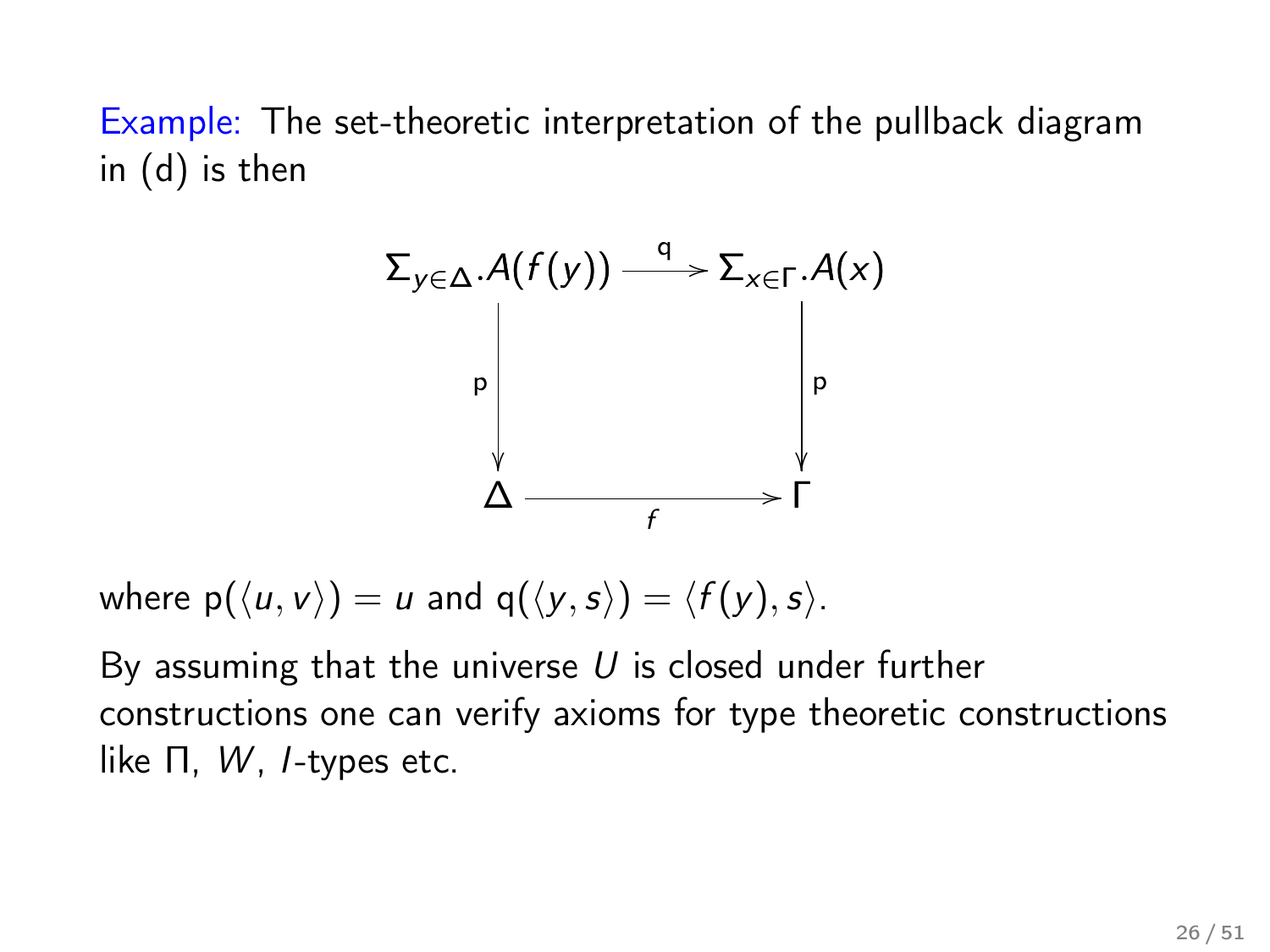Example: The set-theoretic interpretation of the pullback diagram in (d) is then

$$
\begin{array}{ccc}
\Sigma_{y \in \Delta}.A(f(y)) & \xrightarrow{\mathsf{q}} & \Sigma_{x \in \Gamma}.A(x) \\
\Big\downarrow{\scriptstyle \mathsf{p}} & & \Big\downarrow{\scriptstyle \mathsf{p}} \\
\Delta & \xrightarrow[f]{} & \Gamma
\end{array}
$$

where $\mathsf{p}(\langle u, v \rangle) = u$ and $\mathsf{q}(\langle y, s \rangle) = \langle f(y), s \rangle$.

By assuming that the universe $U$ is closed under further constructions one can verify axioms for type theoretic constructions like $\Pi$, $W$, $I$-types etc.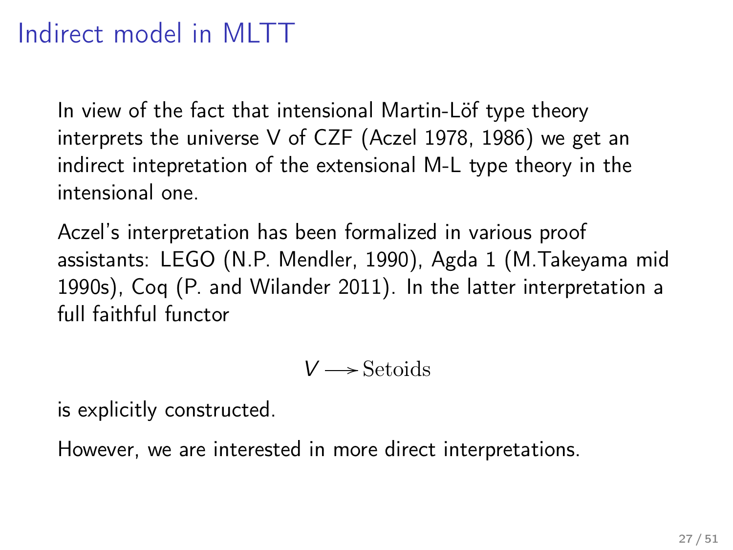# Indirect model in MLTT

In view of the fact that intensional Martin-Löf type theory interprets the universe V of CZF (Aczel 1978, 1986) we get an indirect intepretation of the extensional M-L type theory in the intensional one.

Aczel's interpretation has been formalized in various proof assistants: LEGO (N.P. Mendler, 1990), Agda 1 (M.Takeyama mid 1990s), Coq (P. and Wilander 2011). In the latter interpretation a full faithful functor

$$V \longrightarrow \mathrm{Setoids}$$

is explicitly constructed.

However, we are interested in more direct interpretations.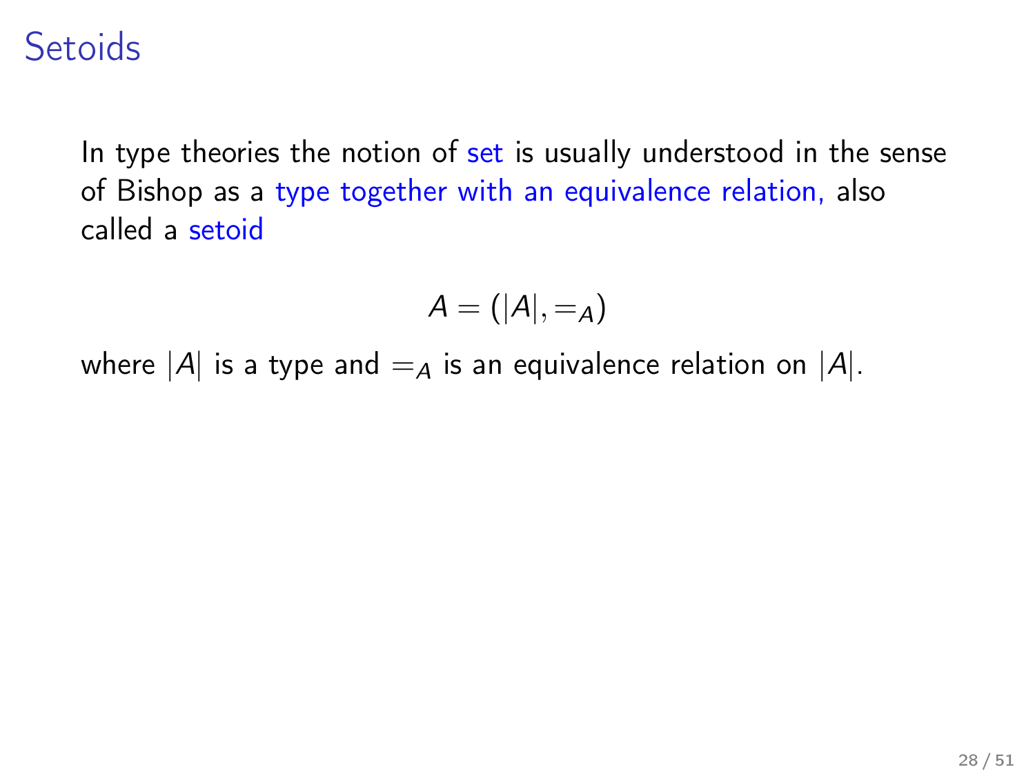# Setoids

In type theories the notion of set is usually understood in the sense of Bishop as a type together with an equivalence relation, also called a setoid

$$A = (|A|, =_A)$$

where $|A|$ is a type and $=_A$ is an equivalence relation on $|A|$.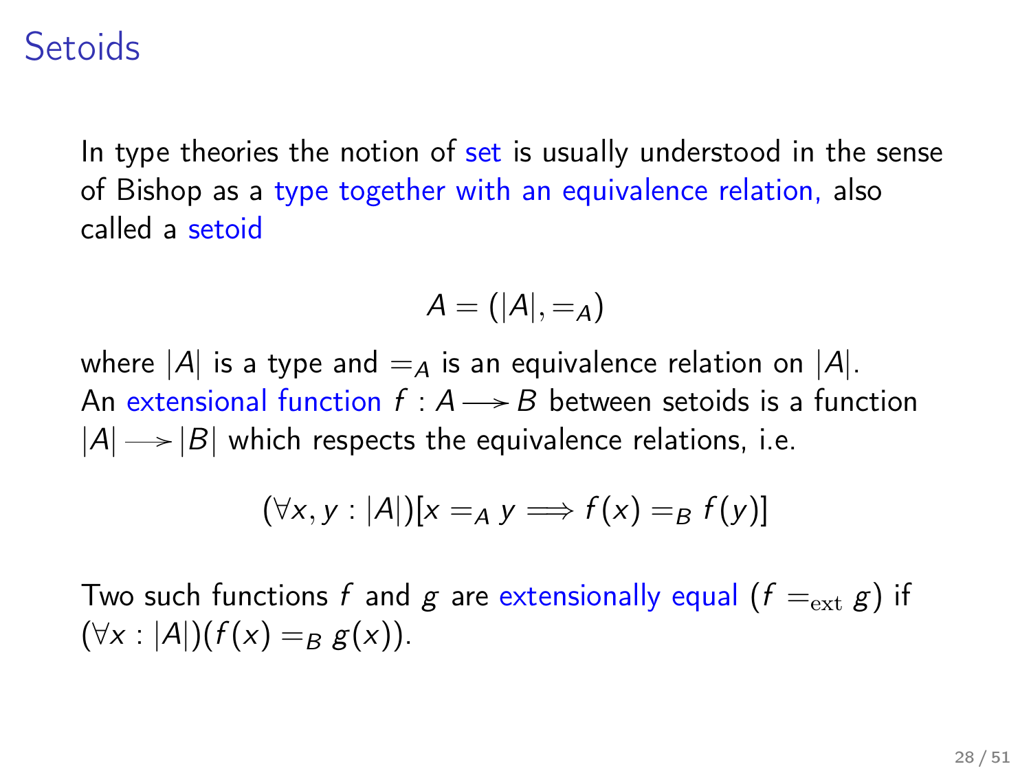# Setoids

In type theories the notion of set is usually understood in the sense of Bishop as a type together with an equivalence relation, also called a setoid

$$A = (|A|, =_A)$$

where $|A|$ is a type and $=_A$ is an equivalence relation on $|A|$.
An extensional function $f : A \longrightarrow B$ between setoids is a function $|A| \longrightarrow |B|$ which respects the equivalence relations, i.e.

$$(\forall x, y : |A|)[x =_A y \Longrightarrow f(x) =_B f(y)]$$

Two such functions $f$ and $g$ are extensionally equal ($f =_{\text{ext}} g$) if $(\forall x : |A|)(f(x) =_B g(x))$.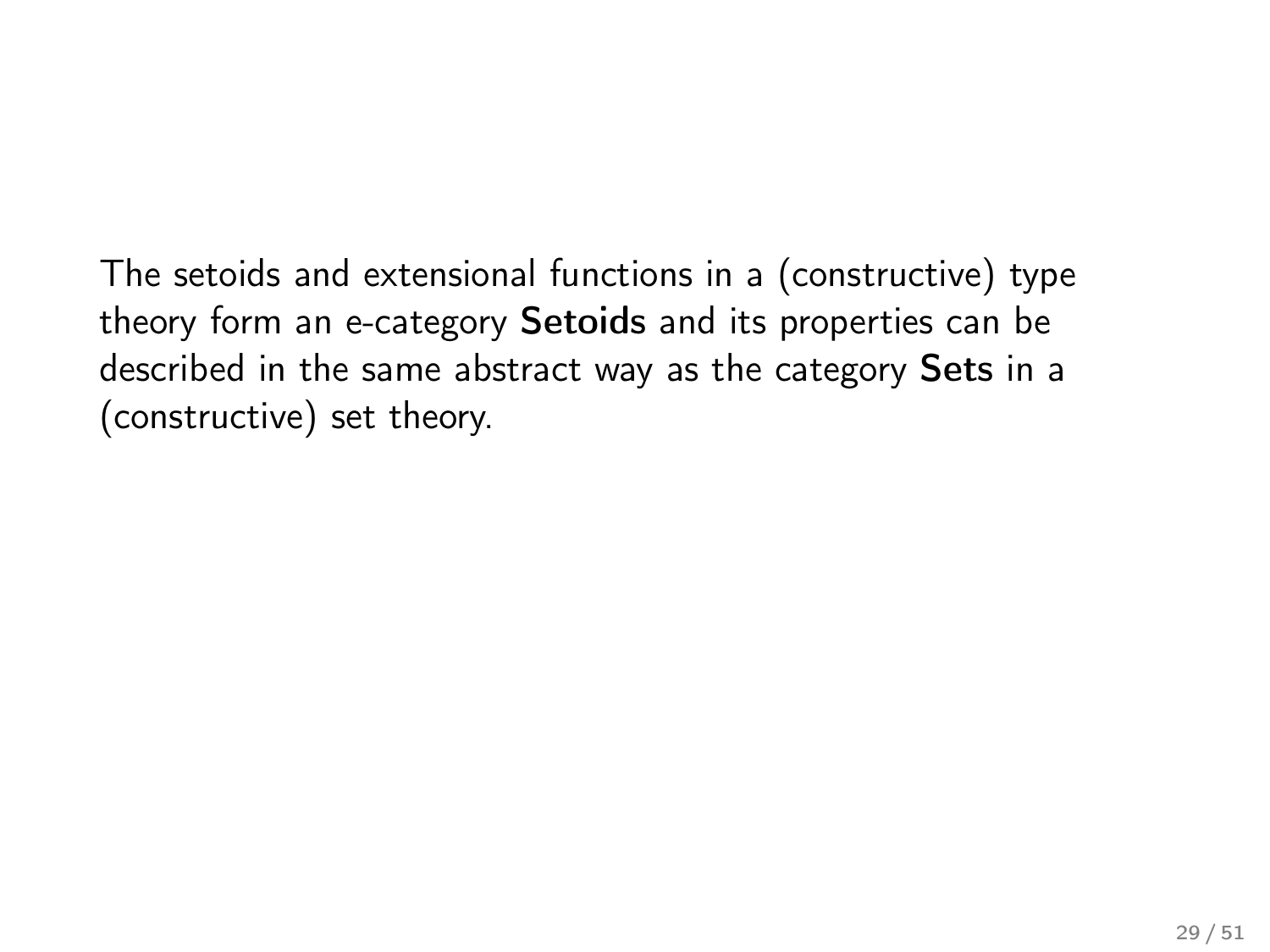The setoids and extensional functions in a (constructive) type theory form an e-category **Setoids** and its properties can be described in the same abstract way as the category **Sets** in a (constructive) set theory.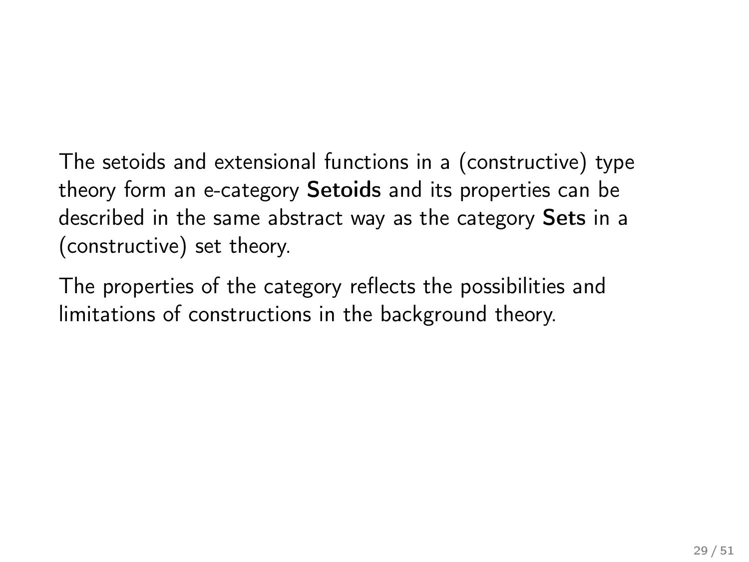The setoids and extensional functions in a (constructive) type theory form an e-category **Setoids** and its properties can be described in the same abstract way as the category **Sets** in a (constructive) set theory.

The properties of the category reflects the possibilities and limitations of constructions in the background theory.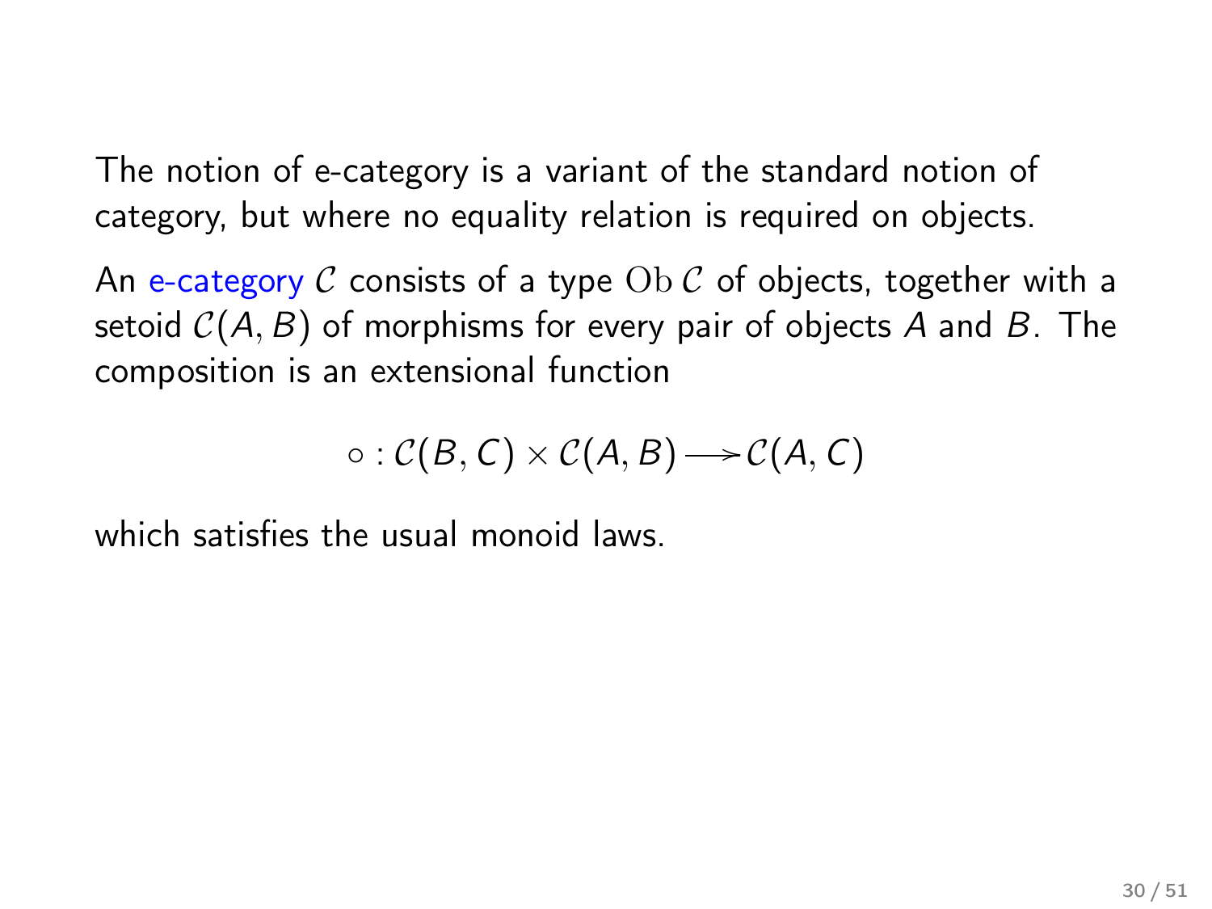The notion of e-category is a variant of the standard notion of category, but where no equality relation is required on objects.

An e-category $\mathcal{C}$ consists of a type $\mathrm{Ob}\,\mathcal{C}$ of objects, together with a setoid $\mathcal{C}(A, B)$ of morphisms for every pair of objects $A$ and $B$. The composition is an extensional function

$$\circ : \mathcal{C}(B, C) \times \mathcal{C}(A, B) \longrightarrow \mathcal{C}(A, C)$$

which satisfies the usual monoid laws.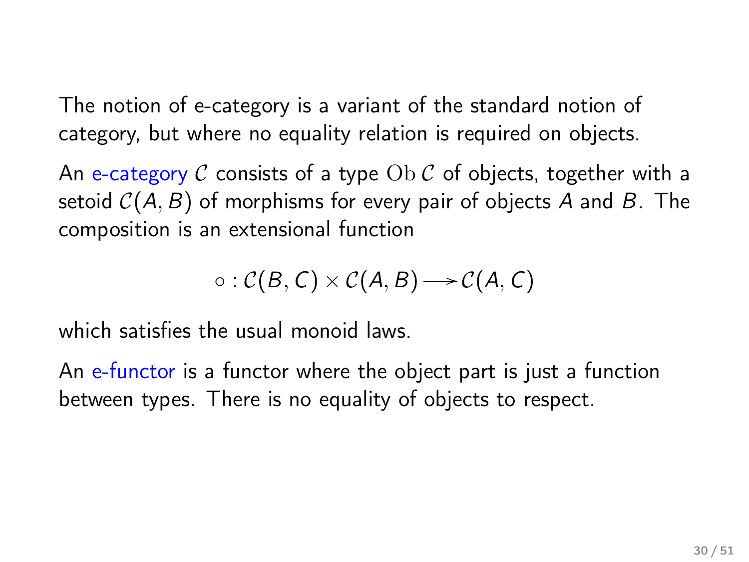The notion of e-category is a variant of the standard notion of category, but where no equality relation is required on objects.

An e-category $\mathcal{C}$ consists of a type $\mathrm{Ob}\,\mathcal{C}$ of objects, together with a setoid $\mathcal{C}(A, B)$ of morphisms for every pair of objects $A$ and $B$. The composition is an extensional function

$$\circ : \mathcal{C}(B, C) \times \mathcal{C}(A, B) \longrightarrow \mathcal{C}(A, C)$$

which satisfies the usual monoid laws.

An e-functor is a functor where the object part is just a function between types. There is no equality of objects to respect.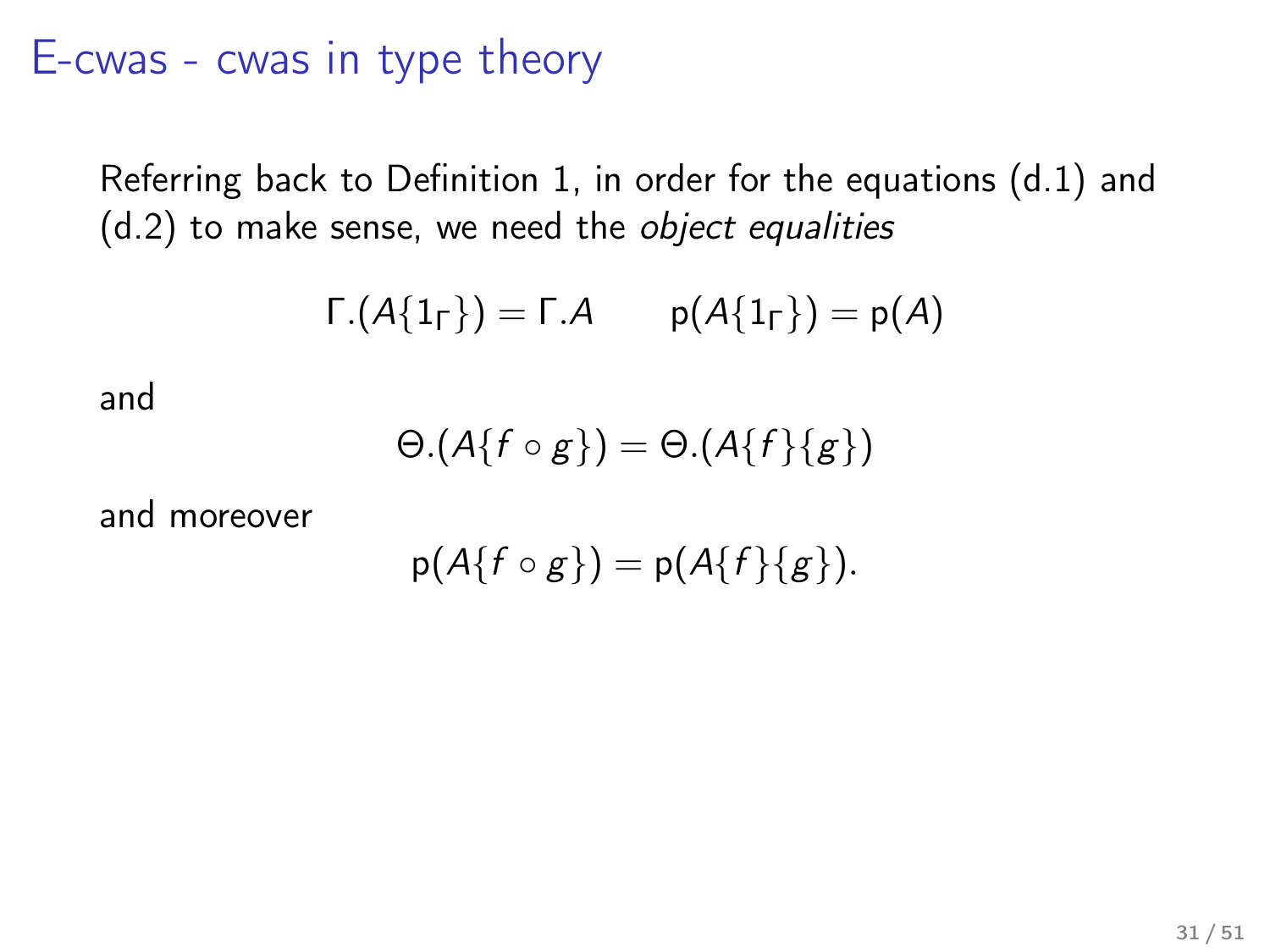# E-cwas - cwas in type theory

Referring back to Definition 1, in order for the equations (d.1) and (d.2) to make sense, we need the *object equalities*

$$\Gamma.(A\{1_\Gamma\}) = \Gamma.A \qquad \mathsf{p}(A\{1_\Gamma\}) = \mathsf{p}(A)$$

and

$$\Theta.(A\{f \circ g\}) = \Theta.(A\{f\}\{g\})$$

and moreover

$$\mathsf{p}(A\{f \circ g\}) = \mathsf{p}(A\{f\}\{g\}).$$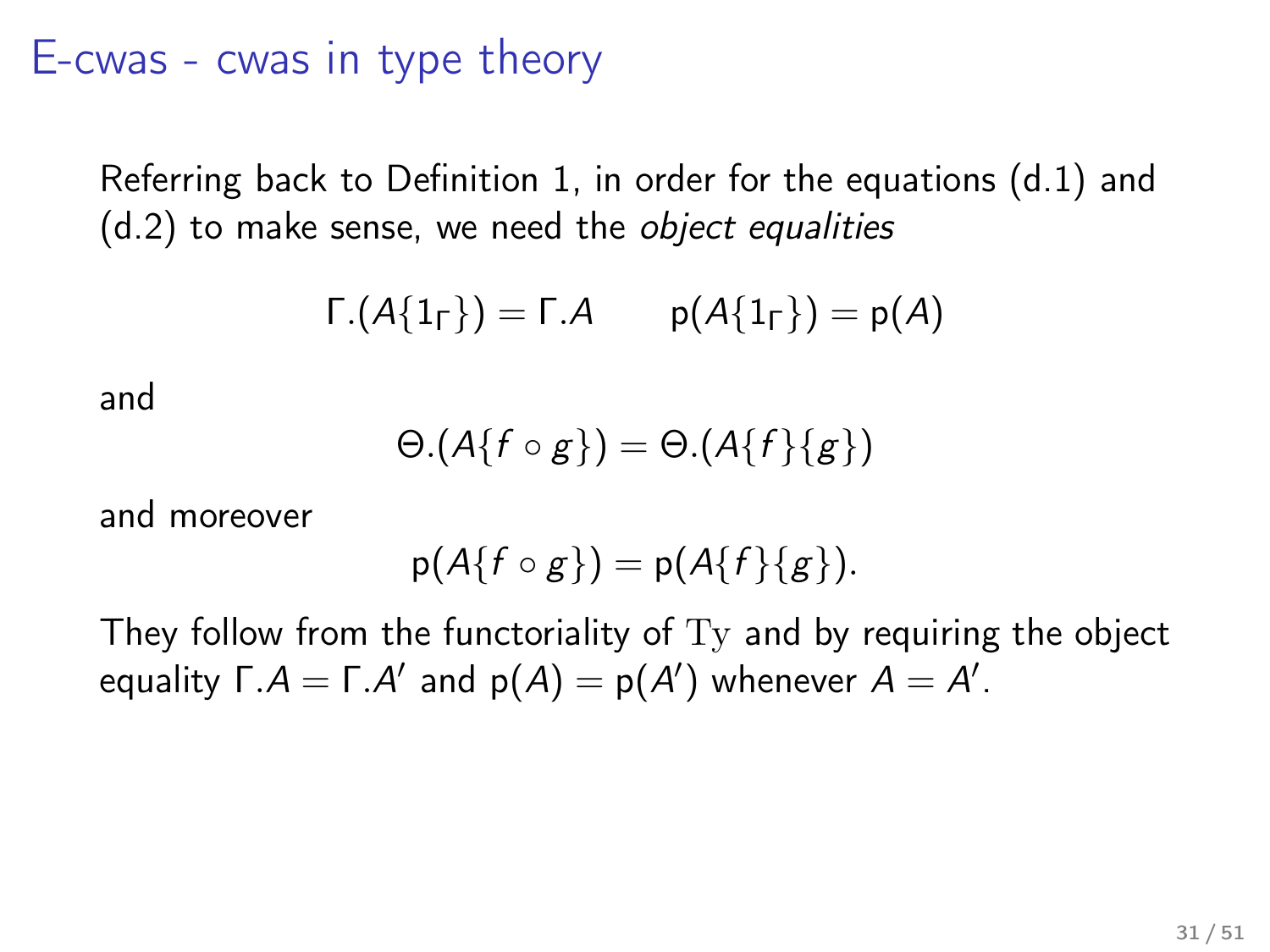# E-cwas - cwas in type theory

Referring back to Definition 1, in order for the equations (d.1) and (d.2) to make sense, we need the *object equalities*

$$\Gamma.(A\{1_\Gamma\}) = \Gamma.A \qquad \mathsf{p}(A\{1_\Gamma\}) = \mathsf{p}(A)$$

and

$$\Theta.(A\{f \circ g\}) = \Theta.(A\{f\}\{g\})$$

and moreover

$$\mathsf{p}(A\{f \circ g\}) = \mathsf{p}(A\{f\}\{g\}).$$

They follow from the functoriality of $\mathrm{Ty}$ and by requiring the object equality $\Gamma.A = \Gamma.A'$ and $\mathsf{p}(A) = \mathsf{p}(A')$ whenever $A = A'$.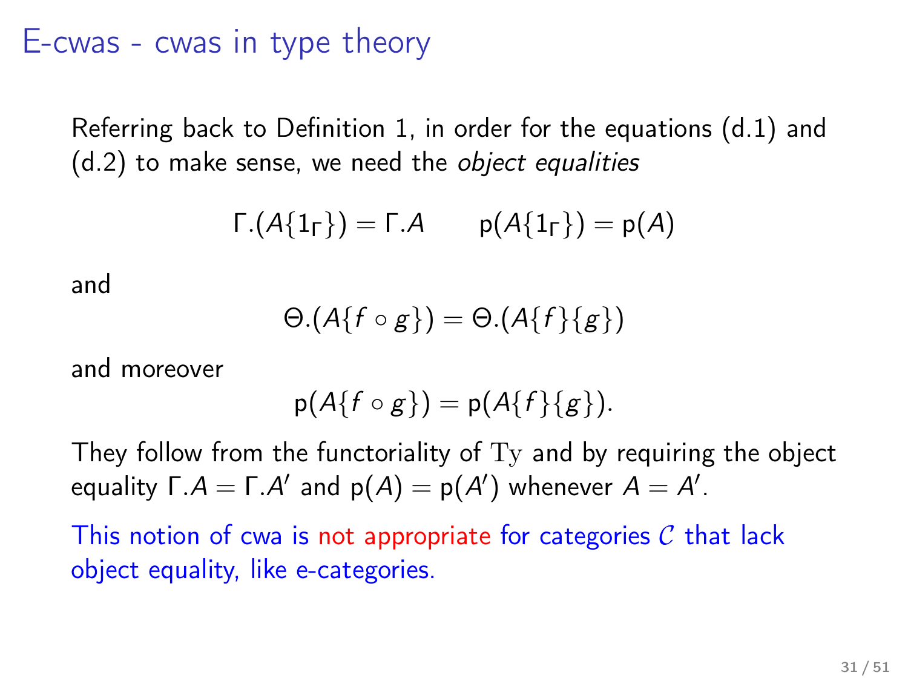# E-cwas - cwas in type theory

Referring back to Definition 1, in order for the equations (d.1) and (d.2) to make sense, we need the *object equalities*

$$\Gamma.(A\{1_\Gamma\}) = \Gamma.A \qquad \mathsf{p}(A\{1_\Gamma\}) = \mathsf{p}(A)$$

and

$$\Theta.(A\{f \circ g\}) = \Theta.(A\{f\}\{g\})$$

and moreover

$$\mathsf{p}(A\{f \circ g\}) = \mathsf{p}(A\{f\}\{g\}).$$

They follow from the functoriality of $\mathrm{Ty}$ and by requiring the object equality $\Gamma.A = \Gamma.A'$ and $\mathsf{p}(A) = \mathsf{p}(A')$ whenever $A = A'$.

This notion of cwa is not appropriate for categories $\mathcal{C}$ that lack object equality, like e-categories.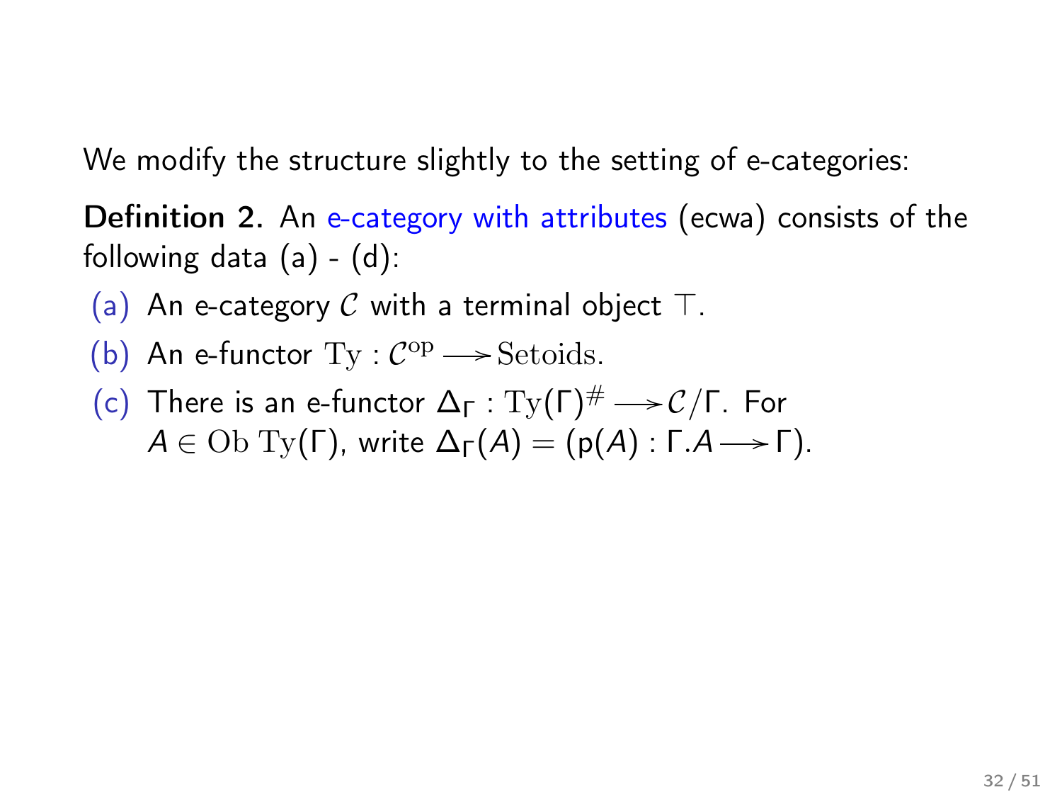We modify the structure slightly to the setting of e-categories:

**Definition 2.** An e-category with attributes (ecwa) consists of the following data (a) - (d):

(a) An e-category $\mathcal{C}$ with a terminal object $\top$.

(b) An e-functor $\mathrm{Ty} : \mathcal{C}^{\mathrm{op}} \longrightarrow \mathrm{Setoids}$.

(c) There is an e-functor $\Delta_\Gamma : \mathrm{Ty}(\Gamma)^{\#} \longrightarrow \mathcal{C}/\Gamma$. For $A \in \mathrm{Ob}\ \mathrm{Ty}(\Gamma)$, write $\Delta_\Gamma(A) = (\mathsf{p}(A) : \Gamma.A \longrightarrow \Gamma)$.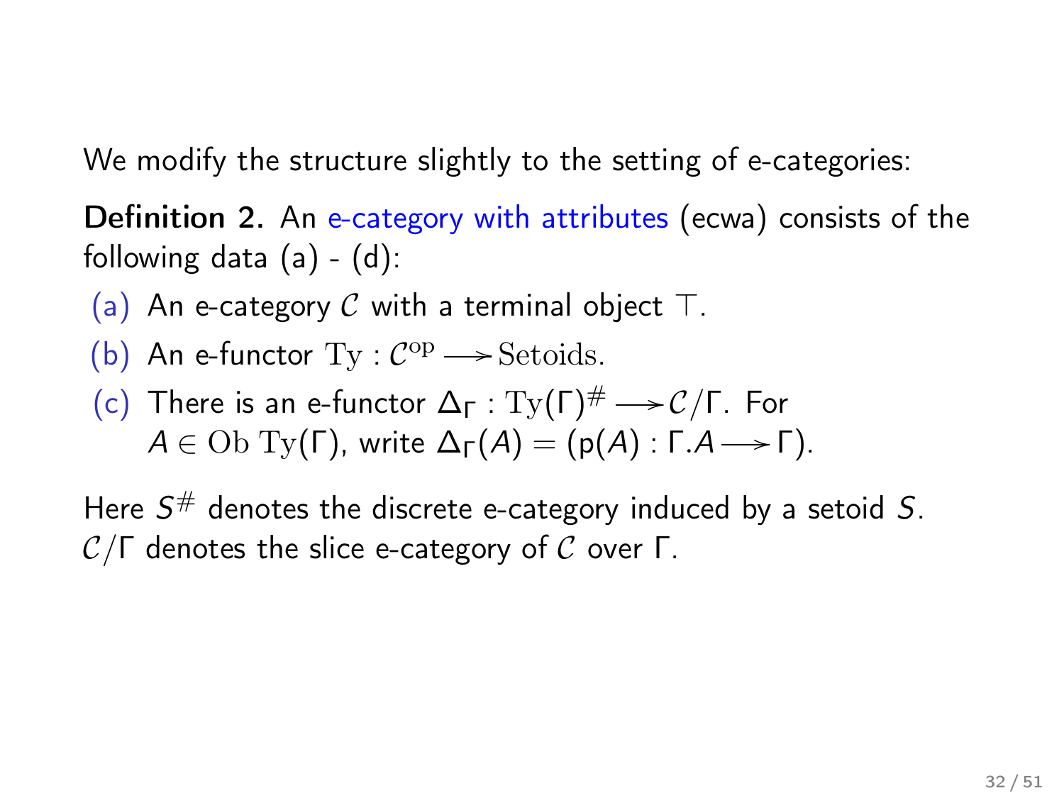We modify the structure slightly to the setting of e-categories:

**Definition 2.** An e-category with attributes (ecwa) consists of the following data (a) - (d):

(a) An e-category $\mathcal{C}$ with a terminal object $\top$.

(b) An e-functor $\mathrm{Ty} : \mathcal{C}^{\mathrm{op}} \longrightarrow \mathrm{Setoids}$.

(c) There is an e-functor $\Delta_\Gamma : \mathrm{Ty}(\Gamma)^\# \longrightarrow \mathcal{C}/\Gamma$. For $A \in \mathrm{Ob}\ \mathrm{Ty}(\Gamma)$, write $\Delta_\Gamma(A) = (\mathsf{p}(A) : \Gamma.A \longrightarrow \Gamma)$.

Here $S^\#$ denotes the discrete e-category induced by a setoid $S$. $\mathcal{C}/\Gamma$ denotes the slice e-category of $\mathcal{C}$ over $\Gamma$.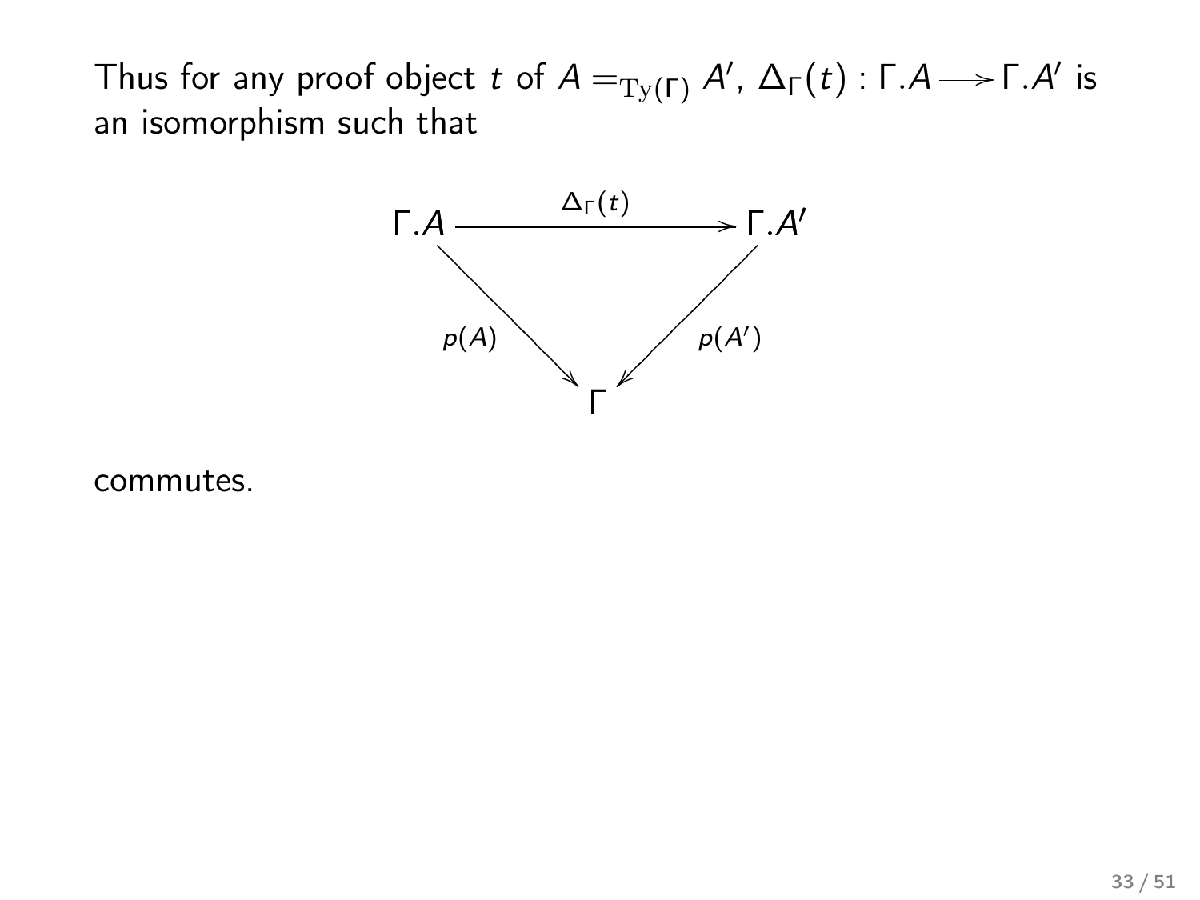Thus for any proof object $t$ of $A =_{\mathrm{Ty}(\Gamma)} A'$, $\Delta_\Gamma(t) : \Gamma.A \longrightarrow \Gamma.A'$ is an isomorphism such that

$$
\begin{array}{ccc}
\Gamma.A & \xrightarrow{\quad \Delta_\Gamma(t) \quad} & \Gamma.A' \\
& {\scriptstyle p(A)} \searrow \quad \swarrow {\scriptstyle p(A')} & \\
& \Gamma &
\end{array}
$$

commutes.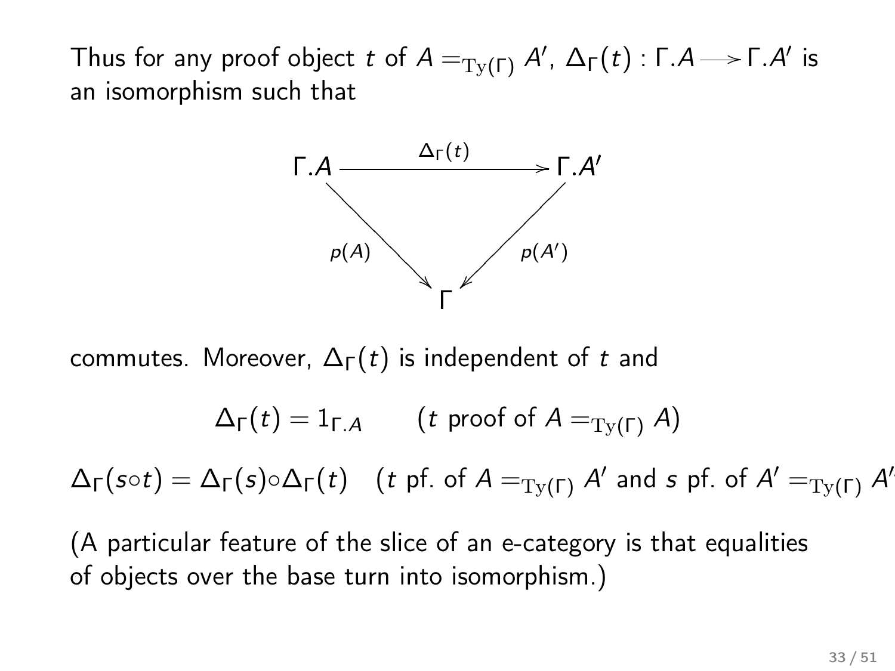Thus for any proof object $t$ of $A =_{\mathrm{Ty}(\Gamma)} A'$, $\Delta_\Gamma(t) : \Gamma.A \longrightarrow \Gamma.A'$ is an isomorphism such that

$$
\begin{array}{ccc}
\Gamma.A & \xrightarrow{\Delta_\Gamma(t)} & \Gamma.A' \\
& {\scriptstyle p(A)} \searrow \quad \swarrow {\scriptstyle p(A')} & \\
& \Gamma &
\end{array}
$$

commutes. Moreover, $\Delta_\Gamma(t)$ is independent of $t$ and

$$\Delta_\Gamma(t) = 1_{\Gamma.A} \qquad (t \text{ proof of } A =_{\mathrm{Ty}(\Gamma)} A)$$

$$\Delta_\Gamma(s \circ t) = \Delta_\Gamma(s) \circ \Delta_\Gamma(t) \quad (t \text{ pf. of } A =_{\mathrm{Ty}(\Gamma)} A' \text{ and } s \text{ pf. of } A' =_{\mathrm{Ty}(\Gamma)} A''$$

(A particular feature of the slice of an e-category is that equalities of objects over the base turn into isomorphism.)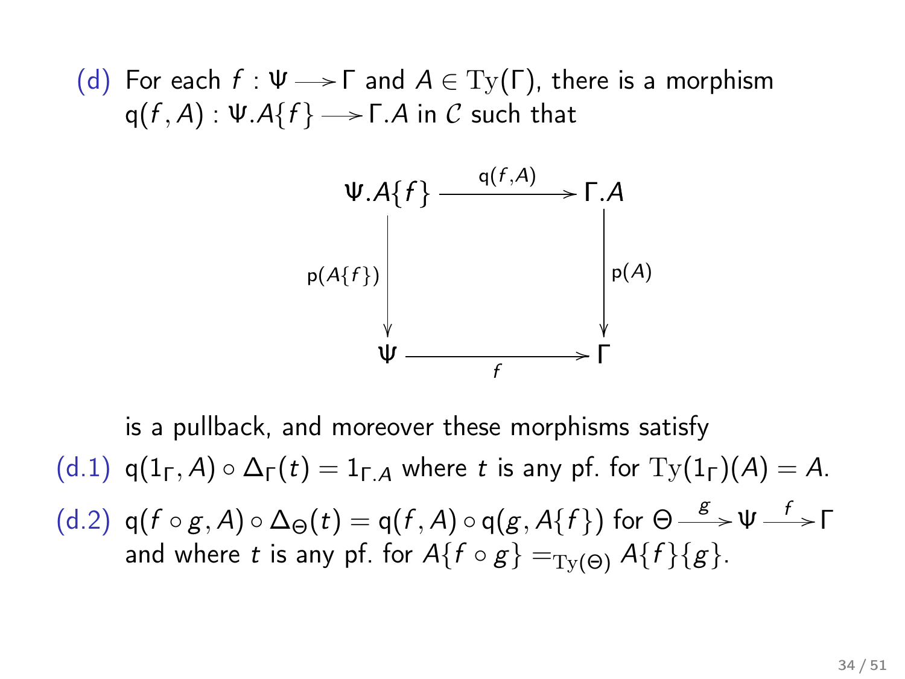(d) For each $f : \Psi \longrightarrow \Gamma$ and $A \in \mathrm{Ty}(\Gamma)$, there is a morphism $\mathsf{q}(f, A) : \Psi.A\{f\} \longrightarrow \Gamma.A$ in $\mathcal{C}$ such that

$$
\begin{array}{ccc}
\Psi.A\{f\} & \xrightarrow{\mathsf{q}(f,A)} & \Gamma.A \\
{\scriptstyle \mathsf{p}(A\{f\})}\downarrow & & \downarrow{\scriptstyle \mathsf{p}(A)} \\
\Psi & \xrightarrow[f]{} & \Gamma
\end{array}
$$

is a pullback, and moreover these morphisms satisfy

(d.1) $\mathsf{q}(1_\Gamma, A) \circ \Delta_\Gamma(t) = 1_{\Gamma.A}$ where $t$ is any pf. for $\mathrm{Ty}(1_\Gamma)(A) = A$.

(d.2) $\mathsf{q}(f \circ g, A) \circ \Delta_\Theta(t) = \mathsf{q}(f, A) \circ \mathsf{q}(g, A\{f\})$ for $\Theta \xrightarrow{g} \Psi \xrightarrow{f} \Gamma$ and where $t$ is any pf. for $A\{f \circ g\} =_{\mathrm{Ty}(\Theta)} A\{f\}\{g\}$.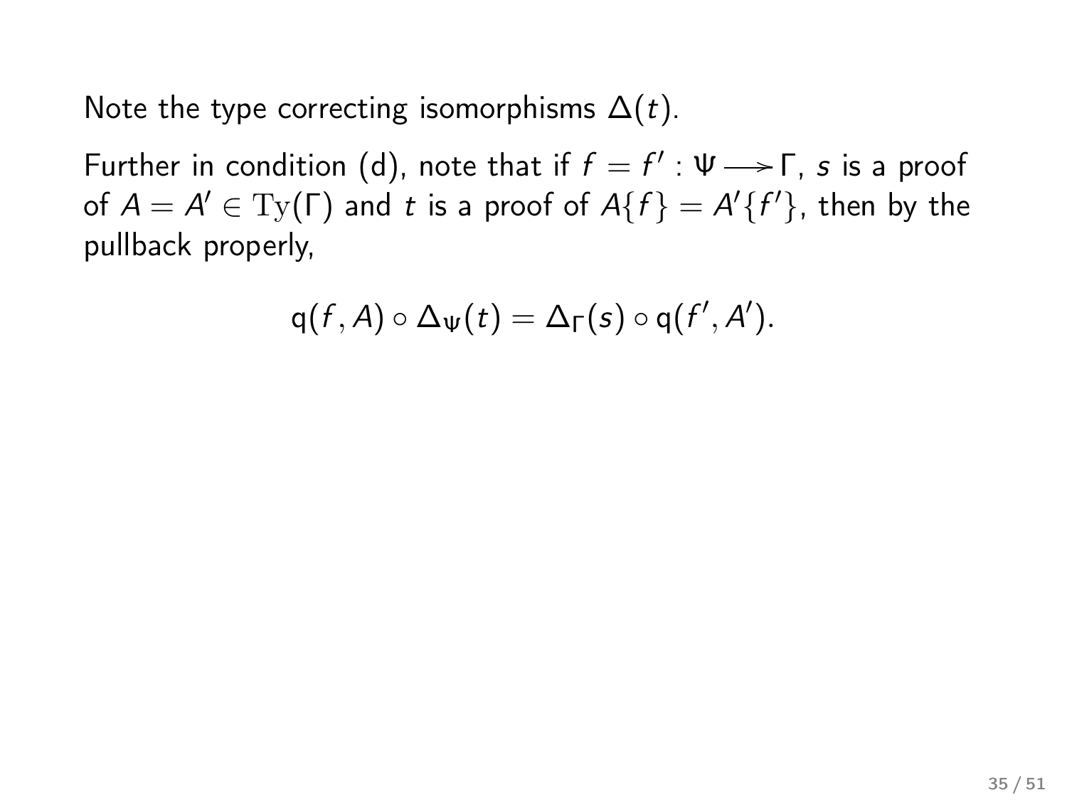Note the type correcting isomorphisms $\Delta(t)$.

Further in condition (d), note that if $f = f' : \Psi \longrightarrow \Gamma$, $s$ is a proof of $A = A' \in \mathrm{Ty}(\Gamma)$ and $t$ is a proof of $A\{f\} = A'\{f'\}$, then by the pullback properly,

$$\mathsf{q}(f, A) \circ \Delta_\Psi(t) = \Delta_\Gamma(s) \circ \mathsf{q}(f', A').$$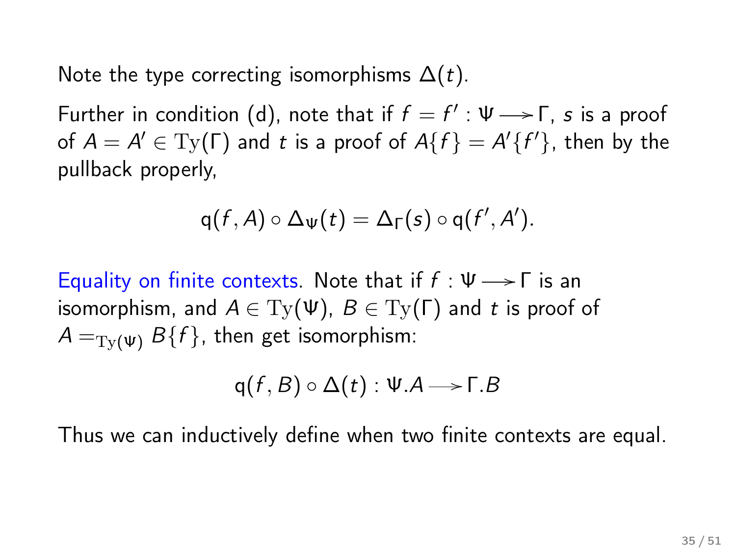Note the type correcting isomorphisms $\Delta(t)$.

Further in condition (d), note that if $f = f' : \Psi \longrightarrow \Gamma$, $s$ is a proof of $A = A' \in \mathrm{Ty}(\Gamma)$ and $t$ is a proof of $A\{f\} = A'\{f'\}$, then by the pullback properly,

$$\mathsf{q}(f, A) \circ \Delta_\Psi(t) = \Delta_\Gamma(s) \circ \mathsf{q}(f', A').$$

Equality on finite contexts. Note that if $f : \Psi \longrightarrow \Gamma$ is an isomorphism, and $A \in \mathrm{Ty}(\Psi)$, $B \in \mathrm{Ty}(\Gamma)$ and $t$ is proof of $A =_{\mathrm{Ty}(\Psi)} B\{f\}$, then get isomorphism:

$$\mathsf{q}(f, B) \circ \Delta(t) : \Psi.A \longrightarrow \Gamma.B$$

Thus we can inductively define when two finite contexts are equal.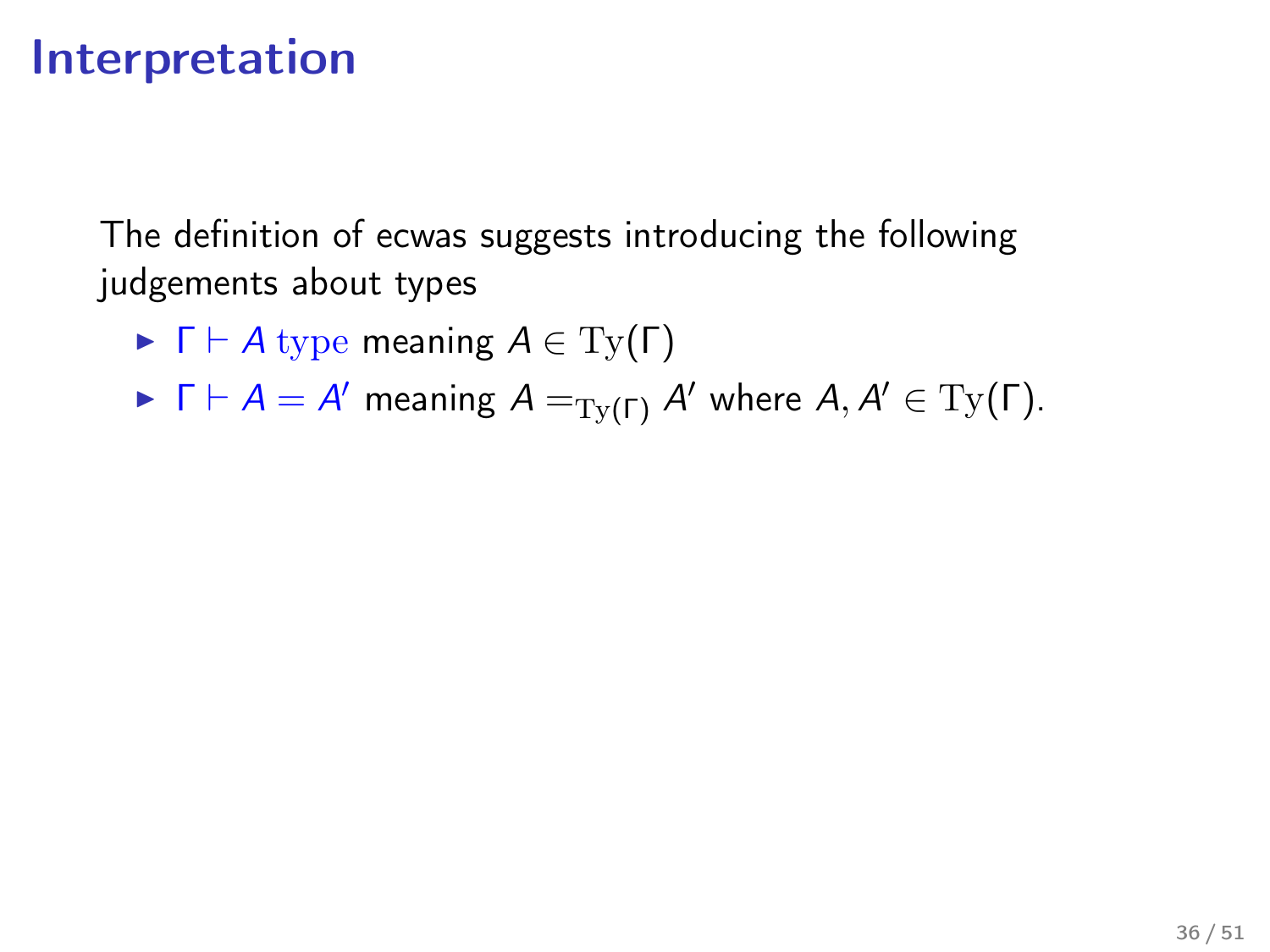# Interpretation

The definition of ecwas suggests introducing the following judgements about types

- $\Gamma \vdash A \ \mathrm{type}$ meaning $A \in \mathrm{Ty}(\Gamma)$
- $\Gamma \vdash A = A'$ meaning $A =_{\mathrm{Ty}(\Gamma)} A'$ where $A, A' \in \mathrm{Ty}(\Gamma)$.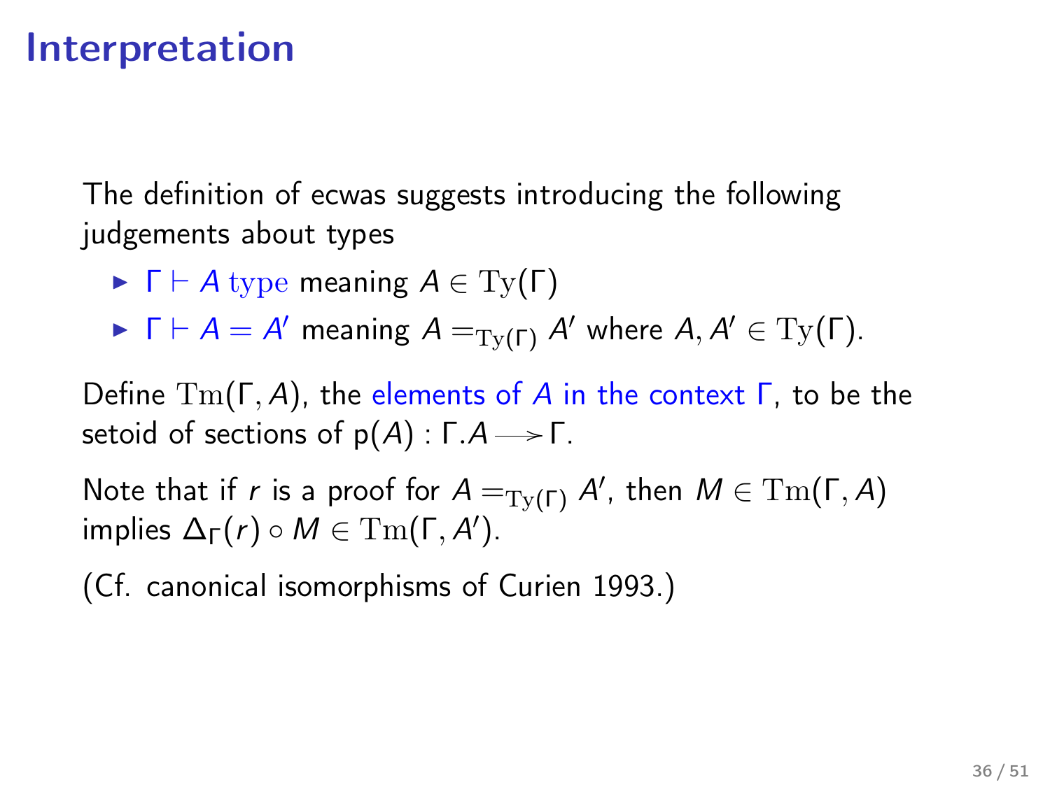# Interpretation

The definition of ecwas suggests introducing the following judgements about types

- $\Gamma \vdash A \ \mathrm{type}$ meaning $A \in \mathrm{Ty}(\Gamma)$
- $\Gamma \vdash A = A'$ meaning $A =_{\mathrm{Ty}(\Gamma)} A'$ where $A, A' \in \mathrm{Ty}(\Gamma)$.

Define $\mathrm{Tm}(\Gamma, A)$, the elements of $A$ in the context $\Gamma$, to be the setoid of sections of $\mathsf{p}(A) : \Gamma.A \longrightarrow \Gamma$.

Note that if $r$ is a proof for $A =_{\mathrm{Ty}(\Gamma)} A'$, then $M \in \mathrm{Tm}(\Gamma, A)$ implies $\Delta_\Gamma(r) \circ M \in \mathrm{Tm}(\Gamma, A')$.

(Cf. canonical isomorphisms of Curien 1993.)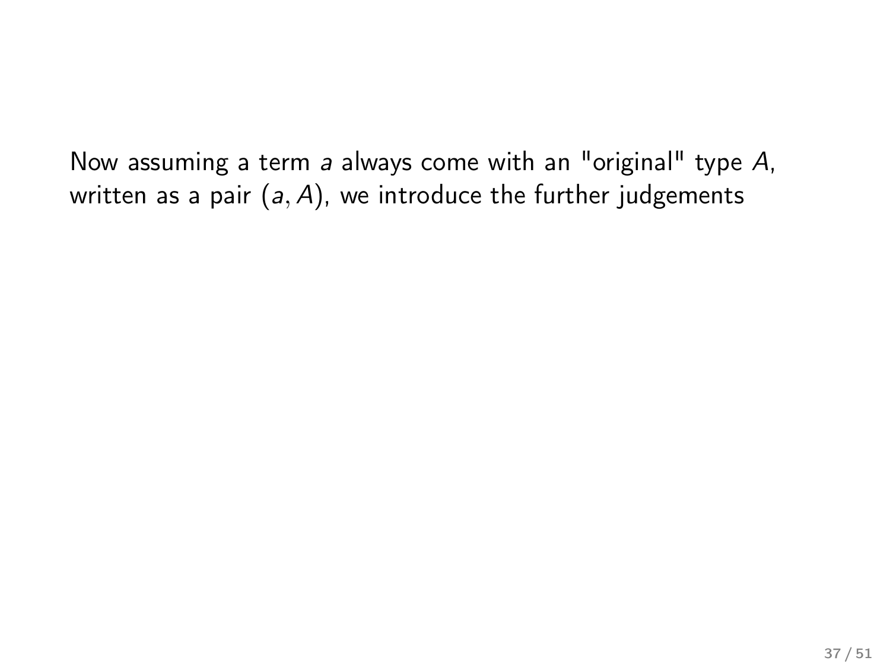Now assuming a term $a$ always come with an "original" type $A$, written as a pair $(a, A)$, we introduce the further judgements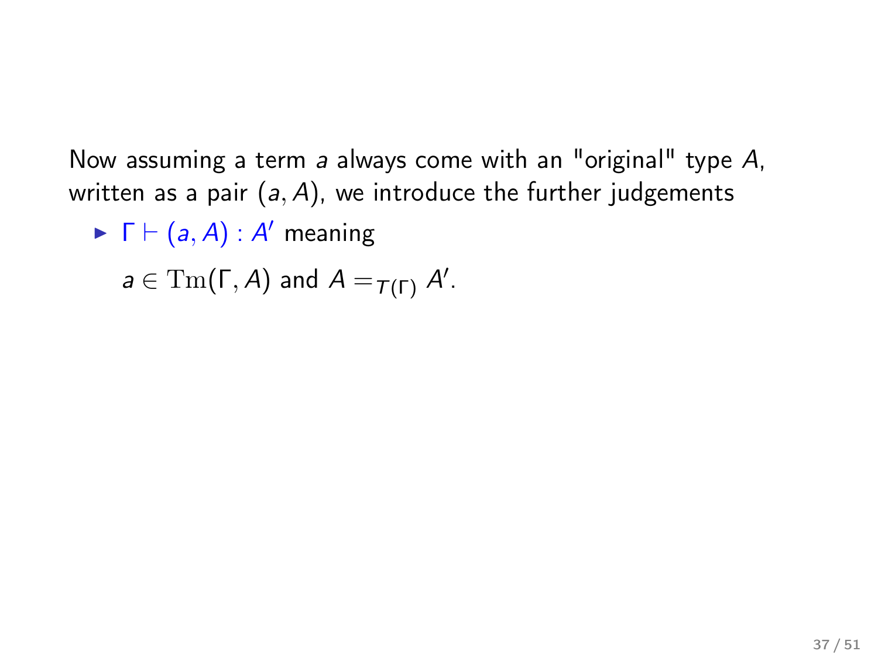Now assuming a term $a$ always come with an "original" type $A$, written as a pair $(a, A)$, we introduce the further judgements

- $\Gamma \vdash (a, A) : A'$ meaning

  $a \in \mathrm{Tm}(\Gamma, A)$ and $A =_{T(\Gamma)} A'$.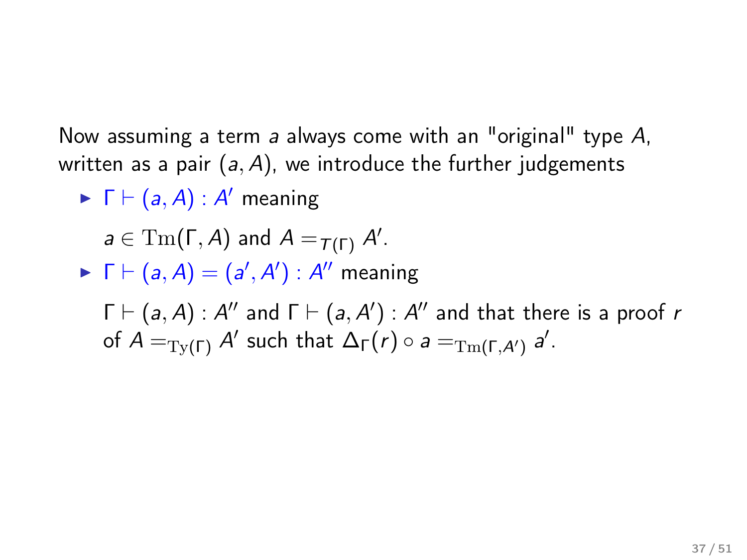Now assuming a term $a$ always come with an "original" type $A$, written as a pair $(a, A)$, we introduce the further judgements

- $\Gamma \vdash (a, A) : A'$ meaning

  $a \in \mathrm{Tm}(\Gamma, A)$ and $A =_{T(\Gamma)} A'$.

- $\Gamma \vdash (a, A) = (a', A') : A''$ meaning

  $\Gamma \vdash (a, A) : A''$ and $\Gamma \vdash (a, A') : A''$ and that there is a proof $r$ of $A =_{\mathrm{Ty}(\Gamma)} A'$ such that $\Delta_\Gamma(r) \circ a =_{\mathrm{Tm}(\Gamma, A')} a'$.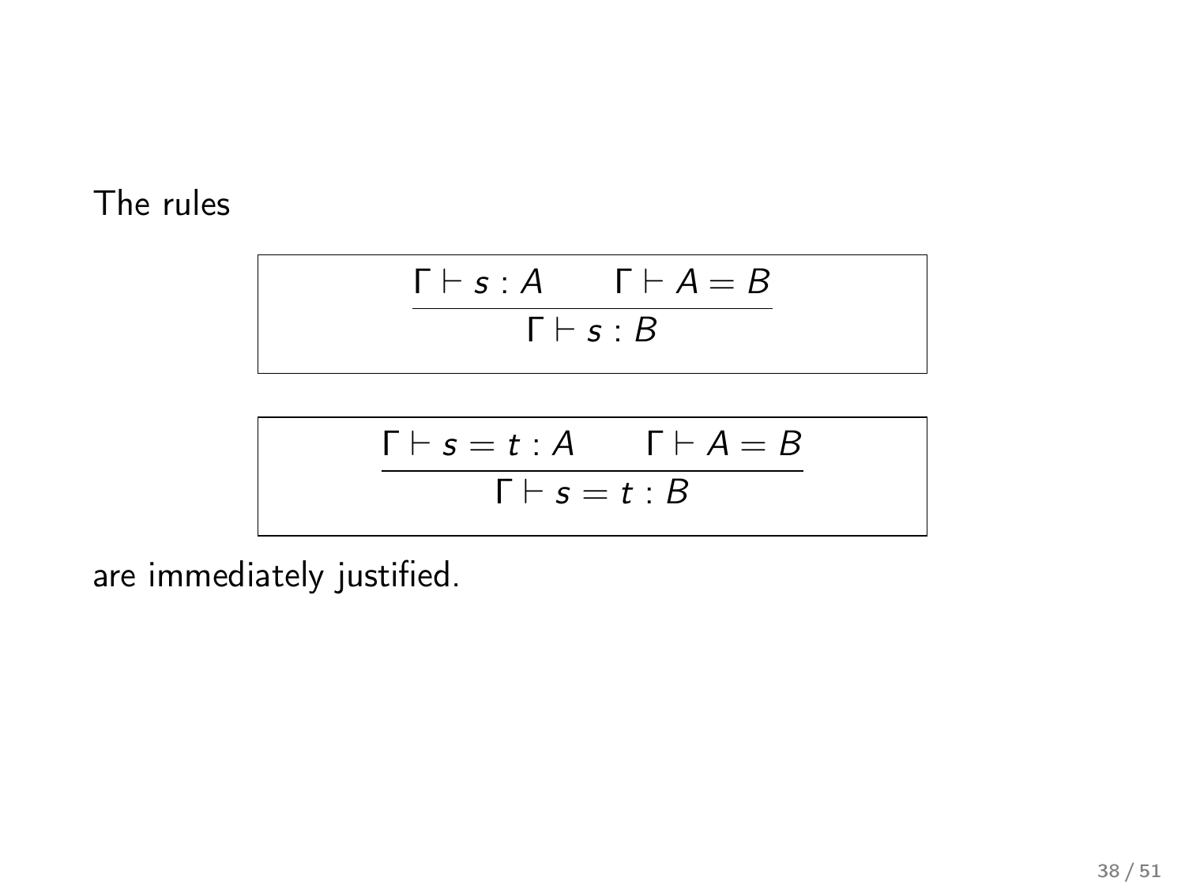The rules

$$\frac{\Gamma \vdash s : A \qquad \Gamma \vdash A = B}{\Gamma \vdash s : B}$$

$$\frac{\Gamma \vdash s = t : A \qquad \Gamma \vdash A = B}{\Gamma \vdash s = t : B}$$

are immediately justified.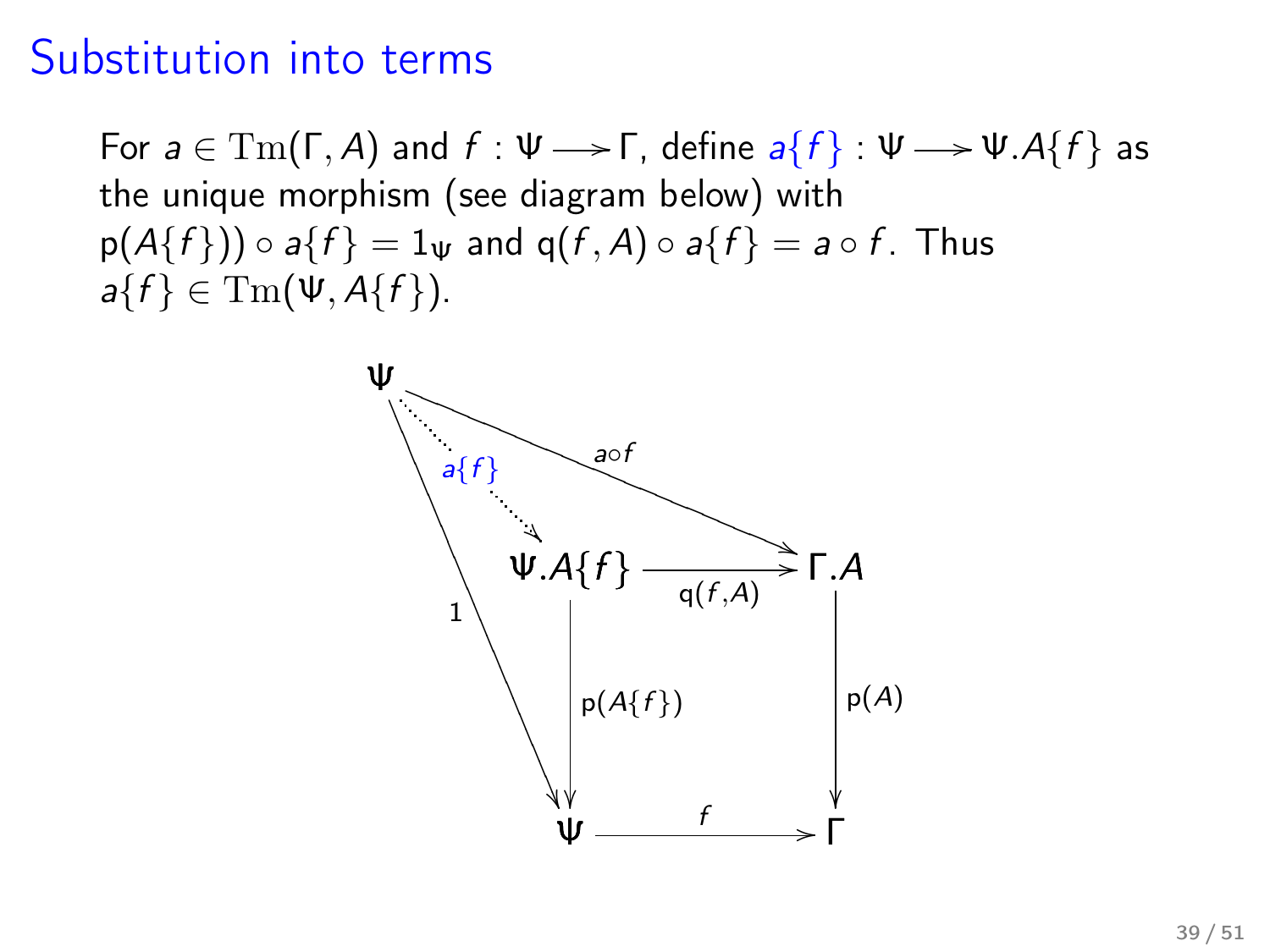# Substitution into terms

For $a \in \mathrm{Tm}(\Gamma, A)$ and $f : \Psi \longrightarrow \Gamma$, define $a\{f\} : \Psi \longrightarrow \Psi.A\{f\}$ as the unique morphism (see diagram below) with $\mathsf{p}(A\{f\})) \circ a\{f\} = 1_\Psi$ and $\mathsf{q}(f, A) \circ a\{f\} = a \circ f$. Thus $a\{f\} \in \mathrm{Tm}(\Psi, A\{f\})$.

$$
\begin{array}{ccccc}
\Psi & & & & \\
 & \overset{a\{f\}}{\searrow} & & \overset{a \circ f}{\searrow} & \\
 & & \Psi.A\{f\} & \xrightarrow{\mathsf{q}(f,A)} & \Gamma.A \\
 & {}_{1}\searrow & \downarrow{\scriptstyle \mathsf{p}(A\{f\})} & & \downarrow{\scriptstyle \mathsf{p}(A)} \\
 & & \Psi & \xrightarrow{f} & \Gamma
\end{array}
$$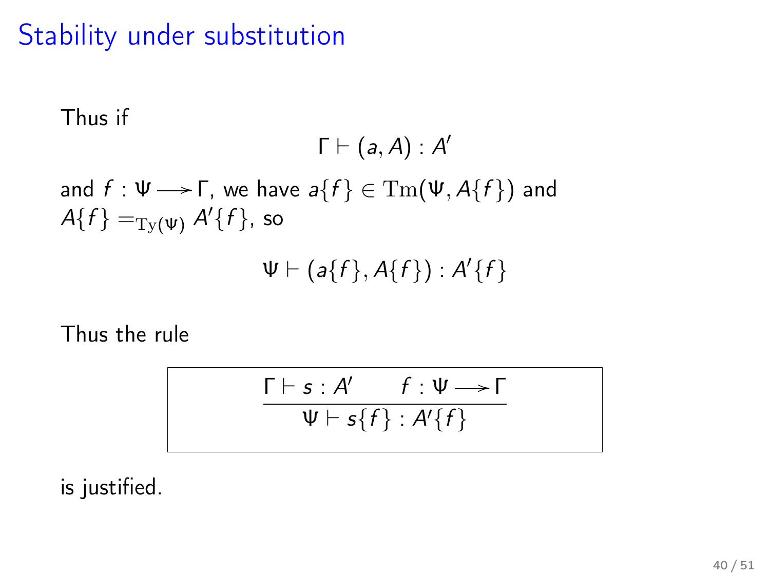# Stability under substitution

Thus if

$$\Gamma \vdash (a, A) : A'$$

and $f : \Psi \longrightarrow \Gamma$, we have $a\{f\} \in \mathrm{Tm}(\Psi, A\{f\})$ and $A\{f\} =_{\mathrm{Ty}(\Psi)} A'\{f\}$, so

$$\Psi \vdash (a\{f\}, A\{f\}) : A'\{f\}$$

Thus the rule

$$\frac{\Gamma \vdash s : A' \qquad f : \Psi \longrightarrow \Gamma}{\Psi \vdash s\{f\} : A'\{f\}}$$

is justified.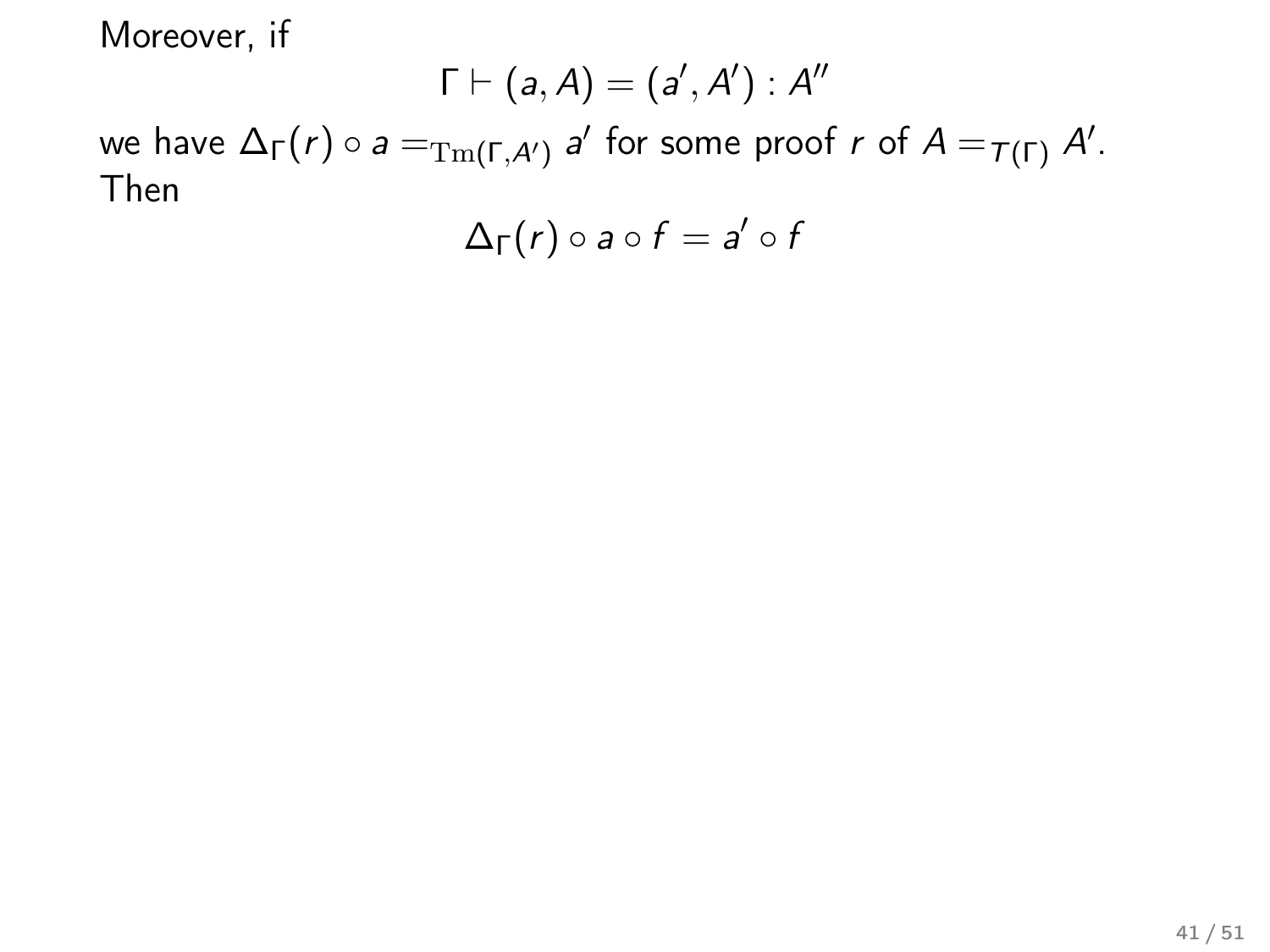Moreover, if

$$\Gamma \vdash (a, A) = (a', A') : A''$$

we have $\Delta_\Gamma(r) \circ a =_{\mathrm{Tm}(\Gamma, A')} a'$ for some proof $r$ of $A =_{T(\Gamma)} A'$.
Then

$$\Delta_\Gamma(r) \circ a \circ f = a' \circ f$$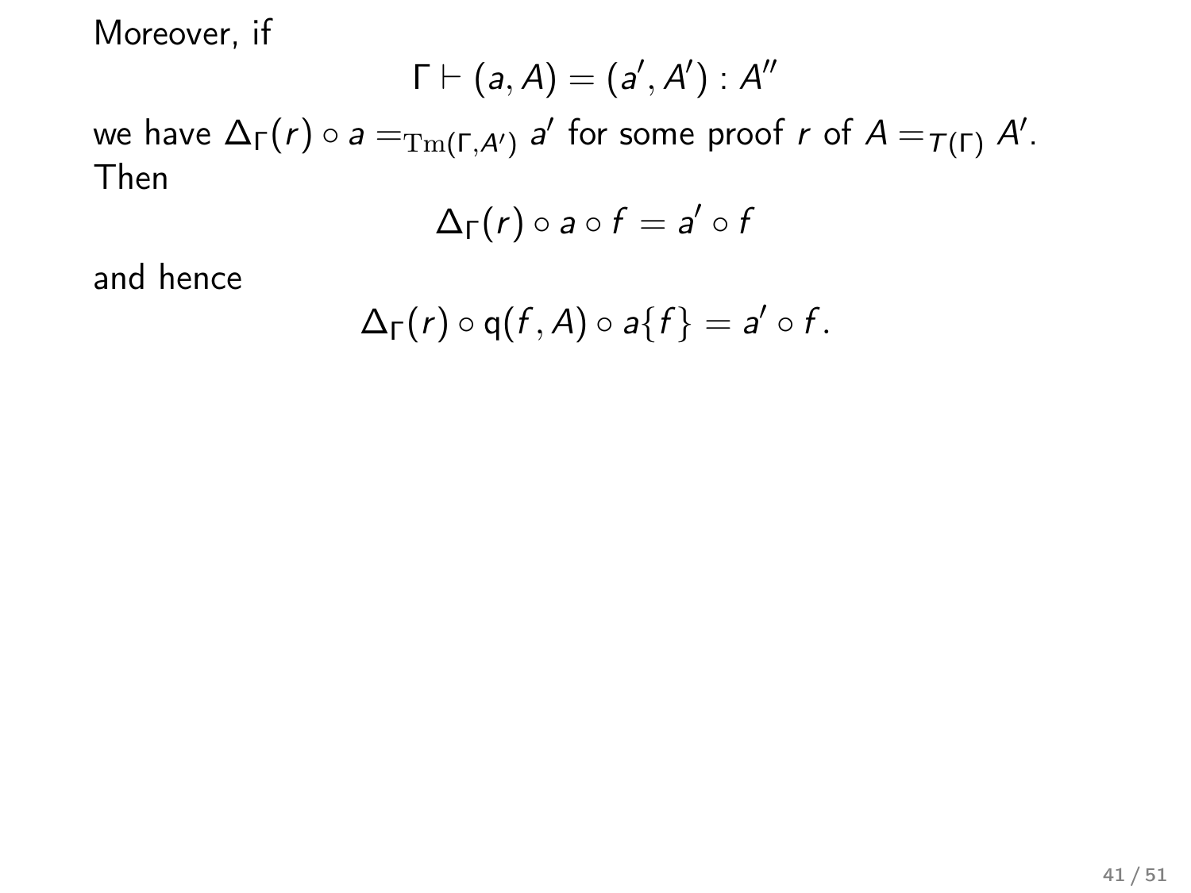Moreover, if

$$\Gamma \vdash (a, A) = (a', A') : A''$$

we have $\Delta_\Gamma(r) \circ a =_{\mathrm{Tm}(\Gamma, A')} a'$ for some proof $r$ of $A =_{T(\Gamma)} A'$. Then

$$\Delta_\Gamma(r) \circ a \circ f = a' \circ f$$

and hence

$$\Delta_\Gamma(r) \circ \mathsf{q}(f, A) \circ a\{f\} = a' \circ f\,.$$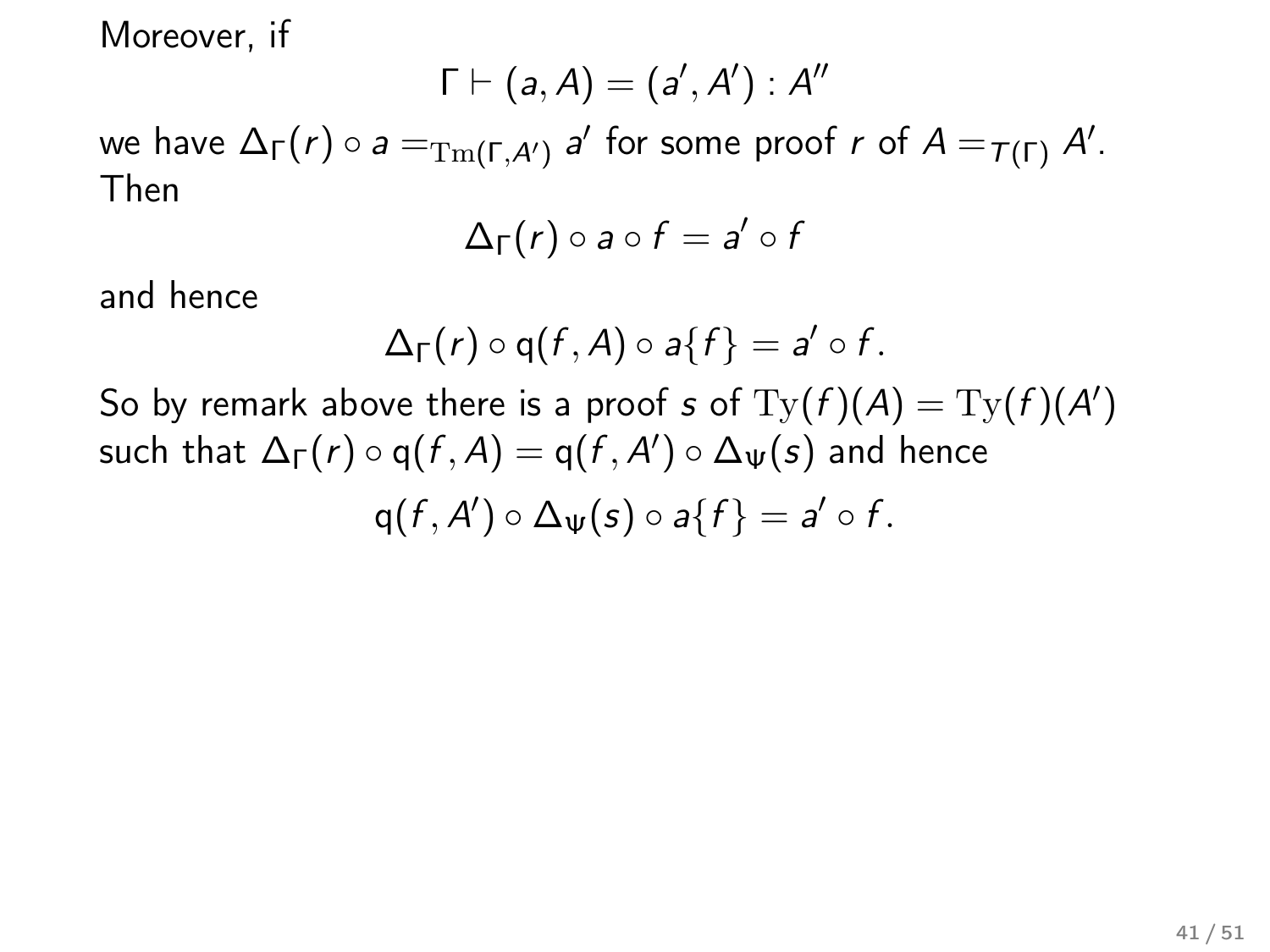Moreover, if

$$\Gamma \vdash (a, A) = (a', A') : A''$$

we have $\Delta_\Gamma(r) \circ a =_{\mathrm{Tm}(\Gamma, A')} a'$ for some proof $r$ of $A =_{T(\Gamma)} A'$. Then

$$\Delta_\Gamma(r) \circ a \circ f = a' \circ f$$

and hence

$$\Delta_\Gamma(r) \circ \mathsf{q}(f, A) \circ a\{f\} = a' \circ f.$$

So by remark above there is a proof $s$ of $\mathrm{Ty}(f)(A) = \mathrm{Ty}(f)(A')$ such that $\Delta_\Gamma(r) \circ \mathsf{q}(f, A) = \mathsf{q}(f, A') \circ \Delta_\Psi(s)$ and hence

$$\mathsf{q}(f, A') \circ \Delta_\Psi(s) \circ a\{f\} = a' \circ f.$$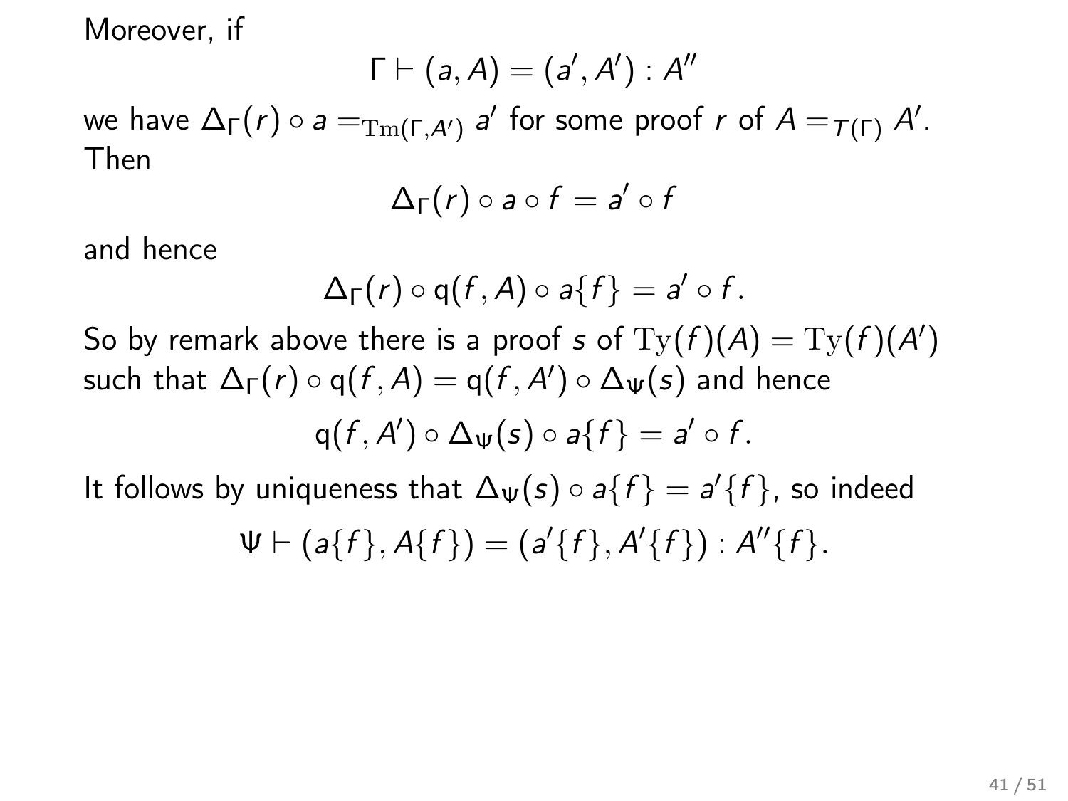Moreover, if

$$\Gamma \vdash (a, A) = (a', A') : A''$$

we have $\Delta_\Gamma(r) \circ a =_{\mathrm{Tm}(\Gamma, A')} a'$ for some proof $r$ of $A =_{T(\Gamma)} A'$. Then

$$\Delta_\Gamma(r) \circ a \circ f = a' \circ f$$

and hence

$$\Delta_\Gamma(r) \circ \mathsf{q}(f, A) \circ a\{f\} = a' \circ f.$$

So by remark above there is a proof $s$ of $\mathrm{Ty}(f)(A) = \mathrm{Ty}(f)(A')$ such that $\Delta_\Gamma(r) \circ \mathsf{q}(f, A) = \mathsf{q}(f, A') \circ \Delta_\Psi(s)$ and hence

$$\mathsf{q}(f, A') \circ \Delta_\Psi(s) \circ a\{f\} = a' \circ f.$$

It follows by uniqueness that $\Delta_\Psi(s) \circ a\{f\} = a'\{f\}$, so indeed

$$\Psi \vdash (a\{f\}, A\{f\}) = (a'\{f\}, A'\{f\}) : A''\{f\}.$$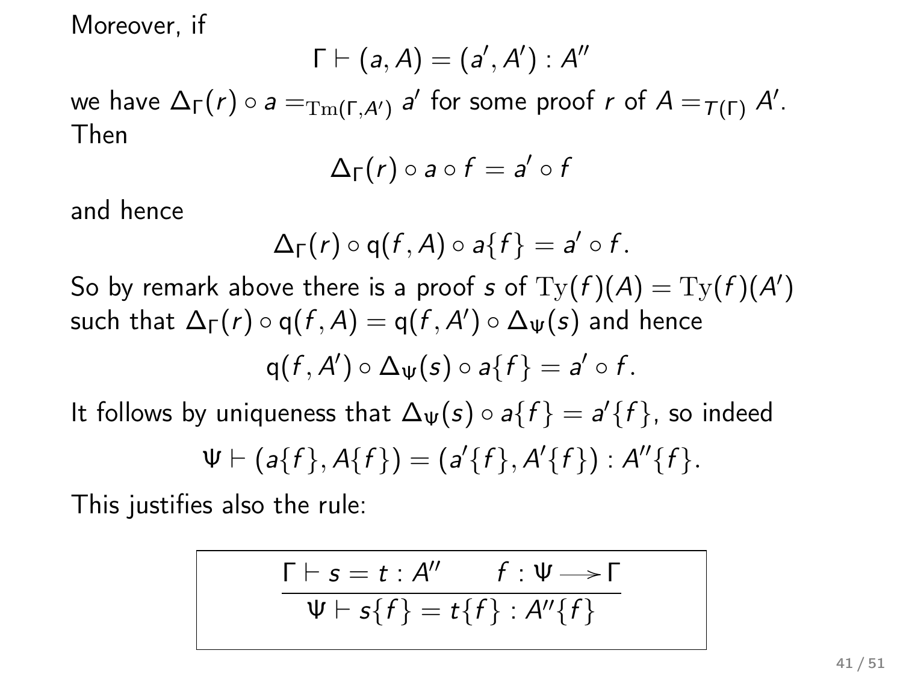Moreover, if

$$\Gamma \vdash (a, A) = (a', A') : A''$$

we have $\Delta_\Gamma(r) \circ a =_{\mathrm{Tm}(\Gamma, A')} a'$ for some proof $r$ of $A =_{T(\Gamma)} A'$. Then

$$\Delta_\Gamma(r) \circ a \circ f = a' \circ f$$

and hence

$$\Delta_\Gamma(r) \circ \mathsf{q}(f, A) \circ a\{f\} = a' \circ f.$$

So by remark above there is a proof $s$ of $\mathrm{Ty}(f)(A) = \mathrm{Ty}(f)(A')$ such that $\Delta_\Gamma(r) \circ \mathsf{q}(f, A) = \mathsf{q}(f, A') \circ \Delta_\Psi(s)$ and hence

$$\mathsf{q}(f, A') \circ \Delta_\Psi(s) \circ a\{f\} = a' \circ f.$$

It follows by uniqueness that $\Delta_\Psi(s) \circ a\{f\} = a'\{f\}$, so indeed

$$\Psi \vdash (a\{f\}, A\{f\}) = (a'\{f\}, A'\{f\}) : A''\{f\}.$$

This justifies also the rule:

$$\frac{\Gamma \vdash s = t : A'' \qquad f : \Psi \longrightarrow \Gamma}{\Psi \vdash s\{f\} = t\{f\} : A''\{f\}}$$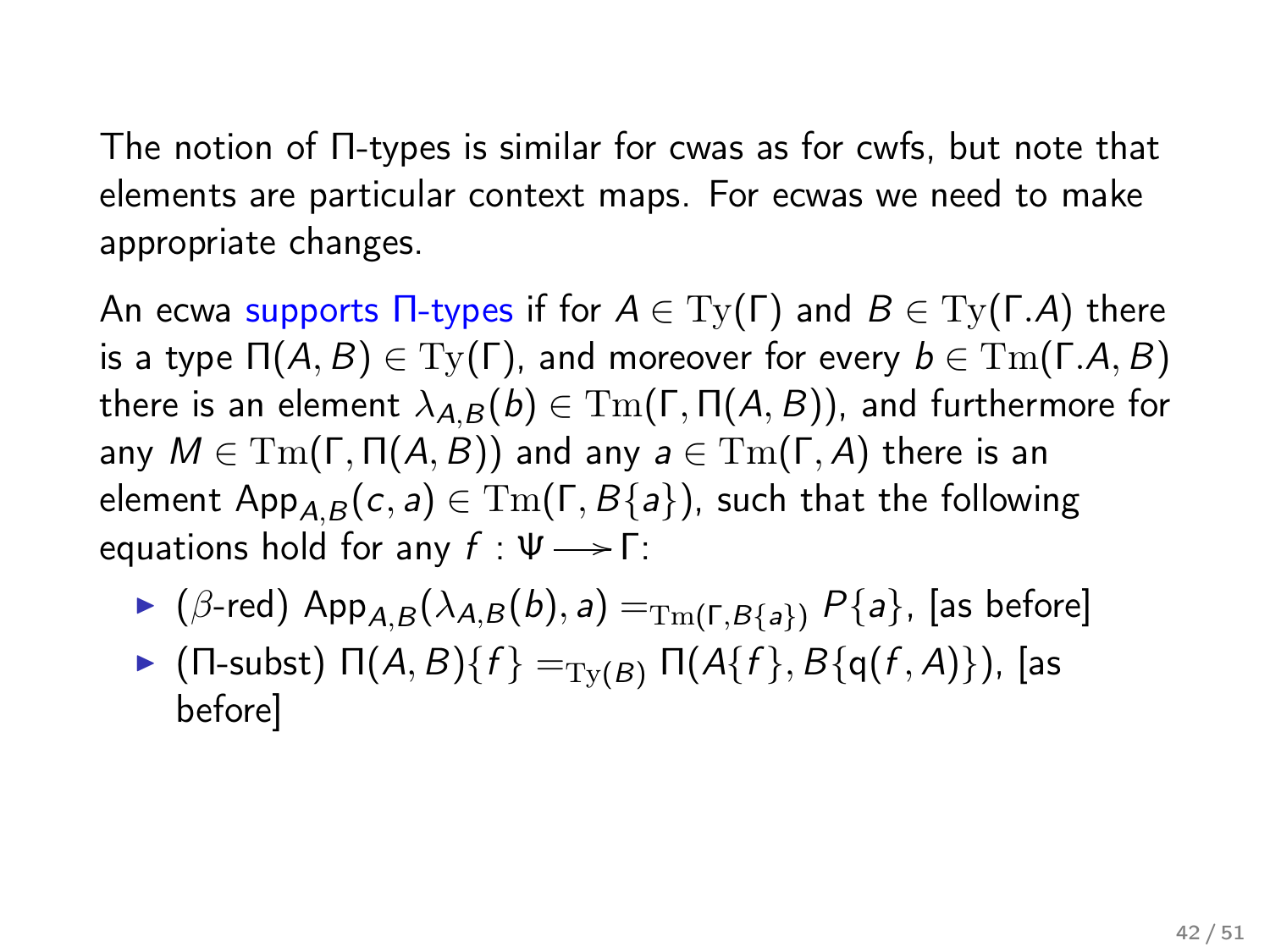The notion of Π-types is similar for cwas as for cwfs, but note that elements are particular context maps. For ecwas we need to make appropriate changes.

An ecwa supports Π-types if for $A \in \mathrm{Ty}(\Gamma)$ and $B \in \mathrm{Ty}(\Gamma.A)$ there is a type $\Pi(A, B) \in \mathrm{Ty}(\Gamma)$, and moreover for every $b \in \mathrm{Tm}(\Gamma.A, B)$ there is an element $\lambda_{A,B}(b) \in \mathrm{Tm}(\Gamma, \Pi(A, B))$, and furthermore for any $M \in \mathrm{Tm}(\Gamma, \Pi(A, B))$ and any $a \in \mathrm{Tm}(\Gamma, A)$ there is an element $\mathsf{App}_{A,B}(c, a) \in \mathrm{Tm}(\Gamma, B\{a\})$, such that the following equations hold for any $f : \Psi \longrightarrow \Gamma$:

- ($\beta$-red) $\mathsf{App}_{A,B}(\lambda_{A,B}(b), a) =_{\mathrm{Tm}(\Gamma, B\{a\})} P\{a\}$, [as before]
- (Π-subst) $\Pi(A, B)\{f\} =_{\mathrm{Ty}(B)} \Pi(A\{f\}, B\{\mathsf{q}(f, A)\})$, [as before]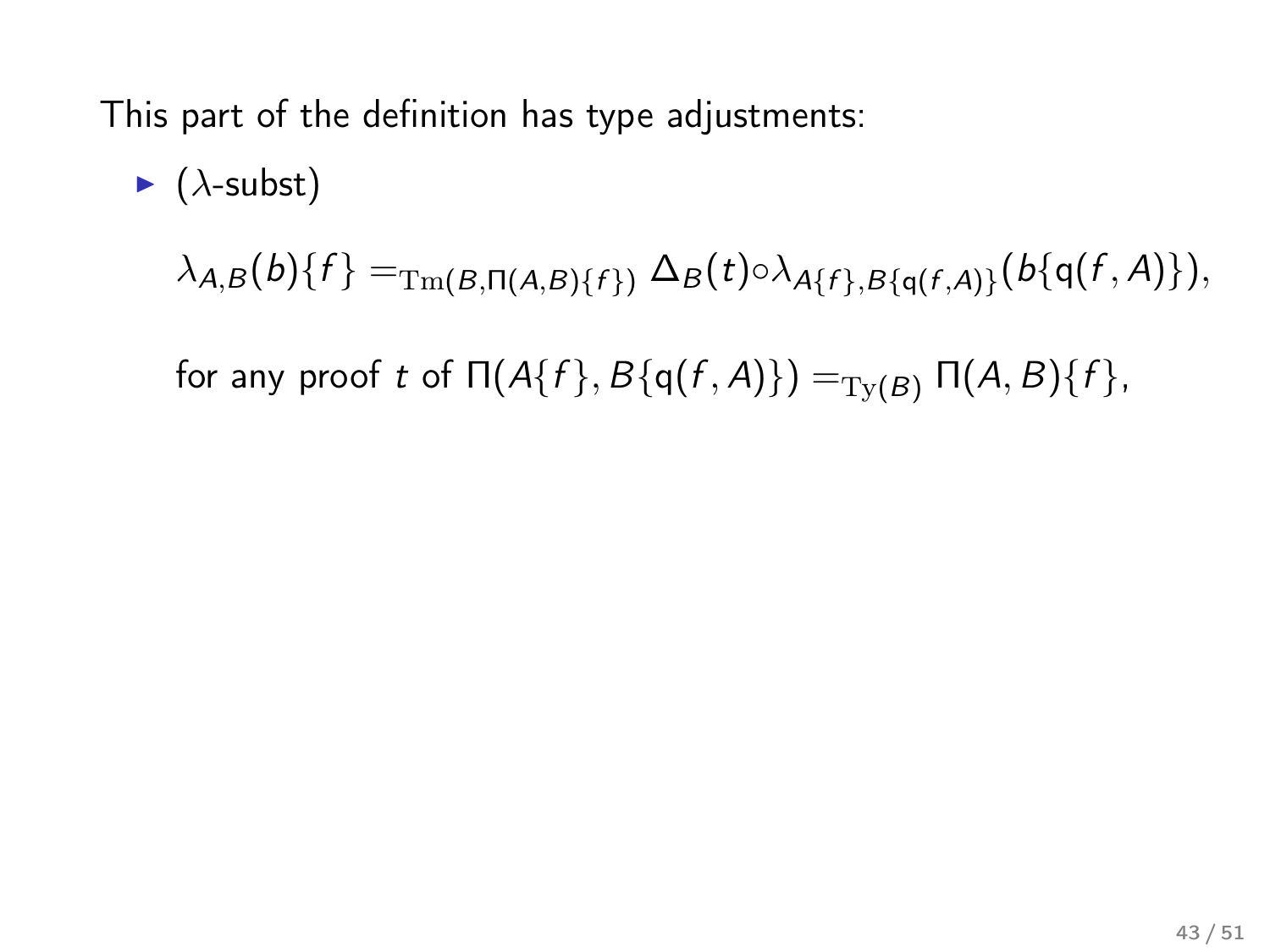This part of the definition has type adjustments:

- ($\lambda$-subst)

  $$\lambda_{A,B}(b)\{f\} =_{\mathrm{Tm}(B,\Pi(A,B)\{f\})} \Delta_B(t) \circ \lambda_{A\{f\},B\{\mathsf{q}(f,A)\}}(b\{\mathsf{q}(f,A)\}),$$

  for any proof $t$ of $\Pi(A\{f\}, B\{\mathsf{q}(f,A)\}) =_{\mathrm{Ty}(B)} \Pi(A,B)\{f\}$,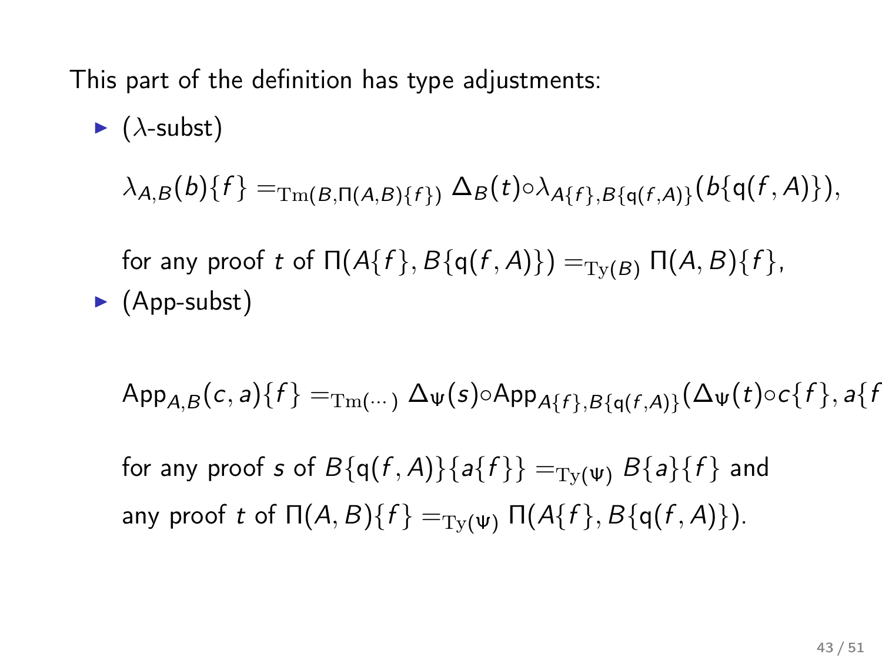This part of the definition has type adjustments:

- ($\lambda$-subst)

  $$\lambda_{A,B}(b)\{f\} =_{\mathrm{Tm}(B,\Pi(A,B)\{f\})} \Delta_B(t)\circ\lambda_{A\{f\},B\{\mathsf{q}(f,A)\}}(b\{\mathsf{q}(f,A)\}),$$

  for any proof $t$ of $\Pi(A\{f\}, B\{\mathsf{q}(f,A)\}) =_{\mathrm{Ty}(B)} \Pi(A,B)\{f\}$,

- (App-subst)

  $$\mathsf{App}_{A,B}(c,a)\{f\} =_{\mathrm{Tm}(\cdots)} \Delta_\Psi(s)\circ\mathsf{App}_{A\{f\},B\{\mathsf{q}(f,A)\}}(\Delta_\Psi(t)\circ c\{f\}, a\{f$$

  for any proof $s$ of $B\{\mathsf{q}(f,A)\}\{a\{f\}\} =_{\mathrm{Ty}(\Psi)} B\{a\}\{f\}$ and any proof $t$ of $\Pi(A,B)\{f\} =_{\mathrm{Ty}(\Psi)} \Pi(A\{f\}, B\{\mathsf{q}(f,A)\})$.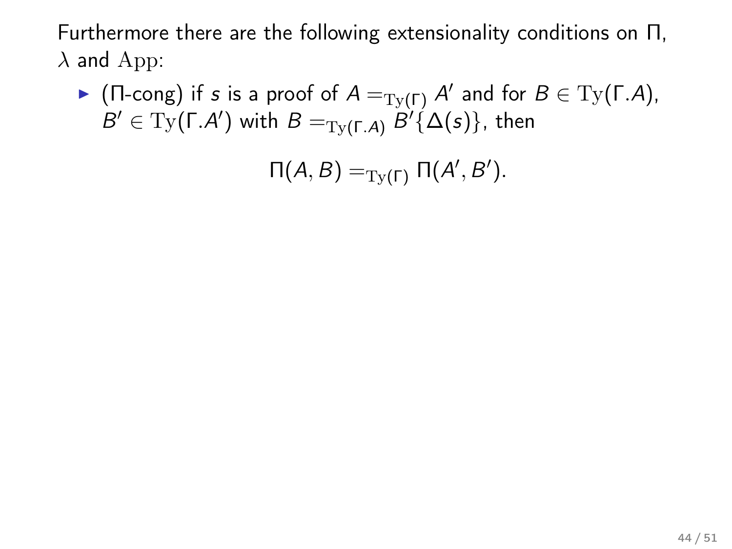Furthermore there are the following extensionality conditions on $\Pi$, $\lambda$ and $\mathrm{App}$:

- ($\Pi$-cong) if $s$ is a proof of $A =_{\mathrm{Ty}(\Gamma)} A'$ and for $B \in \mathrm{Ty}(\Gamma.A)$, $B' \in \mathrm{Ty}(\Gamma.A')$ with $B =_{\mathrm{Ty}(\Gamma.A)} B'\{\Delta(s)\}$, then

$$\Pi(A, B) =_{\mathrm{Ty}(\Gamma)} \Pi(A', B').$$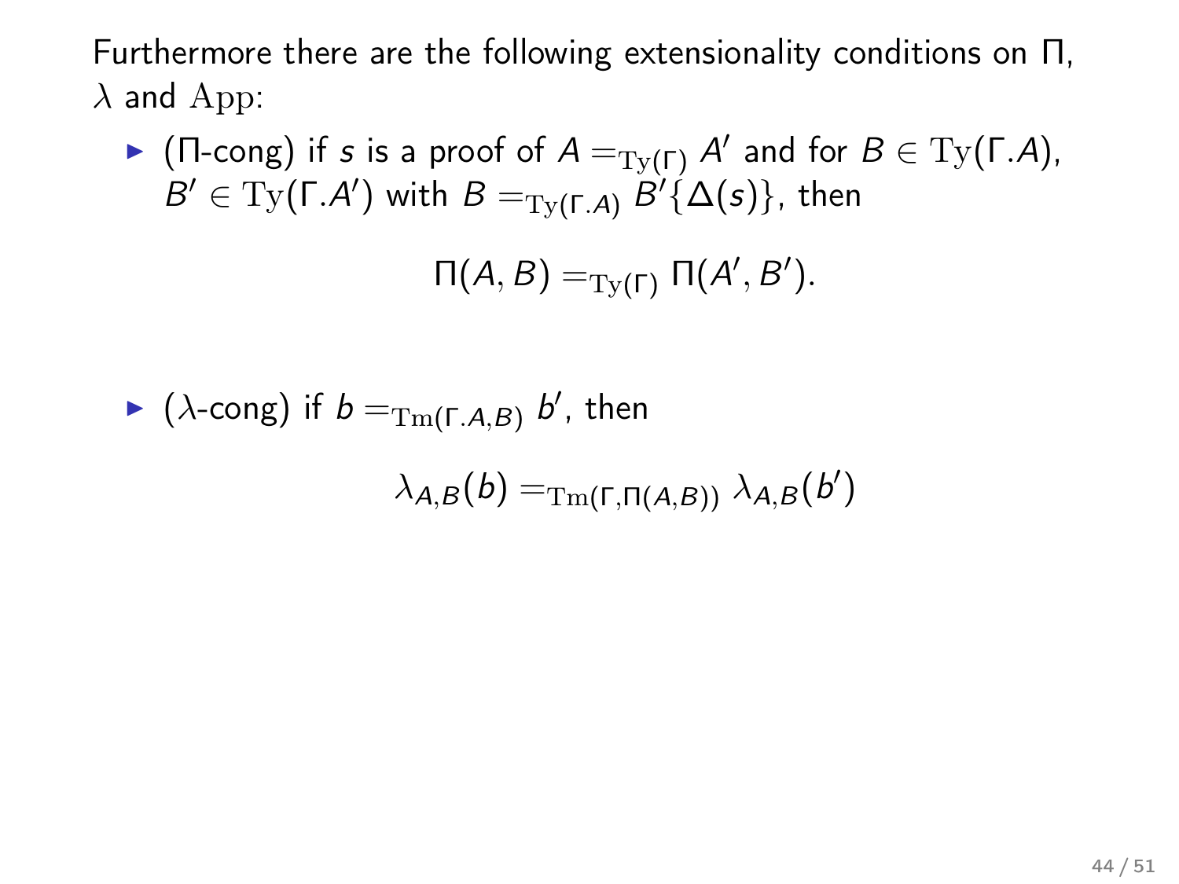Furthermore there are the following extensionality conditions on $\Pi$, $\lambda$ and $\mathrm{App}$:

- ($\Pi$-cong) if $s$ is a proof of $A =_{\mathrm{Ty}(\Gamma)} A'$ and for $B \in \mathrm{Ty}(\Gamma.A)$, $B' \in \mathrm{Ty}(\Gamma.A')$ with $B =_{\mathrm{Ty}(\Gamma.A)} B'\{\Delta(s)\}$, then

$$\Pi(A, B) =_{\mathrm{Ty}(\Gamma)} \Pi(A', B').$$

- ($\lambda$-cong) if $b =_{\mathrm{Tm}(\Gamma.A,B)} b'$, then

$$\lambda_{A,B}(b) =_{\mathrm{Tm}(\Gamma,\Pi(A,B))} \lambda_{A,B}(b')$$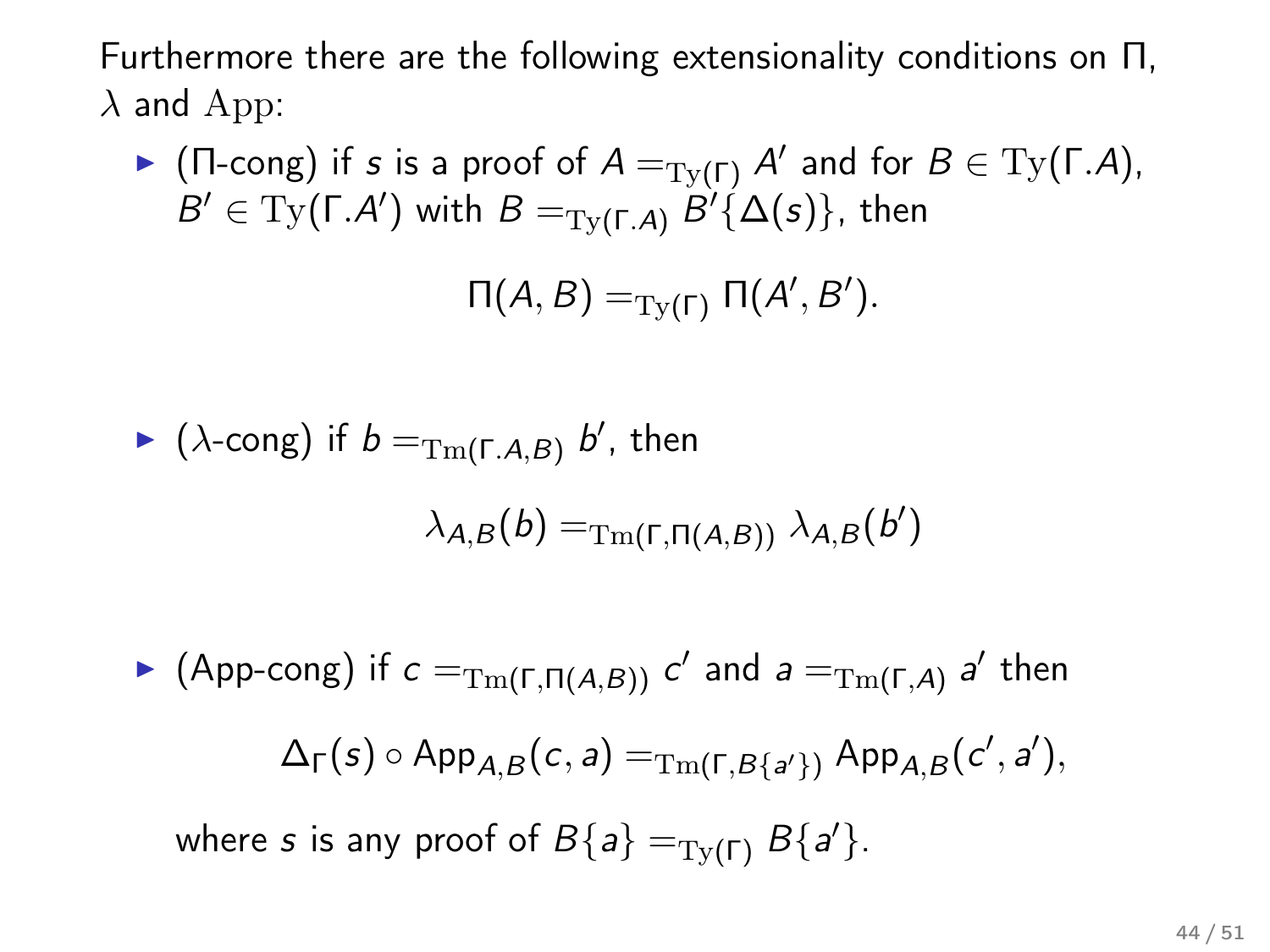Furthermore there are the following extensionality conditions on $\Pi$, $\lambda$ and $\mathrm{App}$:

- ($\Pi$-cong) if $s$ is a proof of $A =_{\mathrm{Ty}(\Gamma)} A'$ and for $B \in \mathrm{Ty}(\Gamma.A)$, $B' \in \mathrm{Ty}(\Gamma.A')$ with $B =_{\mathrm{Ty}(\Gamma.A)} B'\{\Delta(s)\}$, then

$$\Pi(A, B) =_{\mathrm{Ty}(\Gamma)} \Pi(A', B').$$

- ($\lambda$-cong) if $b =_{\mathrm{Tm}(\Gamma.A,B)} b'$, then

$$\lambda_{A,B}(b) =_{\mathrm{Tm}(\Gamma,\Pi(A,B))} \lambda_{A,B}(b')$$

- (App-cong) if $c =_{\mathrm{Tm}(\Gamma,\Pi(A,B))} c'$ and $a =_{\mathrm{Tm}(\Gamma,A)} a'$ then

$$\Delta_\Gamma(s) \circ \mathsf{App}_{A,B}(c, a) =_{\mathrm{Tm}(\Gamma,B\{a'\})} \mathsf{App}_{A,B}(c', a'),$$

where $s$ is any proof of $B\{a\} =_{\mathrm{Ty}(\Gamma)} B\{a'\}$.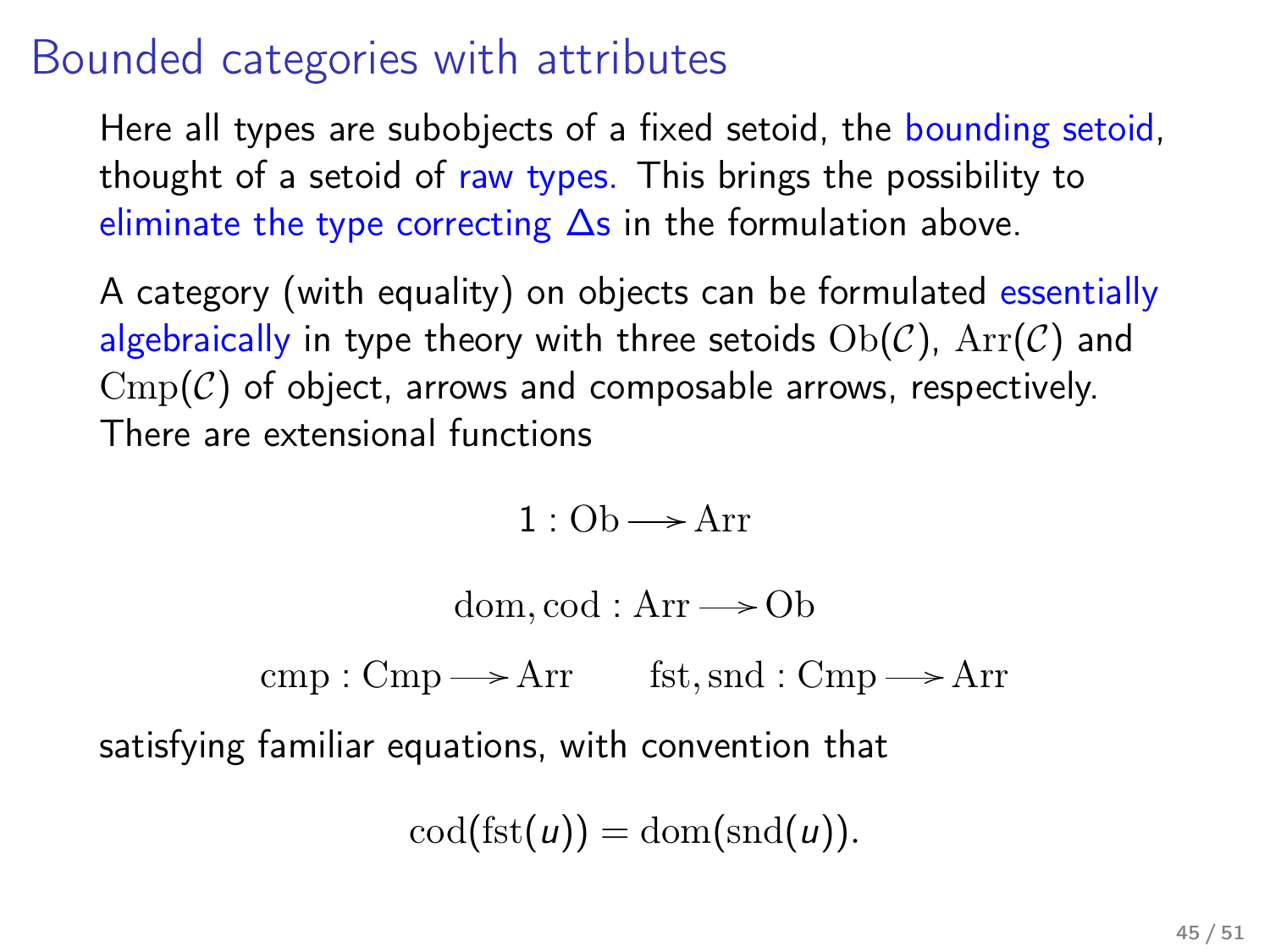# Bounded categories with attributes

Here all types are subobjects of a fixed setoid, the bounding setoid, thought of a setoid of raw types. This brings the possibility to eliminate the type correcting $\Delta$s in the formulation above.

A category (with equality) on objects can be formulated essentially algebraically in type theory with three setoids $\mathrm{Ob}(\mathcal{C})$, $\mathrm{Arr}(\mathcal{C})$ and $\mathrm{Cmp}(\mathcal{C})$ of object, arrows and composable arrows, respectively. There are extensional functions

$$1 : \mathrm{Ob} \longrightarrow \mathrm{Arr}$$

$$\mathrm{dom}, \mathrm{cod} : \mathrm{Arr} \longrightarrow \mathrm{Ob}$$

$$\mathrm{cmp} : \mathrm{Cmp} \longrightarrow \mathrm{Arr} \qquad \mathrm{fst}, \mathrm{snd} : \mathrm{Cmp} \longrightarrow \mathrm{Arr}$$

satisfying familiar equations, with convention that

$$\mathrm{cod}(\mathrm{fst}(u)) = \mathrm{dom}(\mathrm{snd}(u)).$$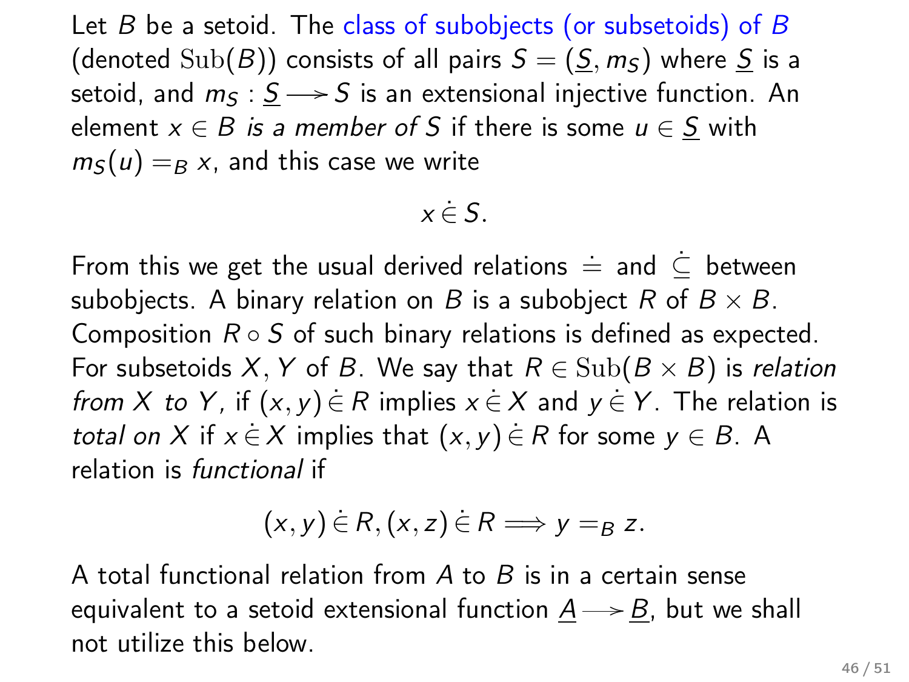Let $B$ be a setoid. The class of subobjects (or subsetoids) of $B$ (denoted $\mathrm{Sub}(B)$) consists of all pairs $S = (\underline{S}, m_S)$ where $\underline{S}$ is a setoid, and $m_S : \underline{S} \longrightarrow S$ is an extensional injective function. An element $x \in B$ *is a member of* $S$ if there is some $u \in \underline{S}$ with $m_S(u) =_B x$, and this case we write

$$x \,\dot{\in}\, S.$$

From this we get the usual derived relations $\doteq$ and $\dot{\subseteq}$ between subobjects. A binary relation on $B$ is a subobject $R$ of $B \times B$. Composition $R \circ S$ of such binary relations is defined as expected. For subsetoids $X, Y$ of $B$. We say that $R \in \mathrm{Sub}(B \times B)$ is *relation from $X$ to $Y$*, if $(x, y) \,\dot{\in}\, R$ implies $x \,\dot{\in}\, X$ and $y \,\dot{\in}\, Y$. The relation is *total on $X$* if $x \,\dot{\in}\, X$ implies that $(x, y) \,\dot{\in}\, R$ for some $y \in B$. A relation is *functional* if

$$(x, y) \,\dot{\in}\, R, (x, z) \,\dot{\in}\, R \Longrightarrow y =_B z.$$

A total functional relation from $A$ to $B$ is in a certain sense equivalent to a setoid extensional function $\underline{A} \longrightarrow \underline{B}$, but we shall not utilize this below.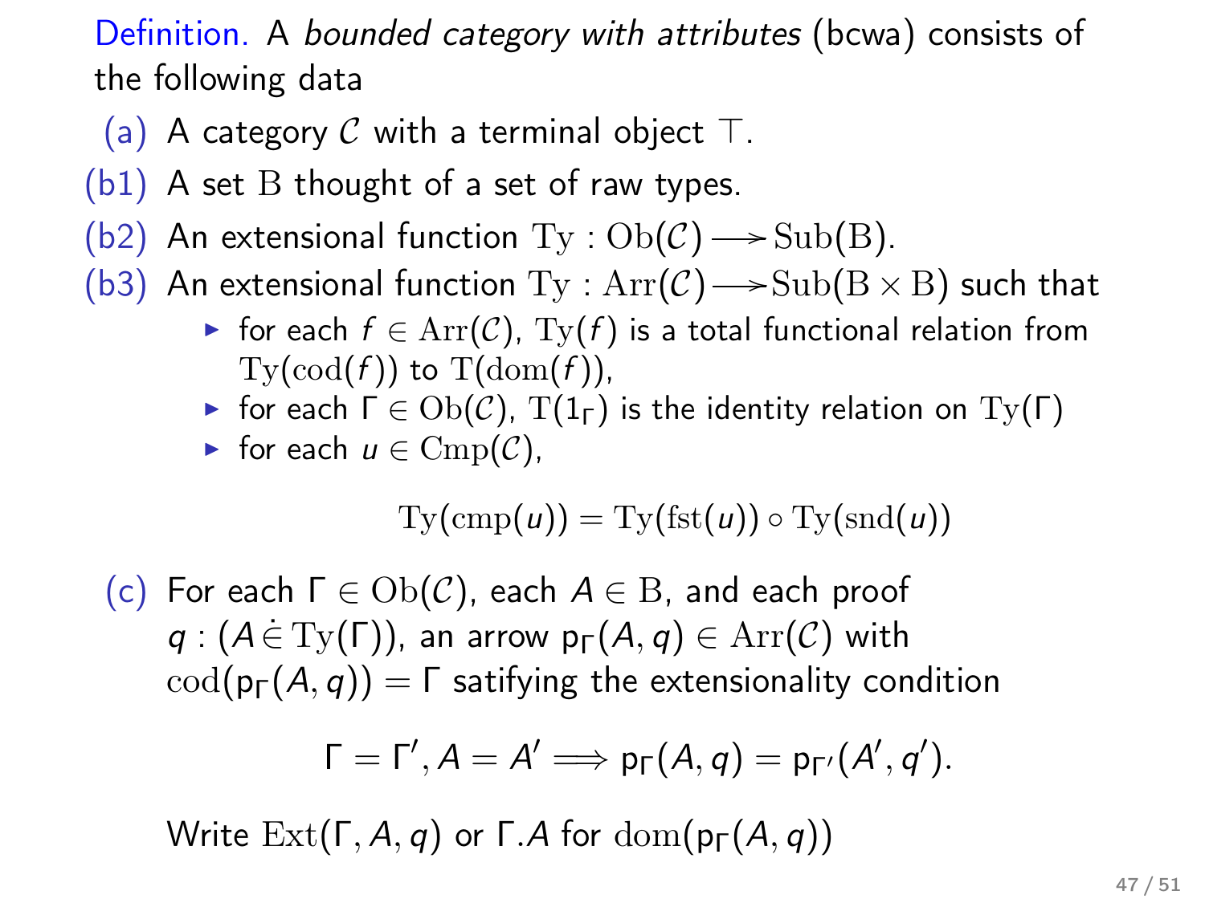Definition. A *bounded category with attributes* (bcwa) consists of the following data

(a) A category $\mathcal{C}$ with a terminal object $\top$.

(b1) A set $\mathrm{B}$ thought of a set of raw types.

(b2) An extensional function $\mathrm{Ty} : \mathrm{Ob}(\mathcal{C}) \longrightarrow \mathrm{Sub}(\mathrm{B})$.

(b3) An extensional function $\mathrm{Ty} : \mathrm{Arr}(\mathcal{C}) \longrightarrow \mathrm{Sub}(\mathrm{B} \times \mathrm{B})$ such that

- for each $f \in \mathrm{Arr}(\mathcal{C})$, $\mathrm{Ty}(f)$ is a total functional relation from $\mathrm{Ty}(\mathrm{cod}(f))$ to $\mathrm{T}(\mathrm{dom}(f))$,
- for each $\Gamma \in \mathrm{Ob}(\mathcal{C})$, $\mathrm{T}(1_\Gamma)$ is the identity relation on $\mathrm{Ty}(\Gamma)$
- for each $u \in \mathrm{Cmp}(\mathcal{C})$,

$$\mathrm{Ty}(\mathrm{cmp}(u)) = \mathrm{Ty}(\mathrm{fst}(u)) \circ \mathrm{Ty}(\mathrm{snd}(u))$$

(c) For each $\Gamma \in \mathrm{Ob}(\mathcal{C})$, each $A \in \mathrm{B}$, and each proof $q : (A \,\dot{\in}\, \mathrm{Ty}(\Gamma))$, an arrow $\mathsf{p}_\Gamma(A, q) \in \mathrm{Arr}(\mathcal{C})$ with $\mathrm{cod}(\mathsf{p}_\Gamma(A, q)) = \Gamma$ satifying the extensionality condition

$$\Gamma = \Gamma', A = A' \Longrightarrow \mathsf{p}_\Gamma(A, q) = \mathsf{p}_{\Gamma'}(A', q').$$

Write $\mathrm{Ext}(\Gamma, A, q)$ or $\Gamma.A$ for $\mathrm{dom}(\mathsf{p}_\Gamma(A, q))$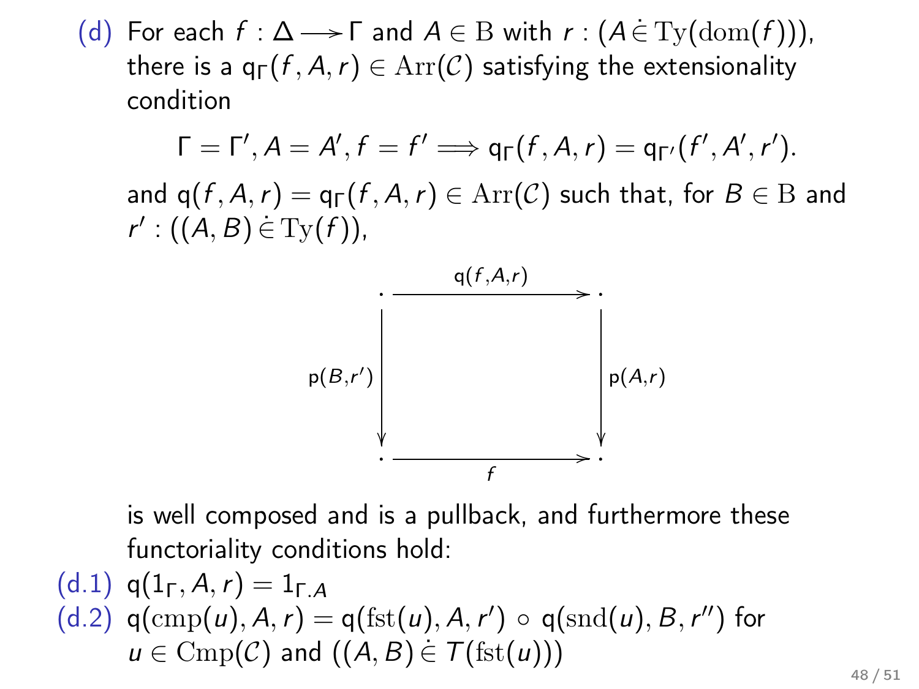(d) For each $f : \Delta \longrightarrow \Gamma$ and $A \in \mathrm{B}$ with $r : (A \mathrel{\dot\in} \mathrm{Ty}(\mathrm{dom}(f)))$, there is a $\mathsf{q}_\Gamma(f, A, r) \in \mathrm{Arr}(\mathcal{C})$ satisfying the extensionality condition

$$\Gamma = \Gamma', A = A', f = f' \Longrightarrow \mathsf{q}_\Gamma(f, A, r) = \mathsf{q}_{\Gamma'}(f', A', r').$$

and $\mathsf{q}(f, A, r) = \mathsf{q}_\Gamma(f, A, r) \in \mathrm{Arr}(\mathcal{C})$ such that, for $B \in \mathrm{B}$ and $r' : ((A, B) \mathrel{\dot\in} \mathrm{Ty}(f))$,

$$\begin{array}{ccc} \cdot & \xrightarrow{\mathsf{q}(f,A,r)} & \cdot \\ {\scriptstyle \mathsf{p}(B,r')}\downarrow & & \downarrow{\scriptstyle \mathsf{p}(A,r)} \\ \cdot & \xrightarrow[f]{} & \cdot \end{array}$$

is well composed and is a pullback, and furthermore these functoriality conditions hold:

(d.1) $\mathsf{q}(1_\Gamma, A, r) = 1_{\Gamma.A}$

(d.2) $\mathsf{q}(\mathrm{cmp}(u), A, r) = \mathsf{q}(\mathrm{fst}(u), A, r') \circ \mathsf{q}(\mathrm{snd}(u), B, r'')$ for $u \in \mathrm{Cmp}(\mathcal{C})$ and $((A, B) \mathrel{\dot\in} T(\mathrm{fst}(u)))$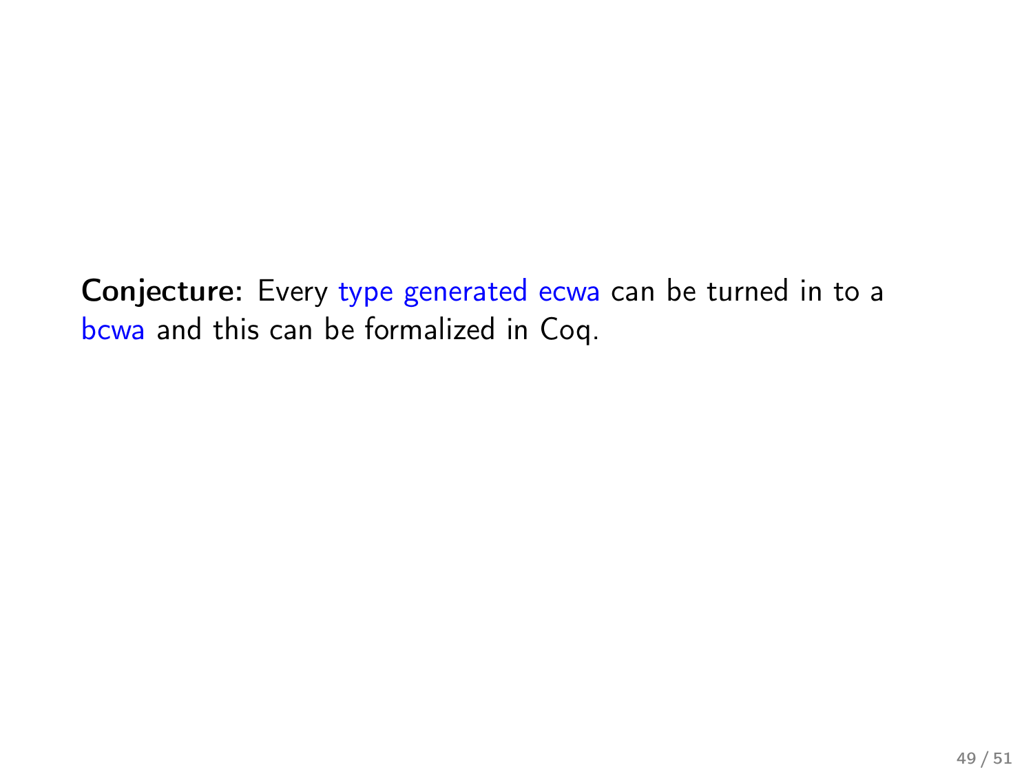**Conjecture:** Every type generated ecwa can be turned in to a bcwa and this can be formalized in Coq.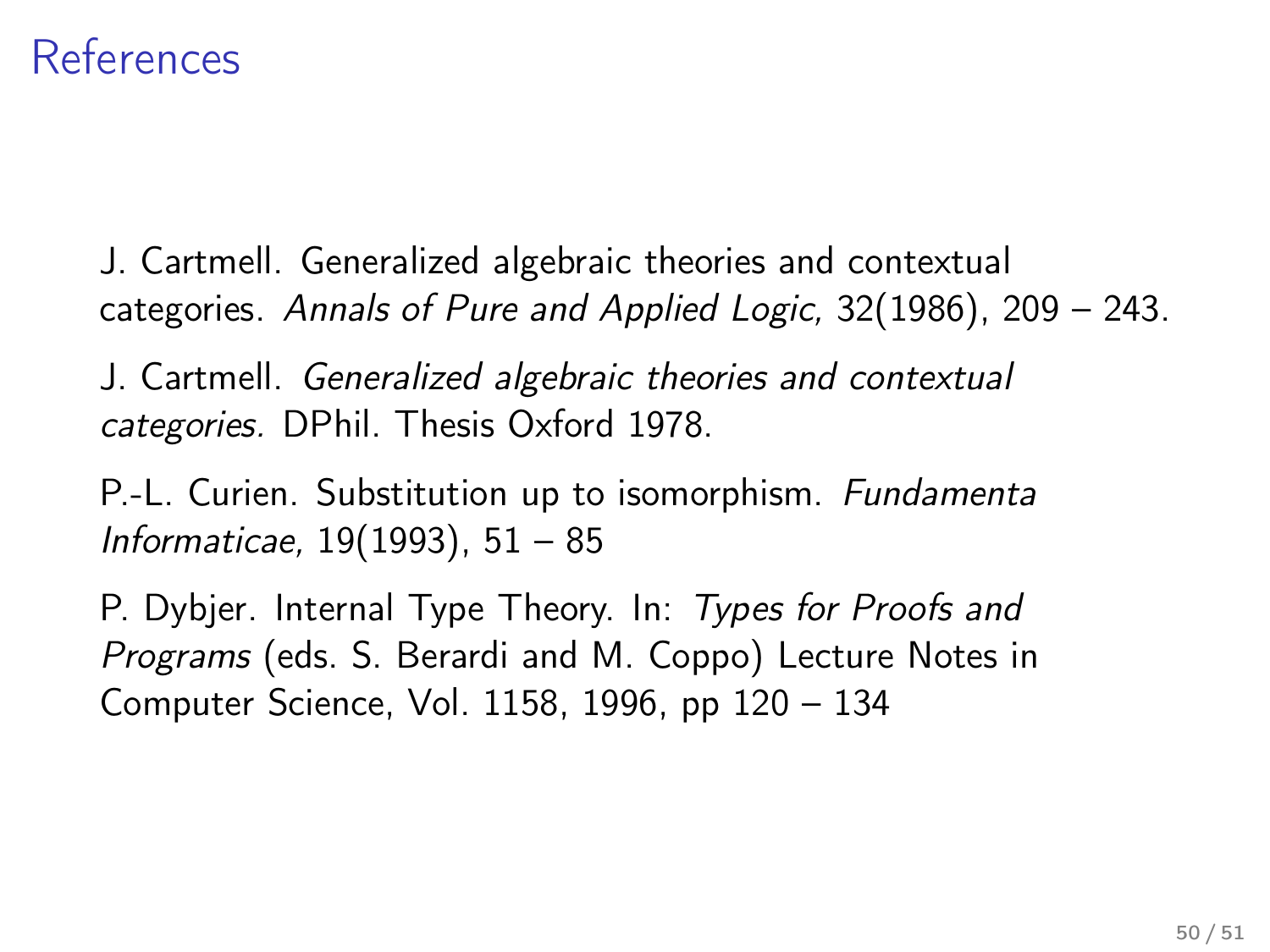# References

J. Cartmell. Generalized algebraic theories and contextual categories. *Annals of Pure and Applied Logic,* 32(1986), 209 – 243.

J. Cartmell. *Generalized algebraic theories and contextual categories.* DPhil. Thesis Oxford 1978.

P.-L. Curien. Substitution up to isomorphism. *Fundamenta Informaticae,* 19(1993), 51 – 85

P. Dybjer. Internal Type Theory. In: *Types for Proofs and Programs* (eds. S. Berardi and M. Coppo) Lecture Notes in Computer Science, Vol. 1158, 1996, pp 120 – 134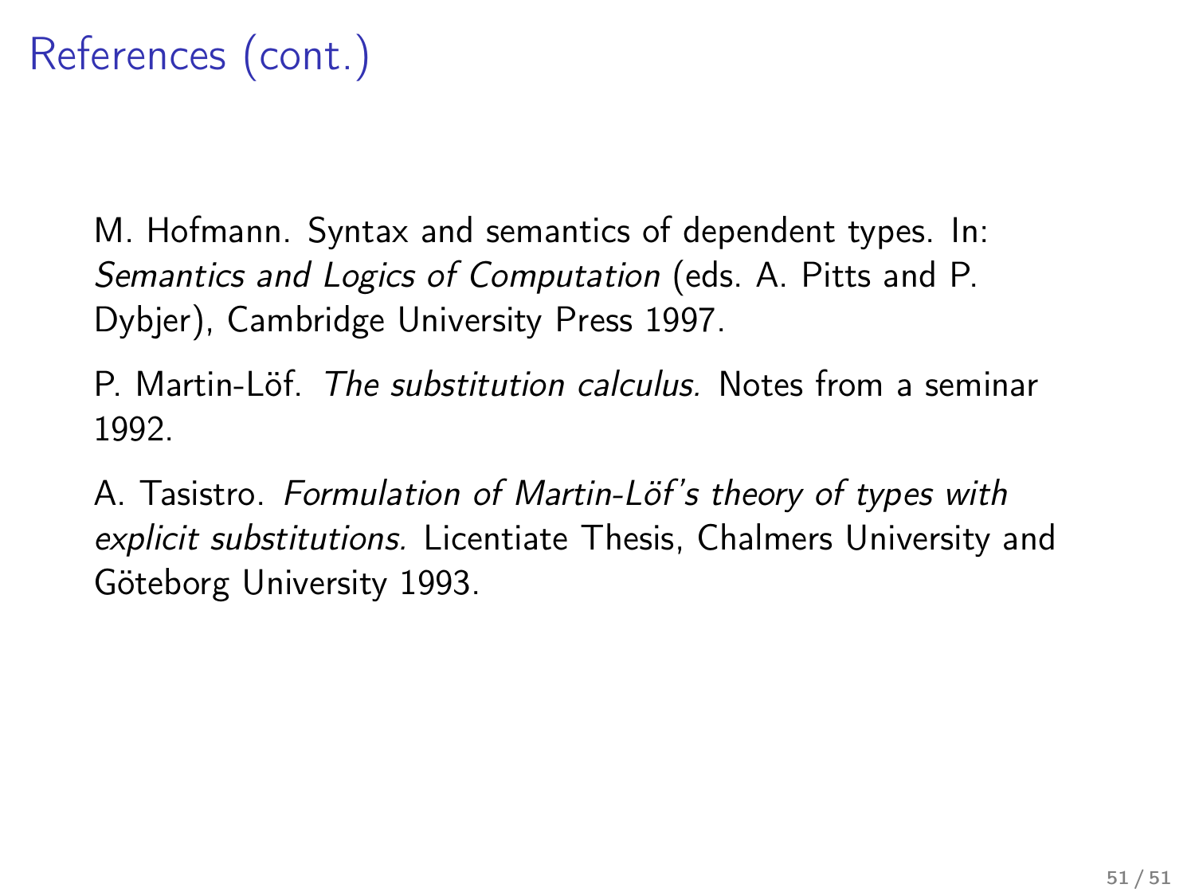# References (cont.)

M. Hofmann. Syntax and semantics of dependent types. In: *Semantics and Logics of Computation* (eds. A. Pitts and P. Dybjer), Cambridge University Press 1997.

P. Martin-Löf. *The substitution calculus.* Notes from a seminar 1992.

A. Tasistro. *Formulation of Martin-Löf's theory of types with explicit substitutions.* Licentiate Thesis, Chalmers University and Göteborg University 1993.